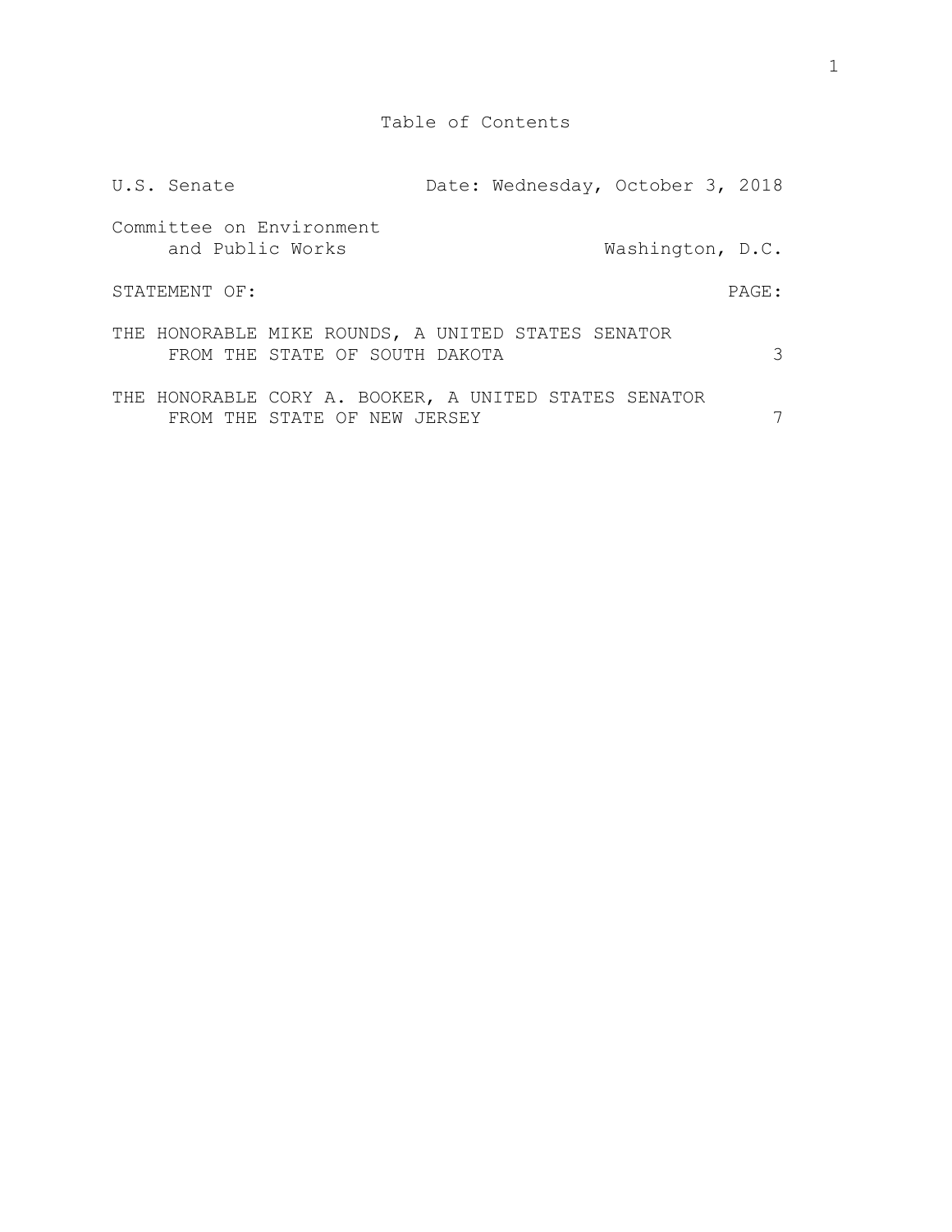# Table of Contents

U.S. Senate &nbsp;&nbsp;&nbsp;&nbsp;&nbsp;&nbsp;&nbsp;&nbsp; Date: Wednesday, October 3, 2018

Committee on Environment
and Public Works &nbsp;&nbsp;&nbsp;&nbsp;&nbsp;&nbsp;&nbsp;&nbsp; Washington, D.C.

| STATEMENT OF: | PAGE: |
| --- | --- |
| THE HONORABLE MIKE ROUNDS, A UNITED STATES SENATOR FROM THE STATE OF SOUTH DAKOTA | 3 |
| THE HONORABLE CORY A. BOOKER, A UNITED STATES SENATOR FROM THE STATE OF NEW JERSEY | 7 |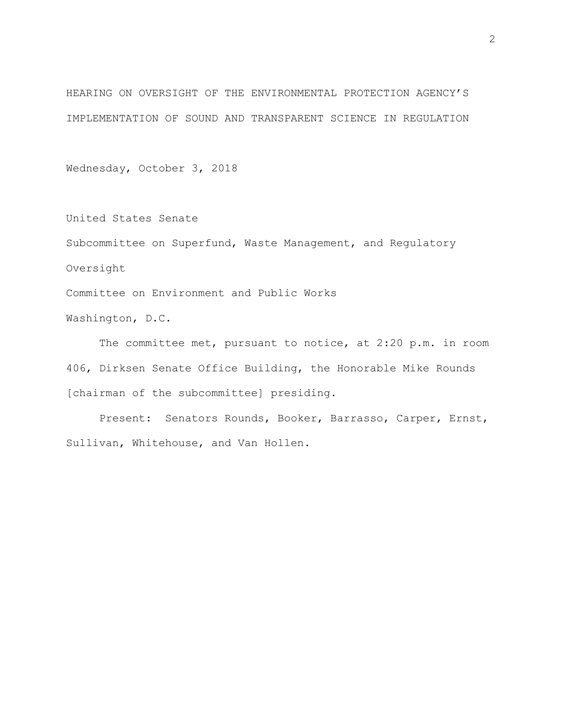HEARING ON OVERSIGHT OF THE ENVIRONMENTAL PROTECTION AGENCY'S IMPLEMENTATION OF SOUND AND TRANSPARENT SCIENCE IN REGULATION

Wednesday, October 3, 2018

United States Senate

Subcommittee on Superfund, Waste Management, and Regulatory Oversight

Committee on Environment and Public Works

Washington, D.C.

The committee met, pursuant to notice, at 2:20 p.m. in room 406, Dirksen Senate Office Building, the Honorable Mike Rounds [chairman of the subcommittee] presiding.

Present: Senators Rounds, Booker, Barrasso, Carper, Ernst, Sullivan, Whitehouse, and Van Hollen.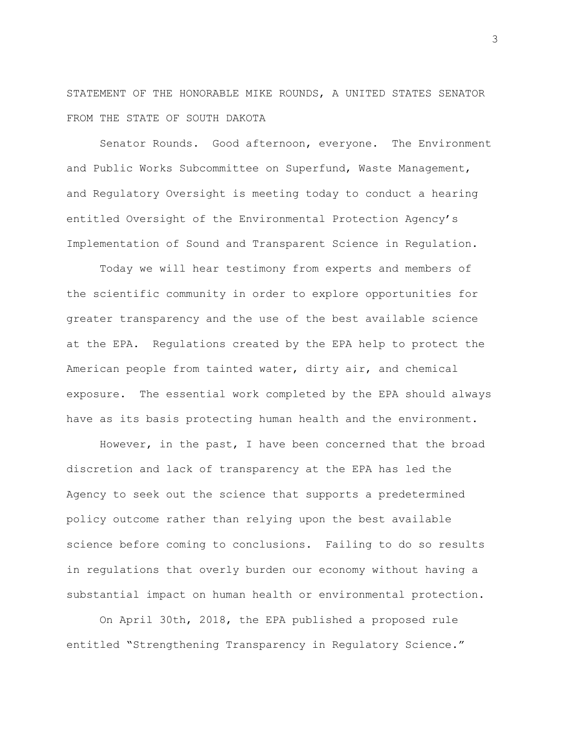STATEMENT OF THE HONORABLE MIKE ROUNDS, A UNITED STATES SENATOR FROM THE STATE OF SOUTH DAKOTA

Senator Rounds. Good afternoon, everyone. The Environment and Public Works Subcommittee on Superfund, Waste Management, and Regulatory Oversight is meeting today to conduct a hearing entitled Oversight of the Environmental Protection Agency's Implementation of Sound and Transparent Science in Regulation.

Today we will hear testimony from experts and members of the scientific community in order to explore opportunities for greater transparency and the use of the best available science at the EPA. Regulations created by the EPA help to protect the American people from tainted water, dirty air, and chemical exposure. The essential work completed by the EPA should always have as its basis protecting human health and the environment.

However, in the past, I have been concerned that the broad discretion and lack of transparency at the EPA has led the Agency to seek out the science that supports a predetermined policy outcome rather than relying upon the best available science before coming to conclusions. Failing to do so results in regulations that overly burden our economy without having a substantial impact on human health or environmental protection.

On April 30th, 2018, the EPA published a proposed rule entitled "Strengthening Transparency in Regulatory Science."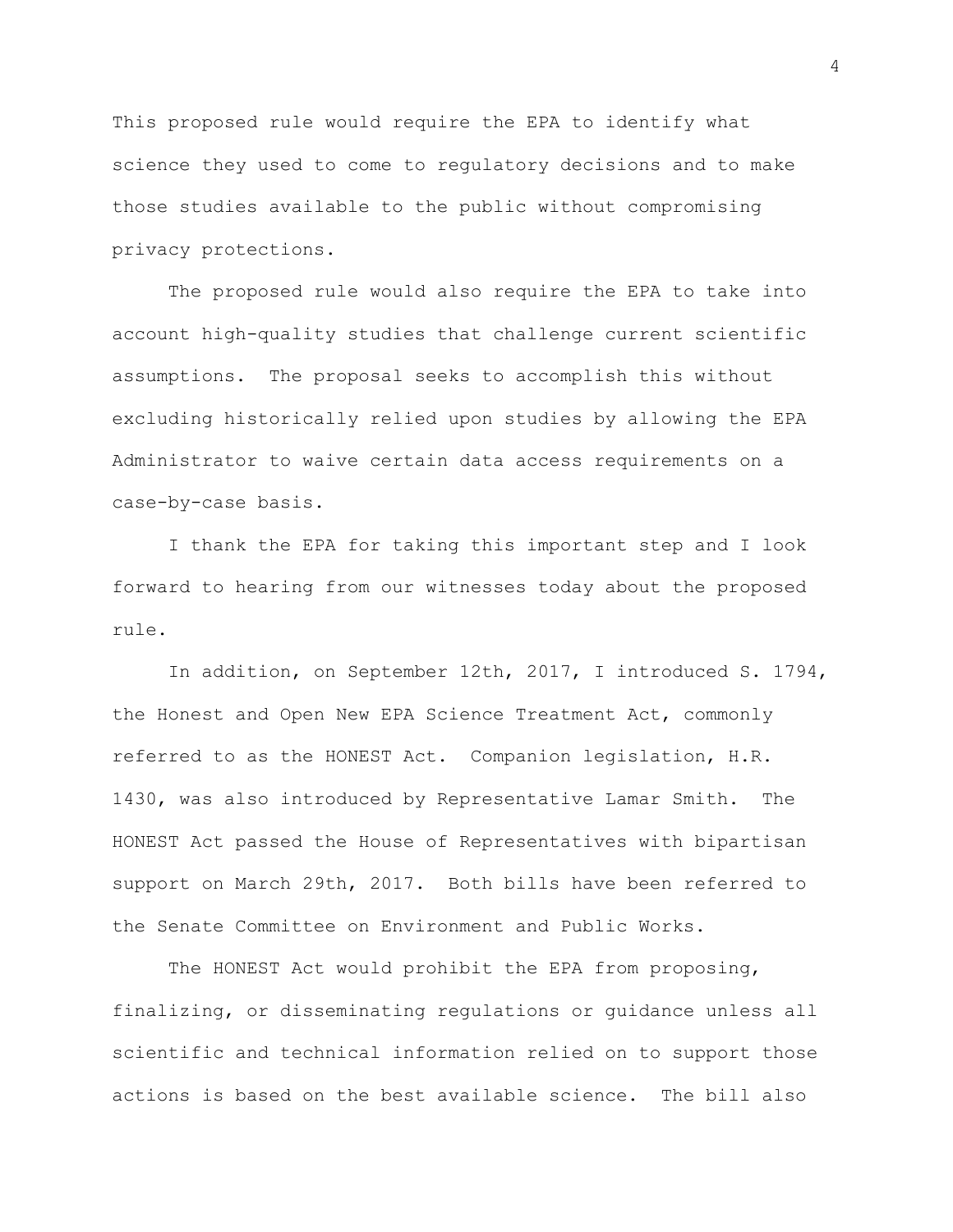This proposed rule would require the EPA to identify what science they used to come to regulatory decisions and to make those studies available to the public without compromising privacy protections.

The proposed rule would also require the EPA to take into account high-quality studies that challenge current scientific assumptions. The proposal seeks to accomplish this without excluding historically relied upon studies by allowing the EPA Administrator to waive certain data access requirements on a case-by-case basis.

I thank the EPA for taking this important step and I look forward to hearing from our witnesses today about the proposed rule.

In addition, on September 12th, 2017, I introduced S. 1794, the Honest and Open New EPA Science Treatment Act, commonly referred to as the HONEST Act. Companion legislation, H.R. 1430, was also introduced by Representative Lamar Smith. The HONEST Act passed the House of Representatives with bipartisan support on March 29th, 2017. Both bills have been referred to the Senate Committee on Environment and Public Works.

The HONEST Act would prohibit the EPA from proposing, finalizing, or disseminating regulations or guidance unless all scientific and technical information relied on to support those actions is based on the best available science. The bill also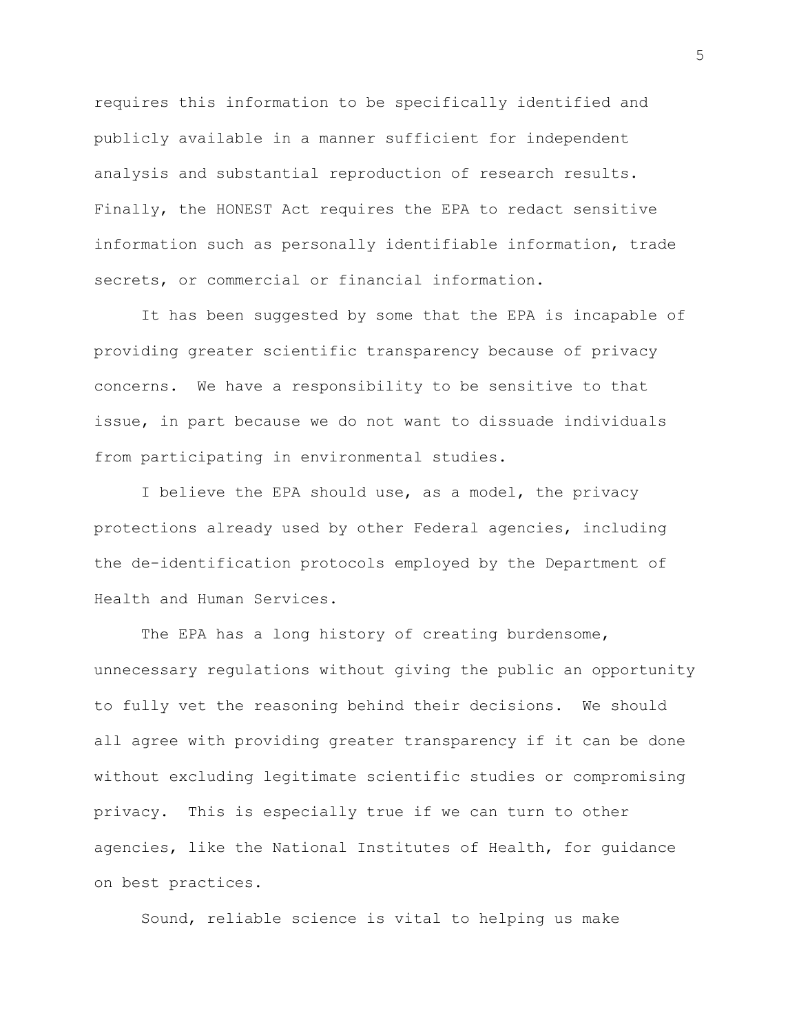requires this information to be specifically identified and publicly available in a manner sufficient for independent analysis and substantial reproduction of research results. Finally, the HONEST Act requires the EPA to redact sensitive information such as personally identifiable information, trade secrets, or commercial or financial information.

It has been suggested by some that the EPA is incapable of providing greater scientific transparency because of privacy concerns. We have a responsibility to be sensitive to that issue, in part because we do not want to dissuade individuals from participating in environmental studies.

I believe the EPA should use, as a model, the privacy protections already used by other Federal agencies, including the de-identification protocols employed by the Department of Health and Human Services.

The EPA has a long history of creating burdensome, unnecessary regulations without giving the public an opportunity to fully vet the reasoning behind their decisions. We should all agree with providing greater transparency if it can be done without excluding legitimate scientific studies or compromising privacy. This is especially true if we can turn to other agencies, like the National Institutes of Health, for guidance on best practices.

Sound, reliable science is vital to helping us make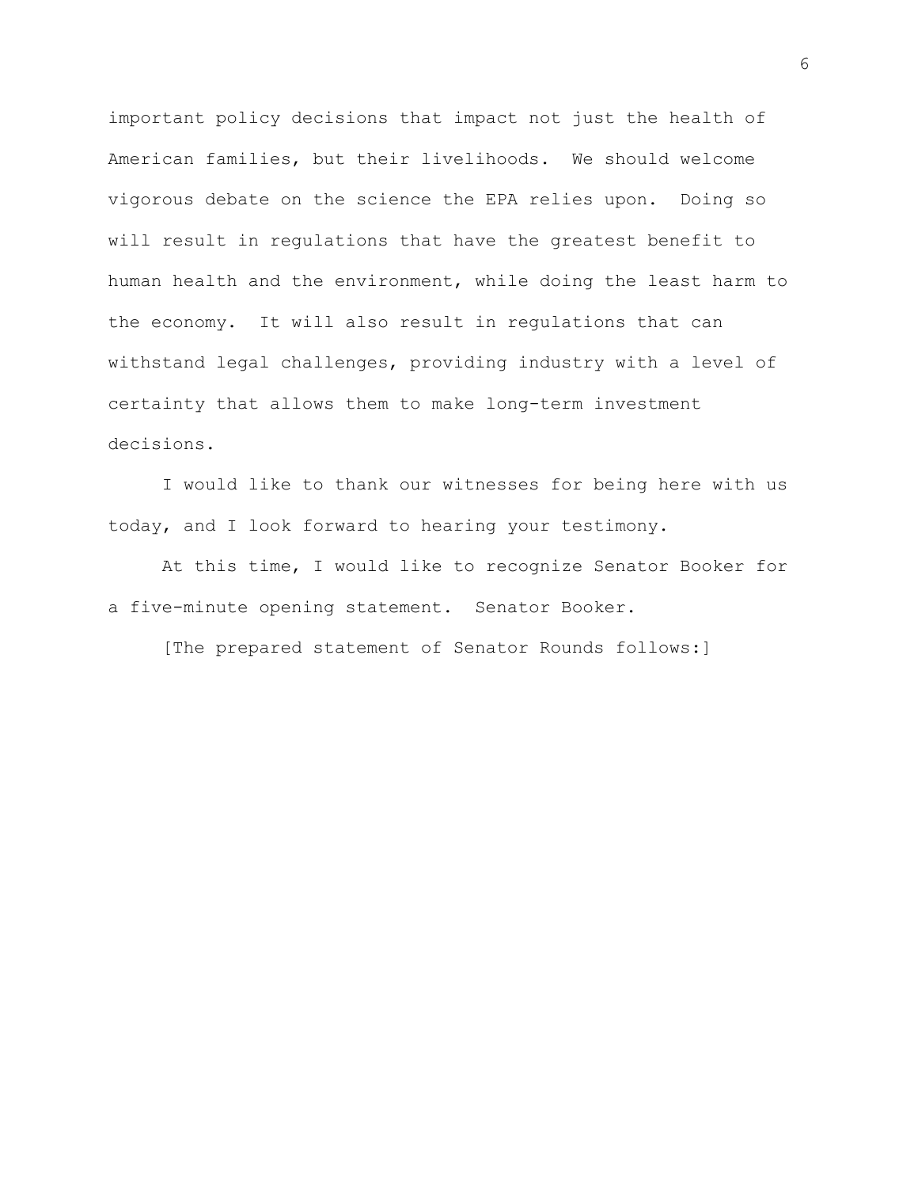important policy decisions that impact not just the health of American families, but their livelihoods. We should welcome vigorous debate on the science the EPA relies upon. Doing so will result in regulations that have the greatest benefit to human health and the environment, while doing the least harm to the economy. It will also result in regulations that can withstand legal challenges, providing industry with a level of certainty that allows them to make long-term investment decisions.

I would like to thank our witnesses for being here with us today, and I look forward to hearing your testimony.

At this time, I would like to recognize Senator Booker for a five-minute opening statement. Senator Booker.

[The prepared statement of Senator Rounds follows:]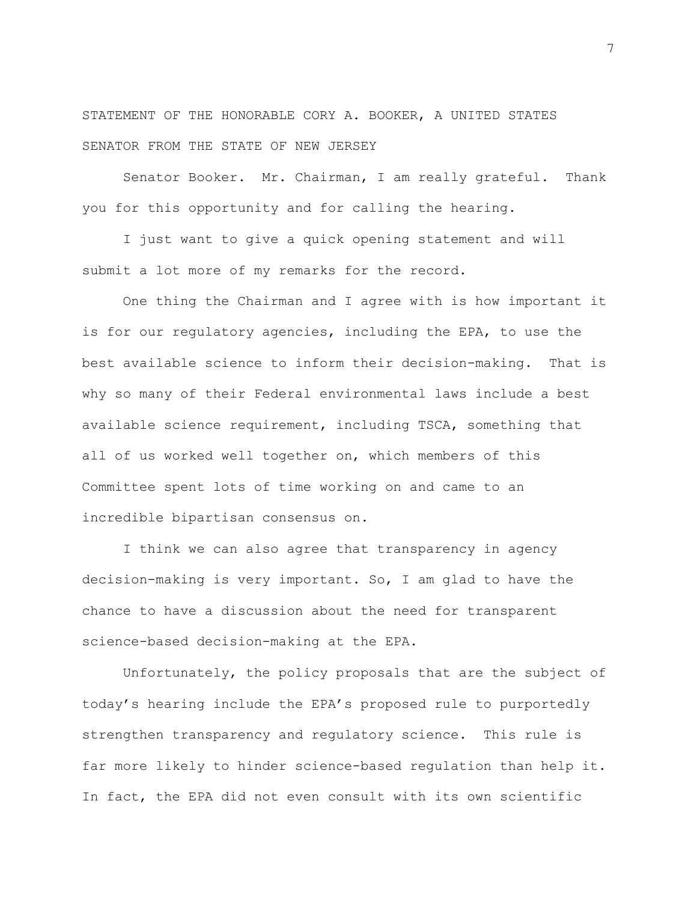STATEMENT OF THE HONORABLE CORY A. BOOKER, A UNITED STATES SENATOR FROM THE STATE OF NEW JERSEY

Senator Booker. Mr. Chairman, I am really grateful. Thank you for this opportunity and for calling the hearing.

I just want to give a quick opening statement and will submit a lot more of my remarks for the record.

One thing the Chairman and I agree with is how important it is for our regulatory agencies, including the EPA, to use the best available science to inform their decision-making. That is why so many of their Federal environmental laws include a best available science requirement, including TSCA, something that all of us worked well together on, which members of this Committee spent lots of time working on and came to an incredible bipartisan consensus on.

I think we can also agree that transparency in agency decision-making is very important. So, I am glad to have the chance to have a discussion about the need for transparent science-based decision-making at the EPA.

Unfortunately, the policy proposals that are the subject of today's hearing include the EPA's proposed rule to purportedly strengthen transparency and regulatory science. This rule is far more likely to hinder science-based regulation than help it. In fact, the EPA did not even consult with its own scientific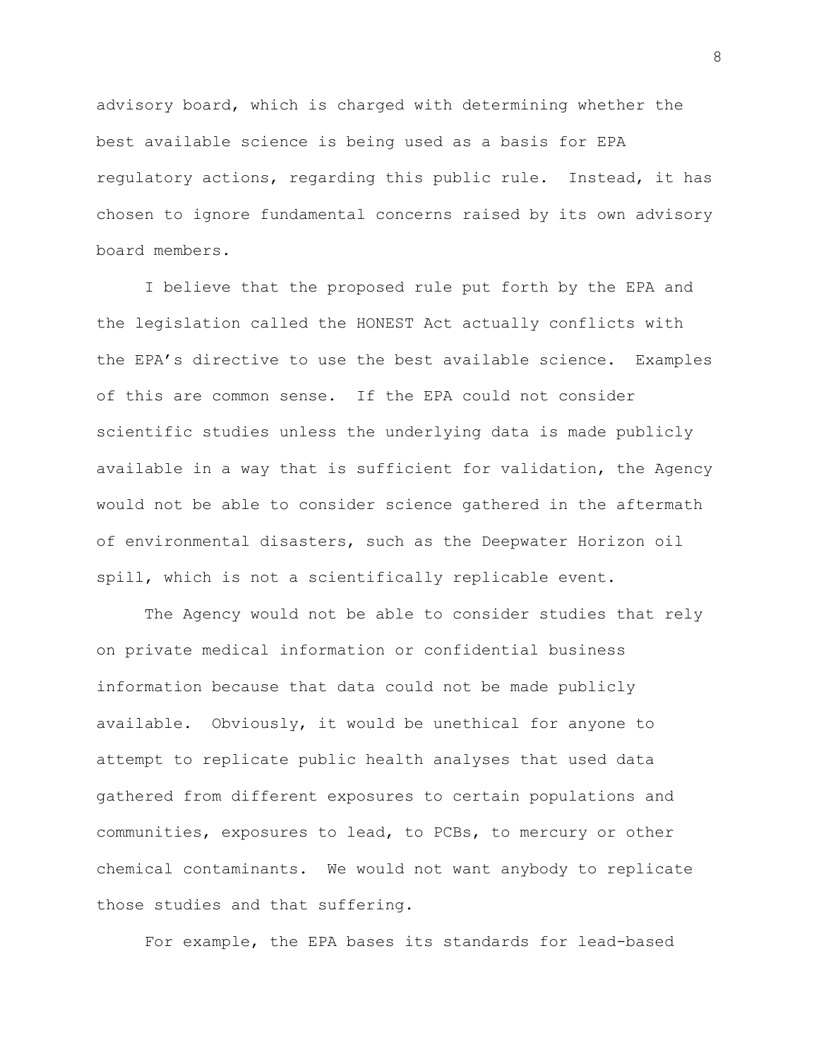advisory board, which is charged with determining whether the best available science is being used as a basis for EPA regulatory actions, regarding this public rule. Instead, it has chosen to ignore fundamental concerns raised by its own advisory board members.

I believe that the proposed rule put forth by the EPA and the legislation called the HONEST Act actually conflicts with the EPA's directive to use the best available science. Examples of this are common sense. If the EPA could not consider scientific studies unless the underlying data is made publicly available in a way that is sufficient for validation, the Agency would not be able to consider science gathered in the aftermath of environmental disasters, such as the Deepwater Horizon oil spill, which is not a scientifically replicable event.

The Agency would not be able to consider studies that rely on private medical information or confidential business information because that data could not be made publicly available. Obviously, it would be unethical for anyone to attempt to replicate public health analyses that used data gathered from different exposures to certain populations and communities, exposures to lead, to PCBs, to mercury or other chemical contaminants. We would not want anybody to replicate those studies and that suffering.

For example, the EPA bases its standards for lead-based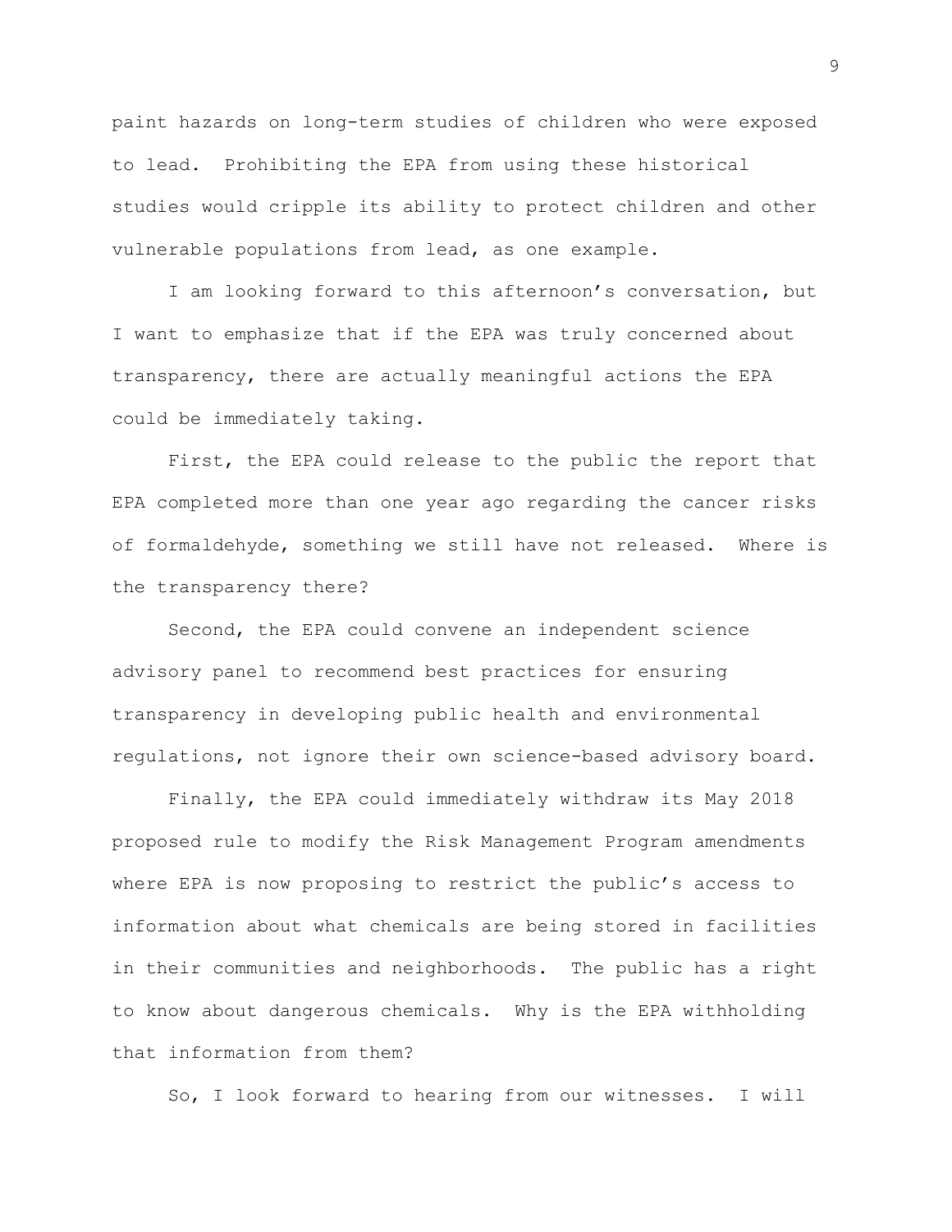paint hazards on long-term studies of children who were exposed to lead. Prohibiting the EPA from using these historical studies would cripple its ability to protect children and other vulnerable populations from lead, as one example.

I am looking forward to this afternoon's conversation, but I want to emphasize that if the EPA was truly concerned about transparency, there are actually meaningful actions the EPA could be immediately taking.

First, the EPA could release to the public the report that EPA completed more than one year ago regarding the cancer risks of formaldehyde, something we still have not released. Where is the transparency there?

Second, the EPA could convene an independent science advisory panel to recommend best practices for ensuring transparency in developing public health and environmental regulations, not ignore their own science-based advisory board.

Finally, the EPA could immediately withdraw its May 2018 proposed rule to modify the Risk Management Program amendments where EPA is now proposing to restrict the public's access to information about what chemicals are being stored in facilities in their communities and neighborhoods. The public has a right to know about dangerous chemicals. Why is the EPA withholding that information from them?

So, I look forward to hearing from our witnesses. I will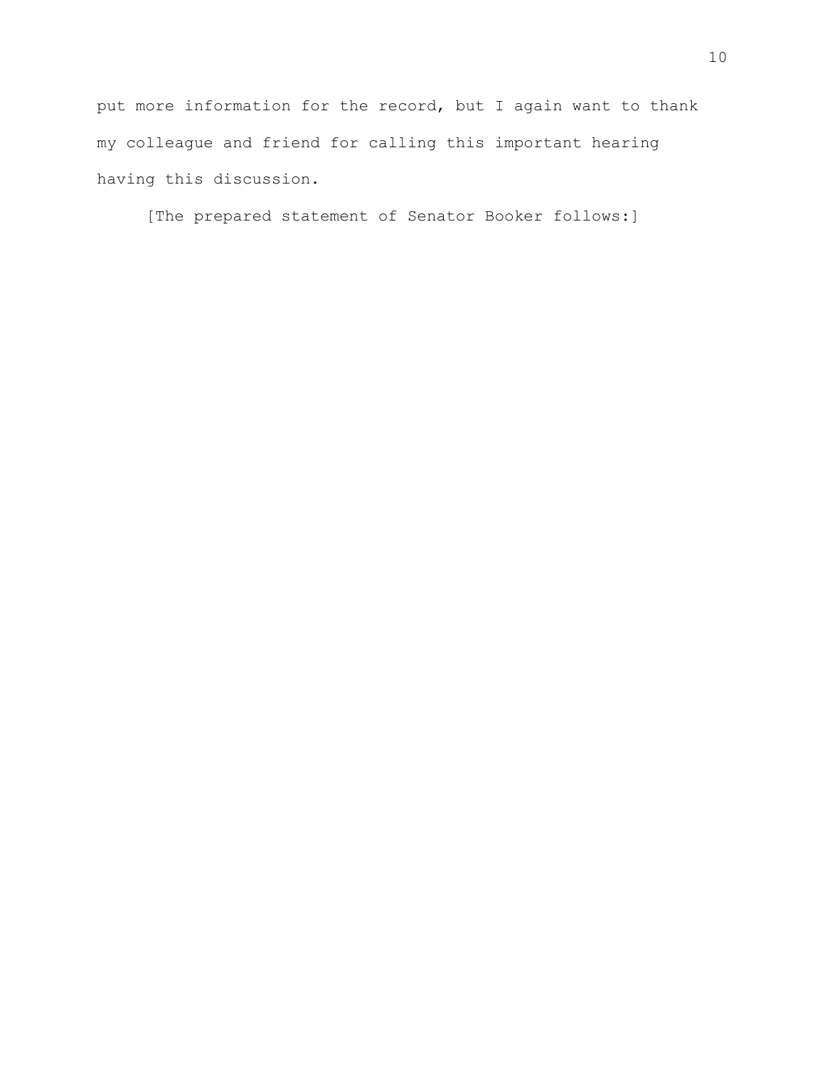put more information for the record, but I again want to thank my colleague and friend for calling this important hearing having this discussion.

[The prepared statement of Senator Booker follows:]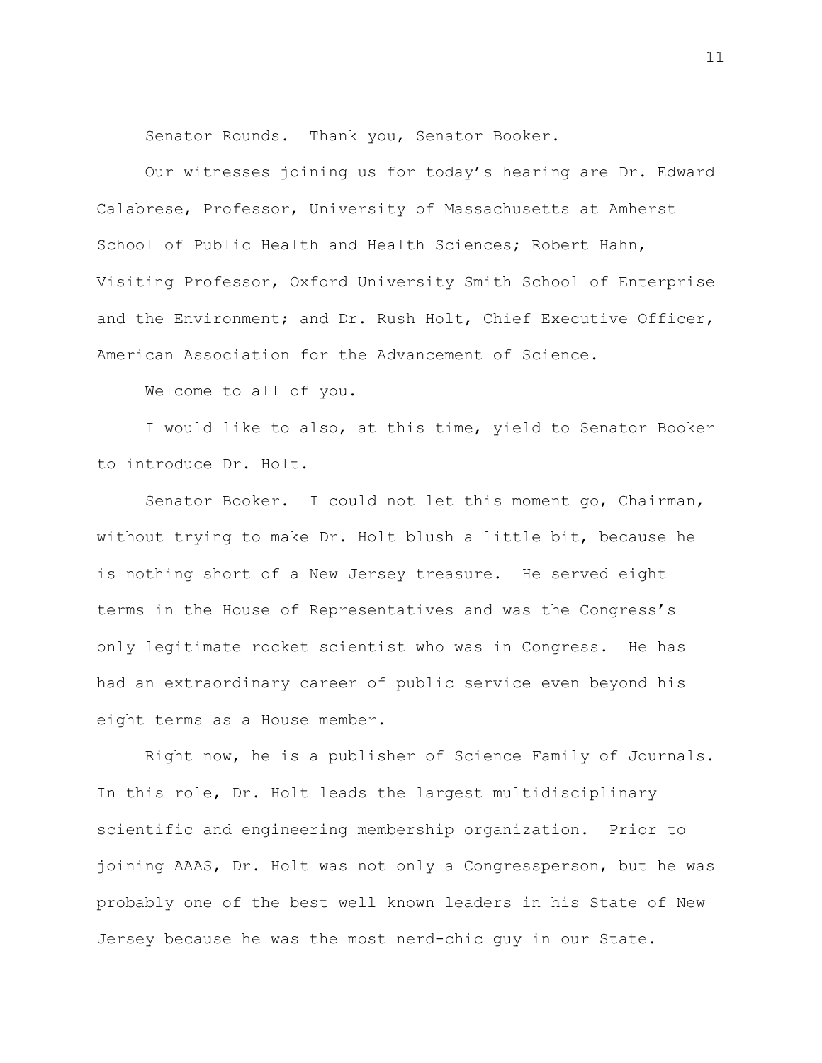Senator Rounds. Thank you, Senator Booker.

Our witnesses joining us for today's hearing are Dr. Edward Calabrese, Professor, University of Massachusetts at Amherst School of Public Health and Health Sciences; Robert Hahn, Visiting Professor, Oxford University Smith School of Enterprise and the Environment; and Dr. Rush Holt, Chief Executive Officer, American Association for the Advancement of Science.

Welcome to all of you.

I would like to also, at this time, yield to Senator Booker to introduce Dr. Holt.

Senator Booker. I could not let this moment go, Chairman, without trying to make Dr. Holt blush a little bit, because he is nothing short of a New Jersey treasure. He served eight terms in the House of Representatives and was the Congress's only legitimate rocket scientist who was in Congress. He has had an extraordinary career of public service even beyond his eight terms as a House member.

Right now, he is a publisher of Science Family of Journals. In this role, Dr. Holt leads the largest multidisciplinary scientific and engineering membership organization. Prior to joining AAAS, Dr. Holt was not only a Congressperson, but he was probably one of the best well known leaders in his State of New Jersey because he was the most nerd-chic guy in our State.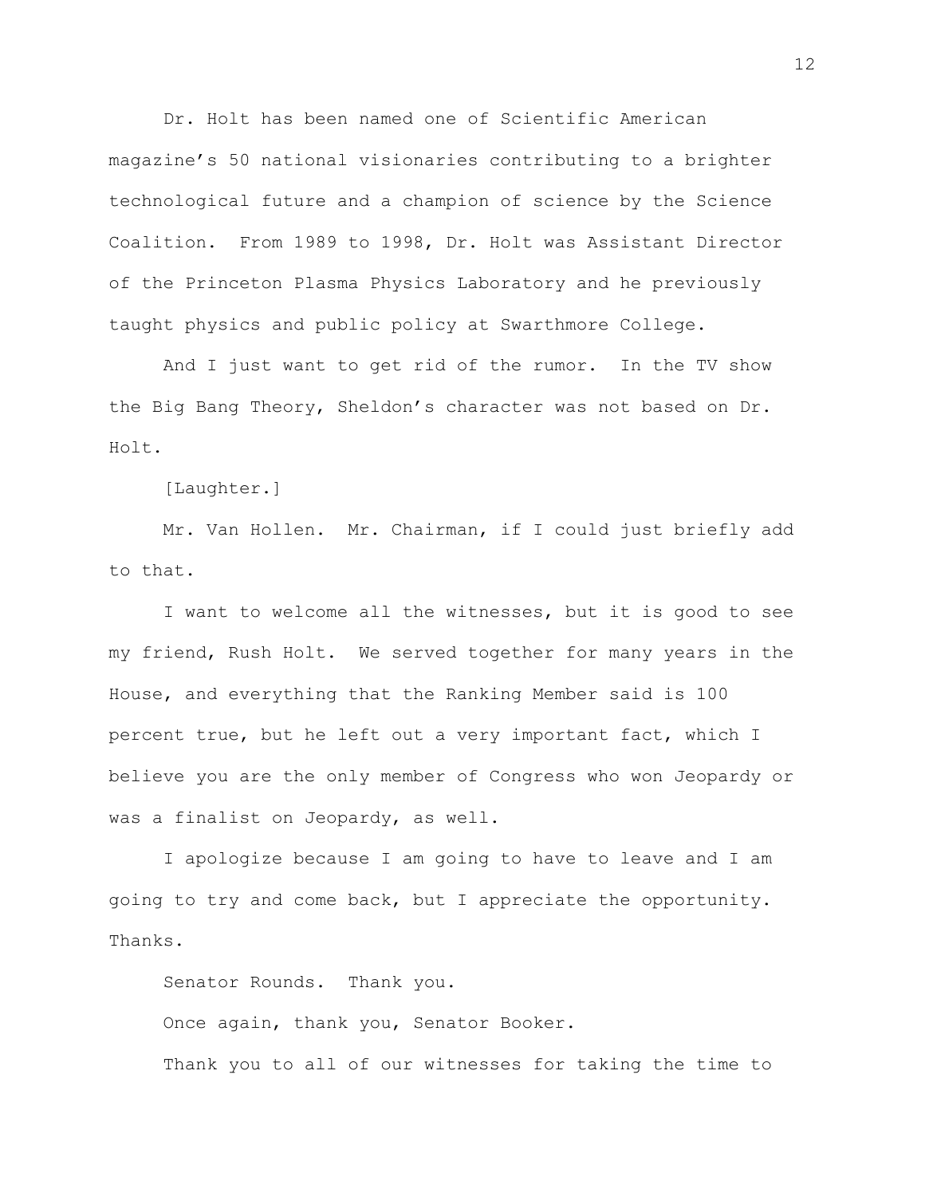Dr. Holt has been named one of Scientific American magazine's 50 national visionaries contributing to a brighter technological future and a champion of science by the Science Coalition. From 1989 to 1998, Dr. Holt was Assistant Director of the Princeton Plasma Physics Laboratory and he previously taught physics and public policy at Swarthmore College.

And I just want to get rid of the rumor. In the TV show the Big Bang Theory, Sheldon's character was not based on Dr. Holt.

[Laughter.]

Mr. Van Hollen. Mr. Chairman, if I could just briefly add to that.

I want to welcome all the witnesses, but it is good to see my friend, Rush Holt. We served together for many years in the House, and everything that the Ranking Member said is 100 percent true, but he left out a very important fact, which I believe you are the only member of Congress who won Jeopardy or was a finalist on Jeopardy, as well.

I apologize because I am going to have to leave and I am going to try and come back, but I appreciate the opportunity. Thanks.

Senator Rounds. Thank you.

Once again, thank you, Senator Booker.

Thank you to all of our witnesses for taking the time to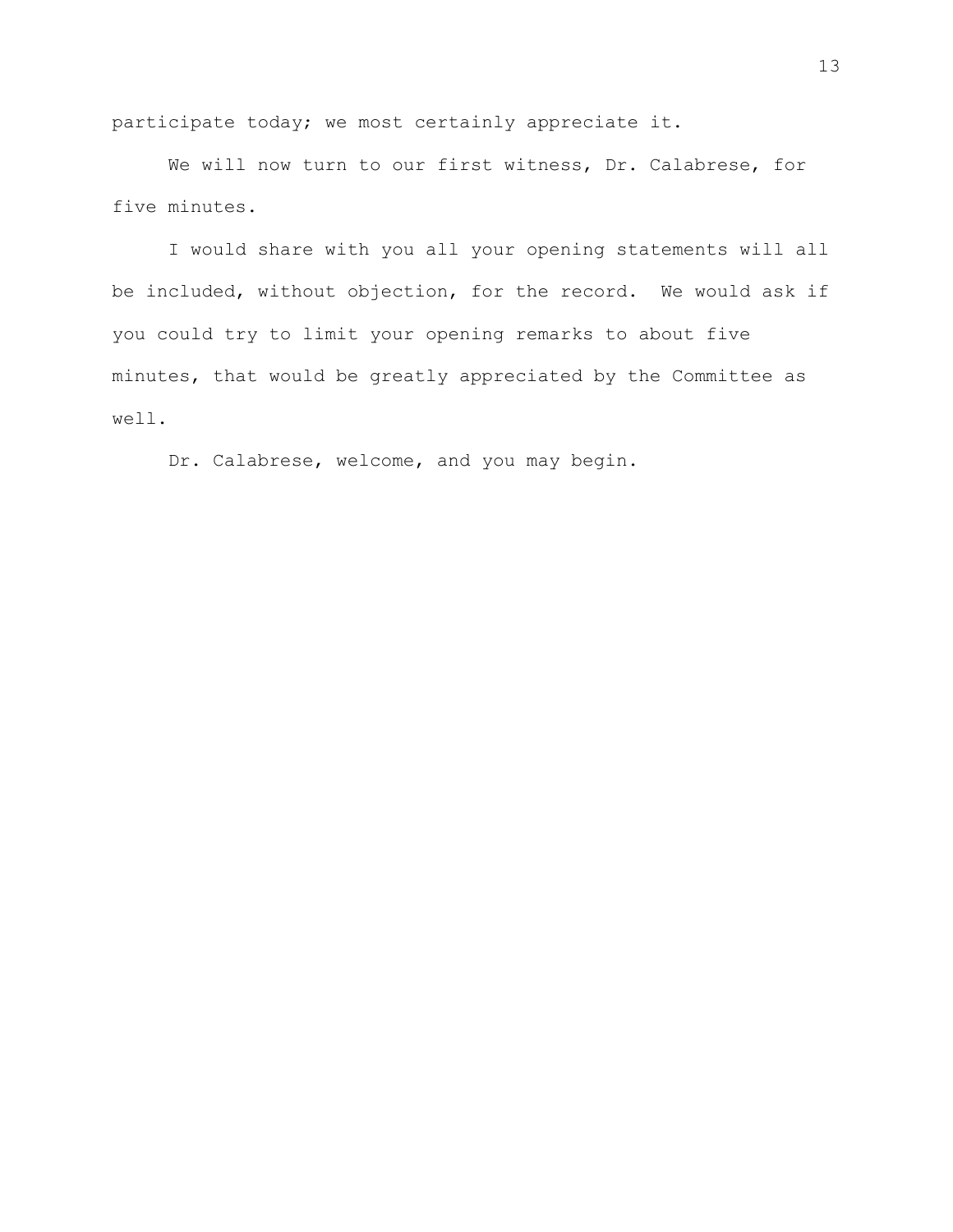participate today; we most certainly appreciate it.

We will now turn to our first witness, Dr. Calabrese, for five minutes.

I would share with you all your opening statements will all be included, without objection, for the record. We would ask if you could try to limit your opening remarks to about five minutes, that would be greatly appreciated by the Committee as well.

Dr. Calabrese, welcome, and you may begin.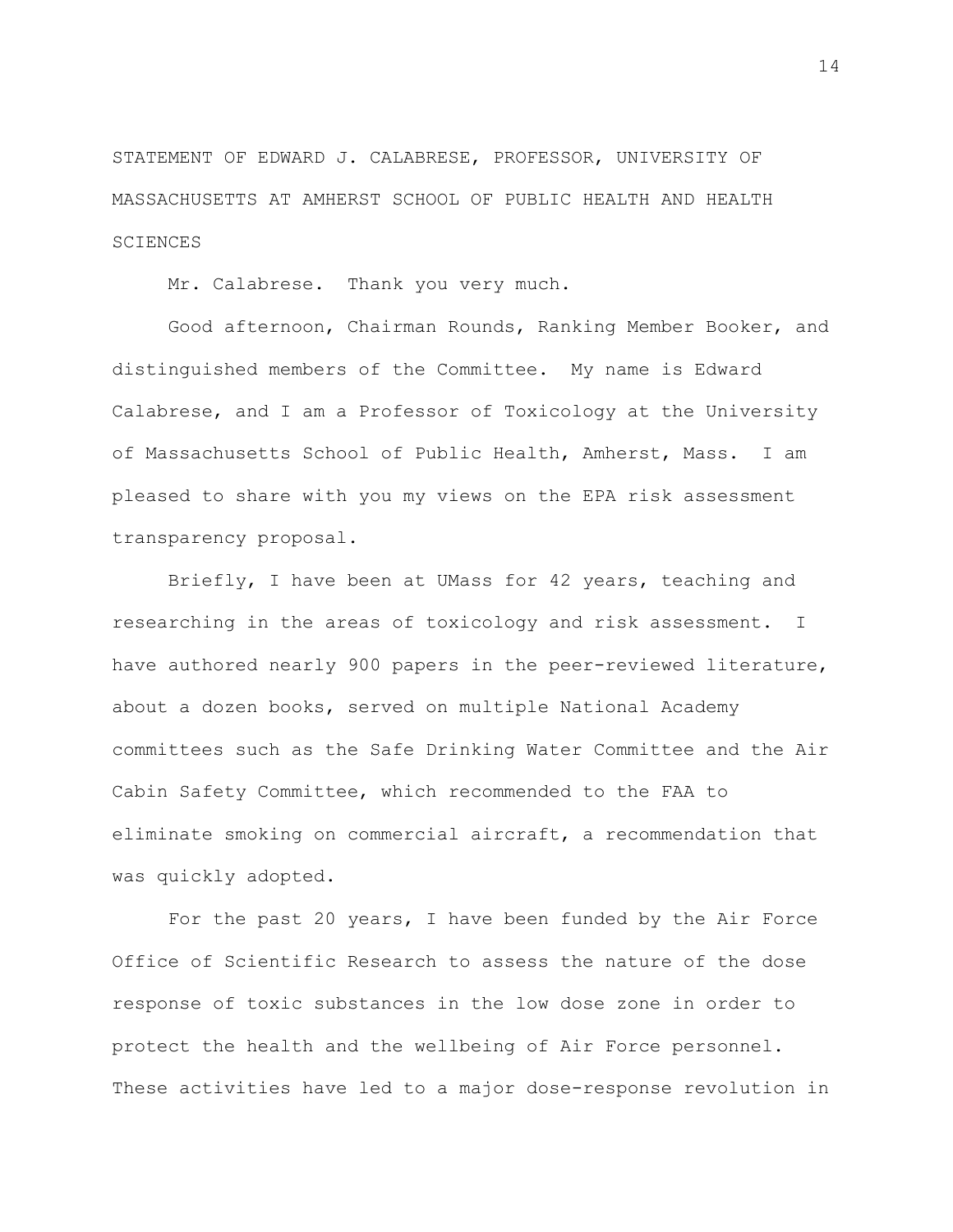STATEMENT OF EDWARD J. CALABRESE, PROFESSOR, UNIVERSITY OF MASSACHUSETTS AT AMHERST SCHOOL OF PUBLIC HEALTH AND HEALTH SCIENCES

Mr. Calabrese. Thank you very much.

Good afternoon, Chairman Rounds, Ranking Member Booker, and distinguished members of the Committee. My name is Edward Calabrese, and I am a Professor of Toxicology at the University of Massachusetts School of Public Health, Amherst, Mass. I am pleased to share with you my views on the EPA risk assessment transparency proposal.

Briefly, I have been at UMass for 42 years, teaching and researching in the areas of toxicology and risk assessment. I have authored nearly 900 papers in the peer-reviewed literature, about a dozen books, served on multiple National Academy committees such as the Safe Drinking Water Committee and the Air Cabin Safety Committee, which recommended to the FAA to eliminate smoking on commercial aircraft, a recommendation that was quickly adopted.

For the past 20 years, I have been funded by the Air Force Office of Scientific Research to assess the nature of the dose response of toxic substances in the low dose zone in order to protect the health and the wellbeing of Air Force personnel. These activities have led to a major dose-response revolution in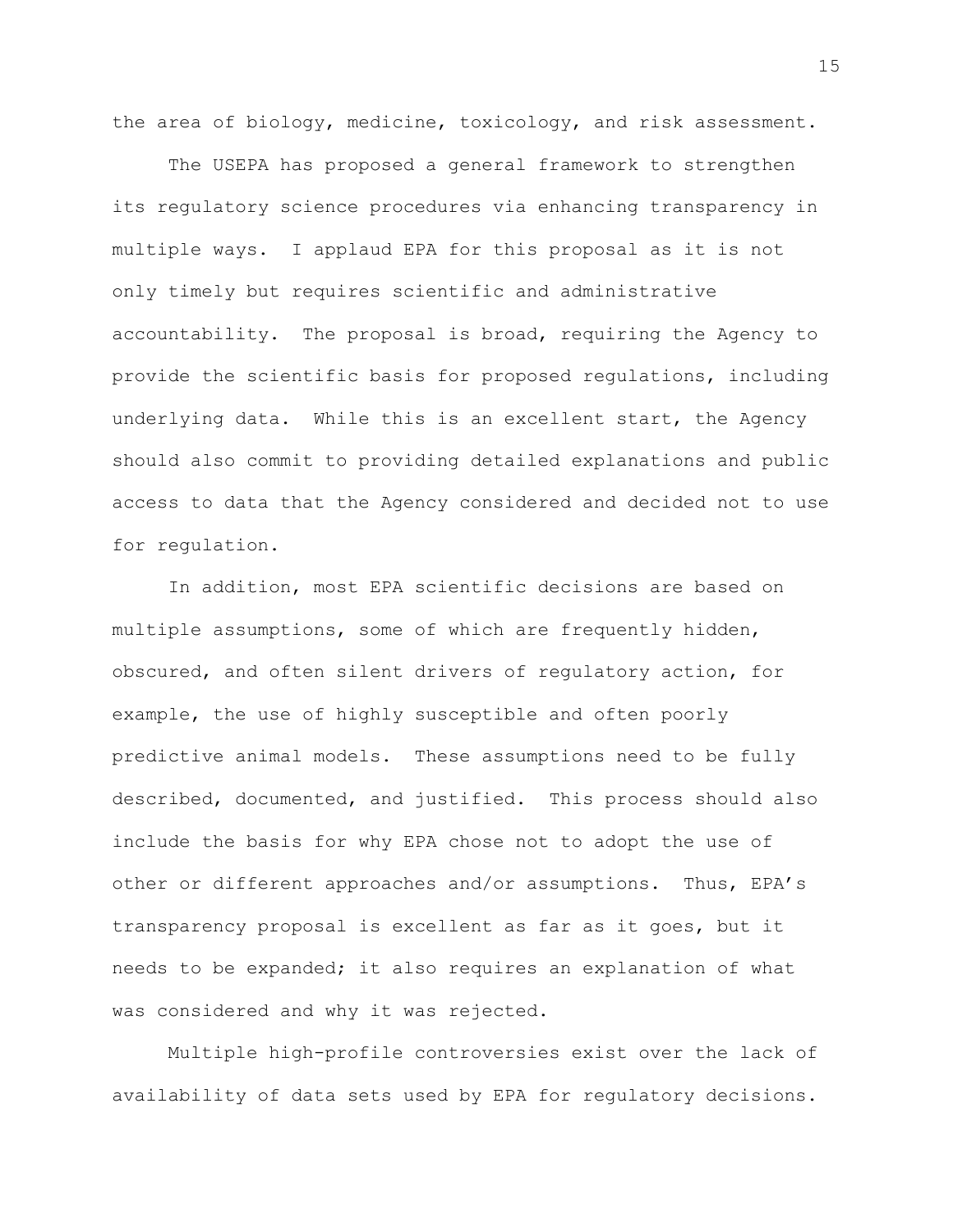the area of biology, medicine, toxicology, and risk assessment.

The USEPA has proposed a general framework to strengthen its regulatory science procedures via enhancing transparency in multiple ways. I applaud EPA for this proposal as it is not only timely but requires scientific and administrative accountability. The proposal is broad, requiring the Agency to provide the scientific basis for proposed regulations, including underlying data. While this is an excellent start, the Agency should also commit to providing detailed explanations and public access to data that the Agency considered and decided not to use for regulation.

In addition, most EPA scientific decisions are based on multiple assumptions, some of which are frequently hidden, obscured, and often silent drivers of regulatory action, for example, the use of highly susceptible and often poorly predictive animal models. These assumptions need to be fully described, documented, and justified. This process should also include the basis for why EPA chose not to adopt the use of other or different approaches and/or assumptions. Thus, EPA's transparency proposal is excellent as far as it goes, but it needs to be expanded; it also requires an explanation of what was considered and why it was rejected.

Multiple high-profile controversies exist over the lack of availability of data sets used by EPA for regulatory decisions.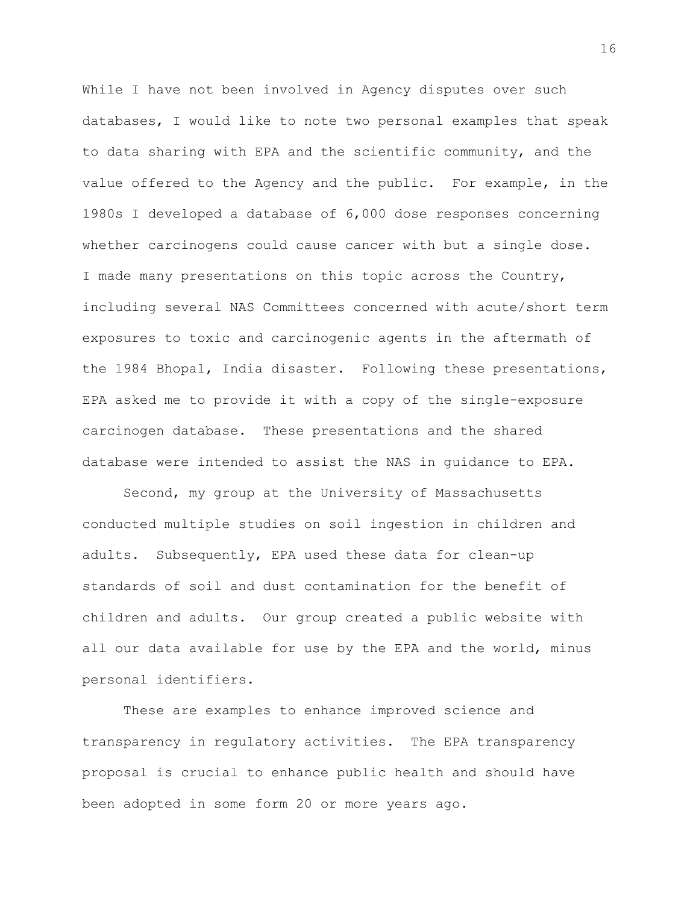While I have not been involved in Agency disputes over such databases, I would like to note two personal examples that speak to data sharing with EPA and the scientific community, and the value offered to the Agency and the public. For example, in the 1980s I developed a database of 6,000 dose responses concerning whether carcinogens could cause cancer with but a single dose. I made many presentations on this topic across the Country, including several NAS Committees concerned with acute/short term exposures to toxic and carcinogenic agents in the aftermath of the 1984 Bhopal, India disaster. Following these presentations, EPA asked me to provide it with a copy of the single-exposure carcinogen database. These presentations and the shared database were intended to assist the NAS in guidance to EPA.

Second, my group at the University of Massachusetts conducted multiple studies on soil ingestion in children and adults. Subsequently, EPA used these data for clean-up standards of soil and dust contamination for the benefit of children and adults. Our group created a public website with all our data available for use by the EPA and the world, minus personal identifiers.

These are examples to enhance improved science and transparency in regulatory activities. The EPA transparency proposal is crucial to enhance public health and should have been adopted in some form 20 or more years ago.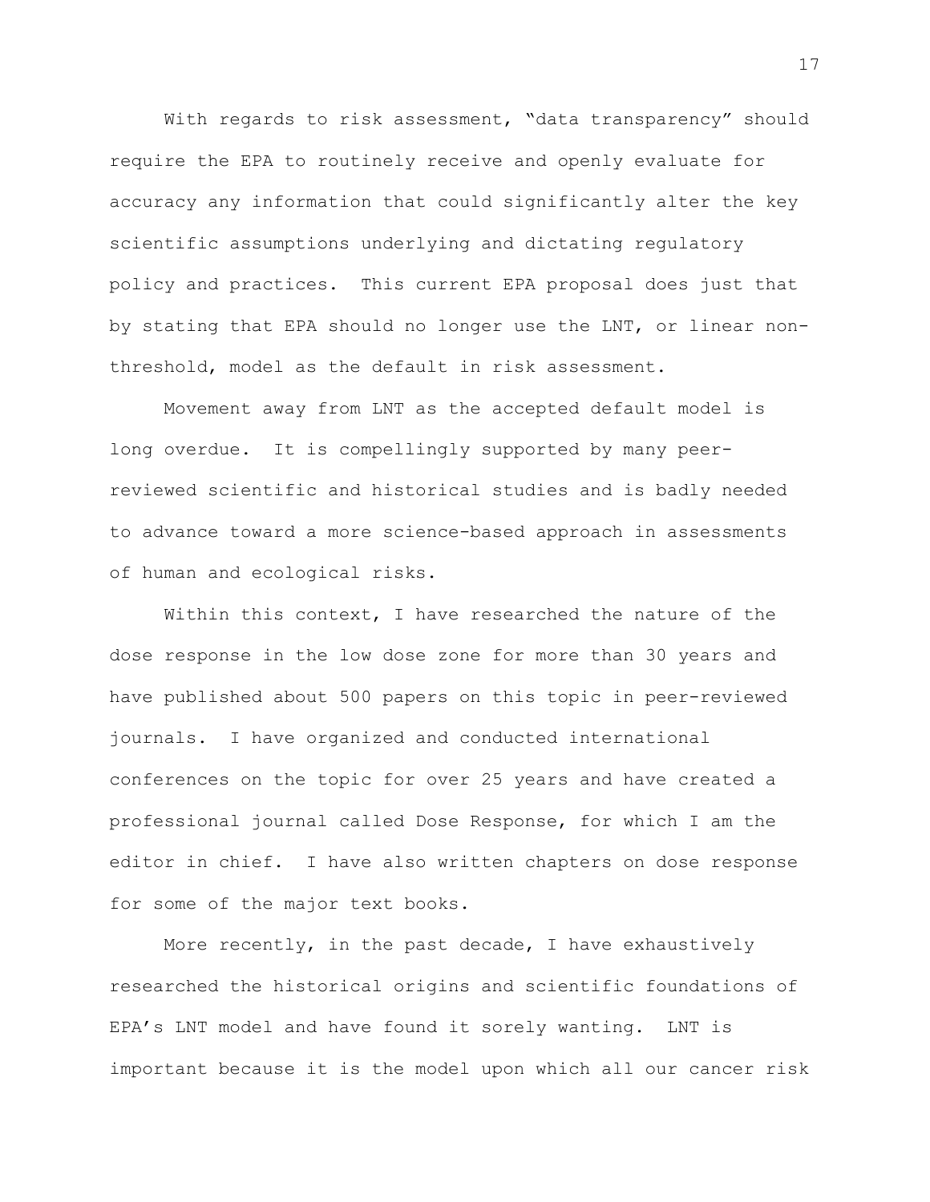With regards to risk assessment, "data transparency" should require the EPA to routinely receive and openly evaluate for accuracy any information that could significantly alter the key scientific assumptions underlying and dictating regulatory policy and practices. This current EPA proposal does just that by stating that EPA should no longer use the LNT, or linear non-threshold, model as the default in risk assessment.

Movement away from LNT as the accepted default model is long overdue. It is compellingly supported by many peer-reviewed scientific and historical studies and is badly needed to advance toward a more science-based approach in assessments of human and ecological risks.

Within this context, I have researched the nature of the dose response in the low dose zone for more than 30 years and have published about 500 papers on this topic in peer-reviewed journals. I have organized and conducted international conferences on the topic for over 25 years and have created a professional journal called Dose Response, for which I am the editor in chief. I have also written chapters on dose response for some of the major text books.

More recently, in the past decade, I have exhaustively researched the historical origins and scientific foundations of EPA's LNT model and have found it sorely wanting. LNT is important because it is the model upon which all our cancer risk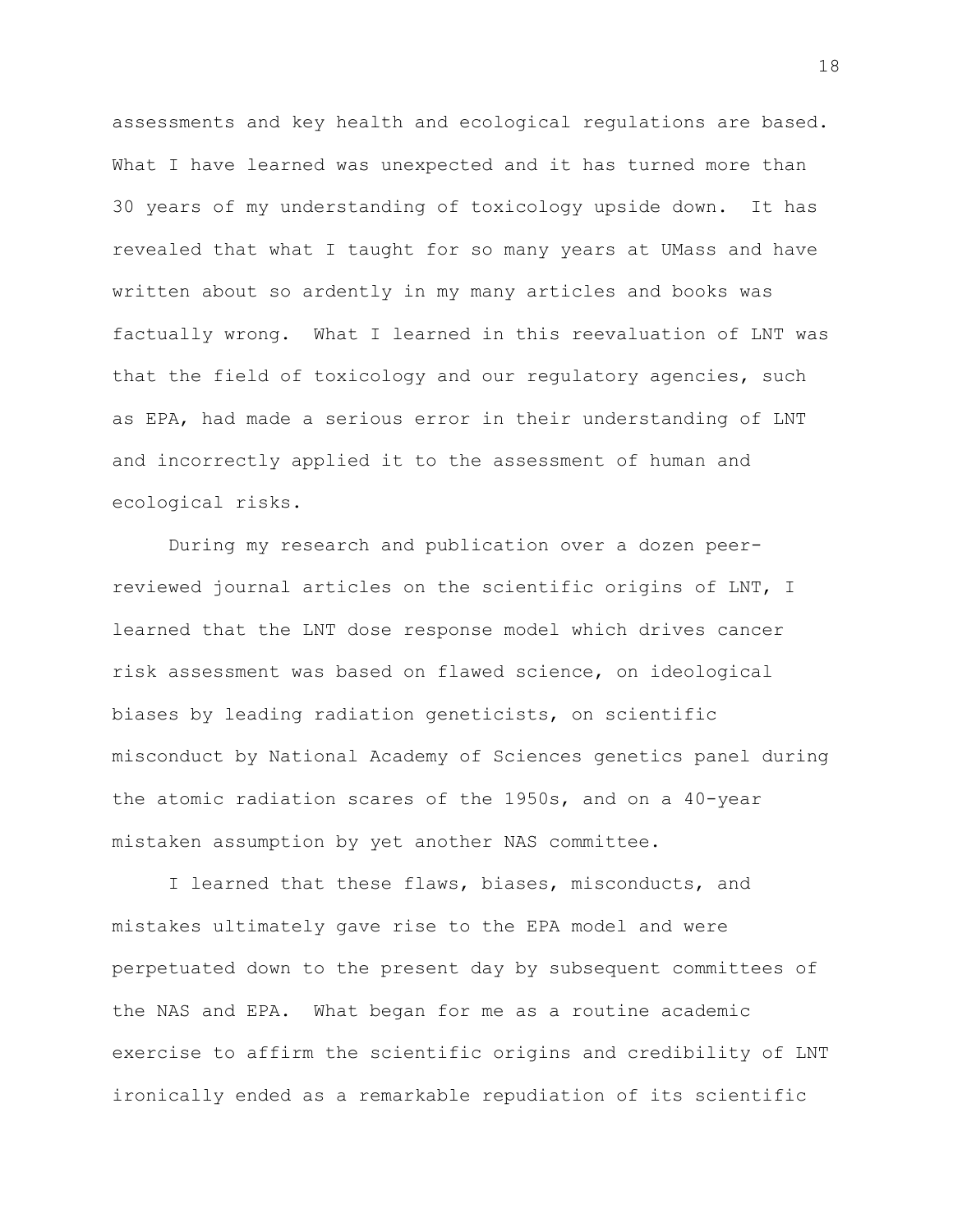assessments and key health and ecological regulations are based. What I have learned was unexpected and it has turned more than 30 years of my understanding of toxicology upside down. It has revealed that what I taught for so many years at UMass and have written about so ardently in my many articles and books was factually wrong. What I learned in this reevaluation of LNT was that the field of toxicology and our regulatory agencies, such as EPA, had made a serious error in their understanding of LNT and incorrectly applied it to the assessment of human and ecological risks.

During my research and publication over a dozen peer-reviewed journal articles on the scientific origins of LNT, I learned that the LNT dose response model which drives cancer risk assessment was based on flawed science, on ideological biases by leading radiation geneticists, on scientific misconduct by National Academy of Sciences genetics panel during the atomic radiation scares of the 1950s, and on a 40-year mistaken assumption by yet another NAS committee.

I learned that these flaws, biases, misconducts, and mistakes ultimately gave rise to the EPA model and were perpetuated down to the present day by subsequent committees of the NAS and EPA. What began for me as a routine academic exercise to affirm the scientific origins and credibility of LNT ironically ended as a remarkable repudiation of its scientific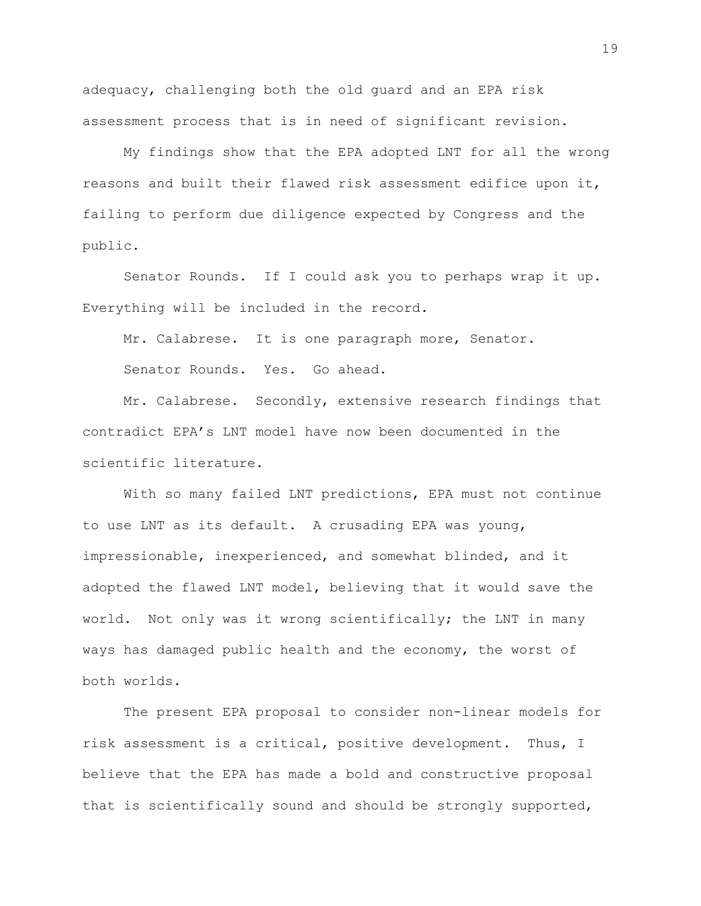adequacy, challenging both the old guard and an EPA risk assessment process that is in need of significant revision.

My findings show that the EPA adopted LNT for all the wrong reasons and built their flawed risk assessment edifice upon it, failing to perform due diligence expected by Congress and the public.

Senator Rounds. If I could ask you to perhaps wrap it up. Everything will be included in the record.

Mr. Calabrese. It is one paragraph more, Senator.

Senator Rounds. Yes. Go ahead.

Mr. Calabrese. Secondly, extensive research findings that contradict EPA's LNT model have now been documented in the scientific literature.

With so many failed LNT predictions, EPA must not continue to use LNT as its default. A crusading EPA was young, impressionable, inexperienced, and somewhat blinded, and it adopted the flawed LNT model, believing that it would save the world. Not only was it wrong scientifically; the LNT in many ways has damaged public health and the economy, the worst of both worlds.

The present EPA proposal to consider non-linear models for risk assessment is a critical, positive development. Thus, I believe that the EPA has made a bold and constructive proposal that is scientifically sound and should be strongly supported,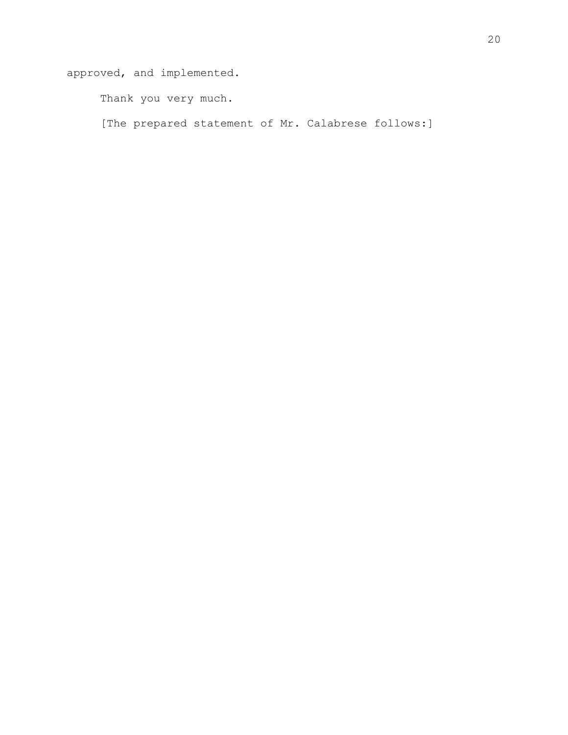approved, and implemented.

Thank you very much.

[The prepared statement of Mr. Calabrese follows:]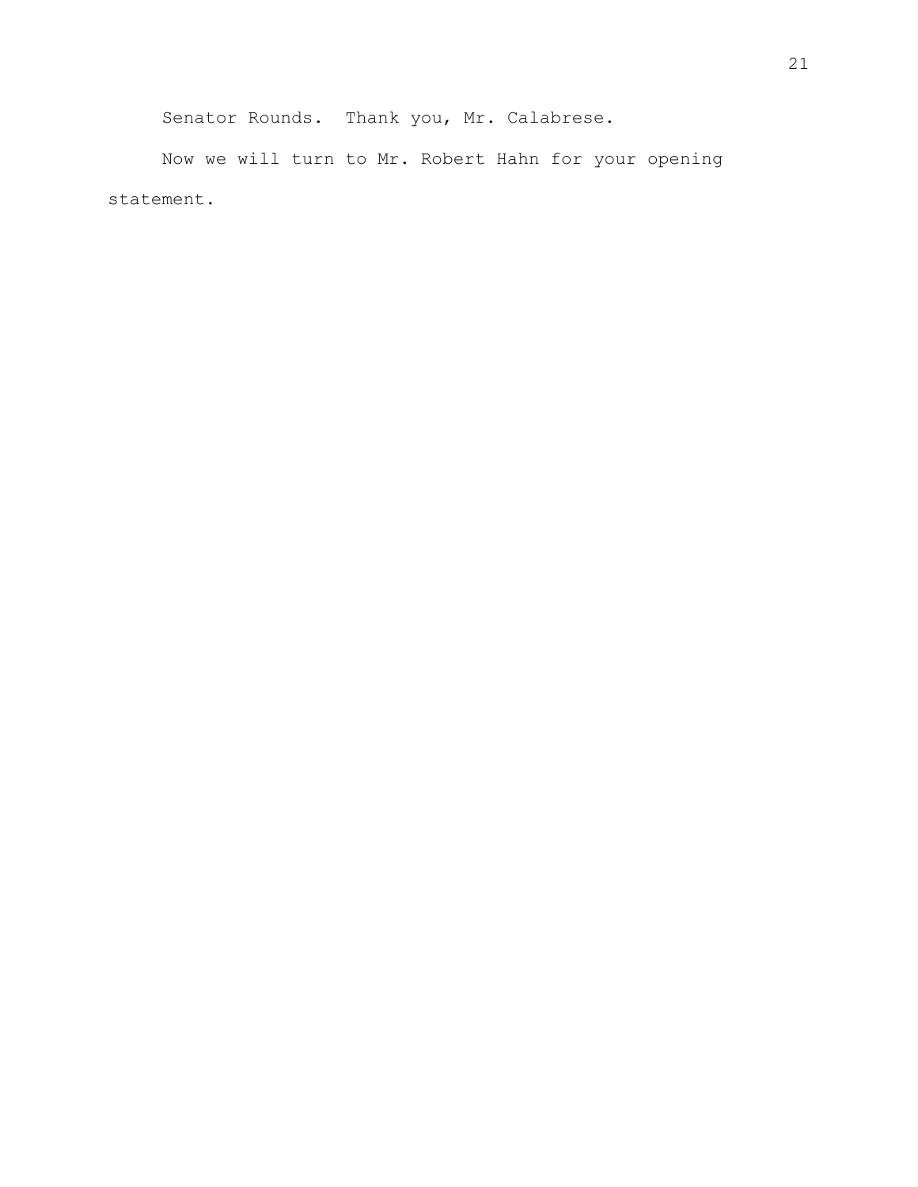Senator Rounds. Thank you, Mr. Calabrese.

Now we will turn to Mr. Robert Hahn for your opening statement.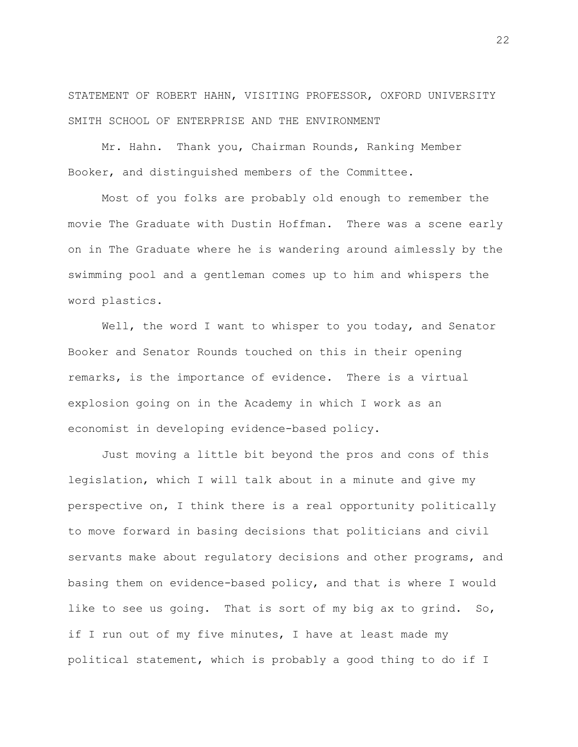STATEMENT OF ROBERT HAHN, VISITING PROFESSOR, OXFORD UNIVERSITY SMITH SCHOOL OF ENTERPRISE AND THE ENVIRONMENT

Mr. Hahn. Thank you, Chairman Rounds, Ranking Member Booker, and distinguished members of the Committee.

Most of you folks are probably old enough to remember the movie The Graduate with Dustin Hoffman. There was a scene early on in The Graduate where he is wandering around aimlessly by the swimming pool and a gentleman comes up to him and whispers the word plastics.

Well, the word I want to whisper to you today, and Senator Booker and Senator Rounds touched on this in their opening remarks, is the importance of evidence. There is a virtual explosion going on in the Academy in which I work as an economist in developing evidence-based policy.

Just moving a little bit beyond the pros and cons of this legislation, which I will talk about in a minute and give my perspective on, I think there is a real opportunity politically to move forward in basing decisions that politicians and civil servants make about regulatory decisions and other programs, and basing them on evidence-based policy, and that is where I would like to see us going. That is sort of my big ax to grind. So, if I run out of my five minutes, I have at least made my political statement, which is probably a good thing to do if I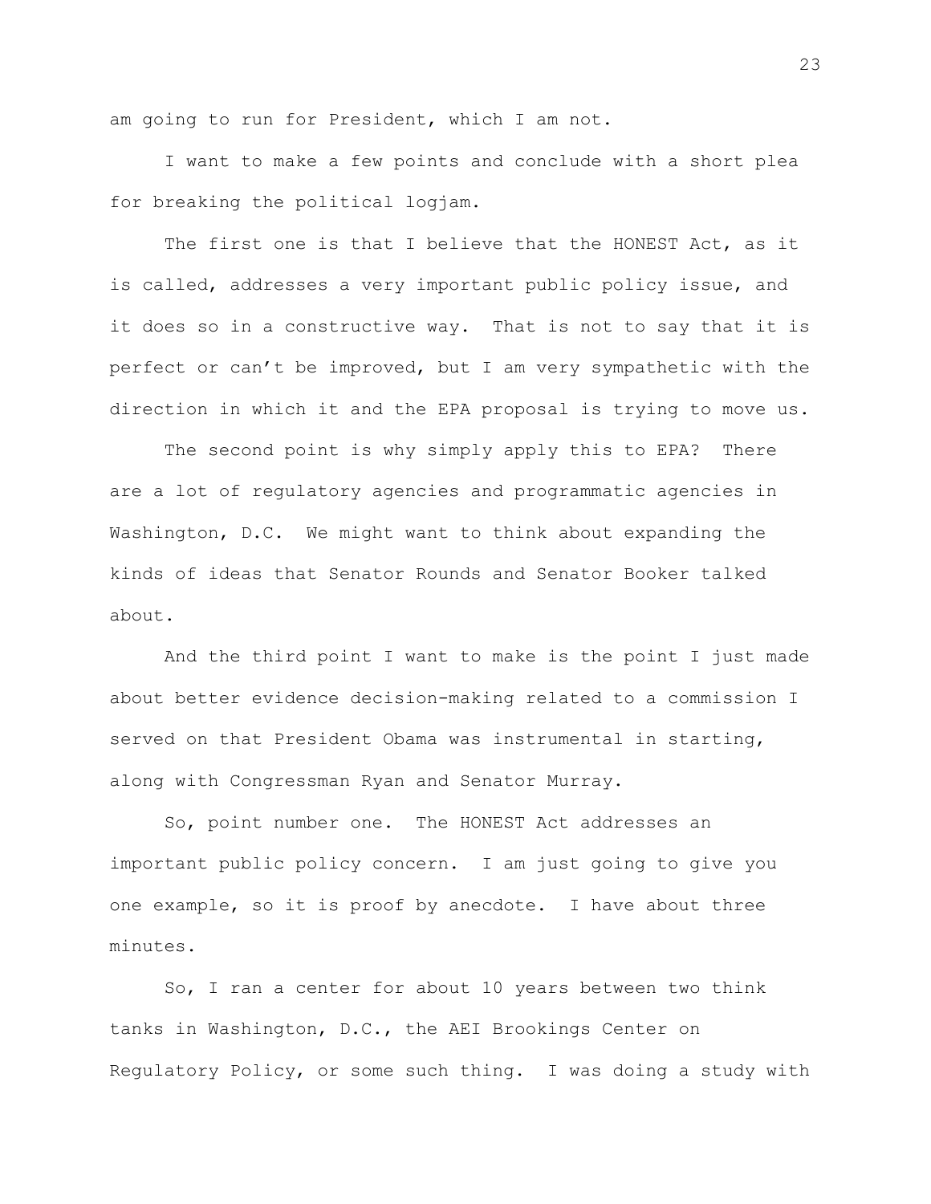am going to run for President, which I am not.

I want to make a few points and conclude with a short plea for breaking the political logjam.

The first one is that I believe that the HONEST Act, as it is called, addresses a very important public policy issue, and it does so in a constructive way. That is not to say that it is perfect or can't be improved, but I am very sympathetic with the direction in which it and the EPA proposal is trying to move us.

The second point is why simply apply this to EPA? There are a lot of regulatory agencies and programmatic agencies in Washington, D.C. We might want to think about expanding the kinds of ideas that Senator Rounds and Senator Booker talked about.

And the third point I want to make is the point I just made about better evidence decision-making related to a commission I served on that President Obama was instrumental in starting, along with Congressman Ryan and Senator Murray.

So, point number one. The HONEST Act addresses an important public policy concern. I am just going to give you one example, so it is proof by anecdote. I have about three minutes.

So, I ran a center for about 10 years between two think tanks in Washington, D.C., the AEI Brookings Center on Regulatory Policy, or some such thing. I was doing a study with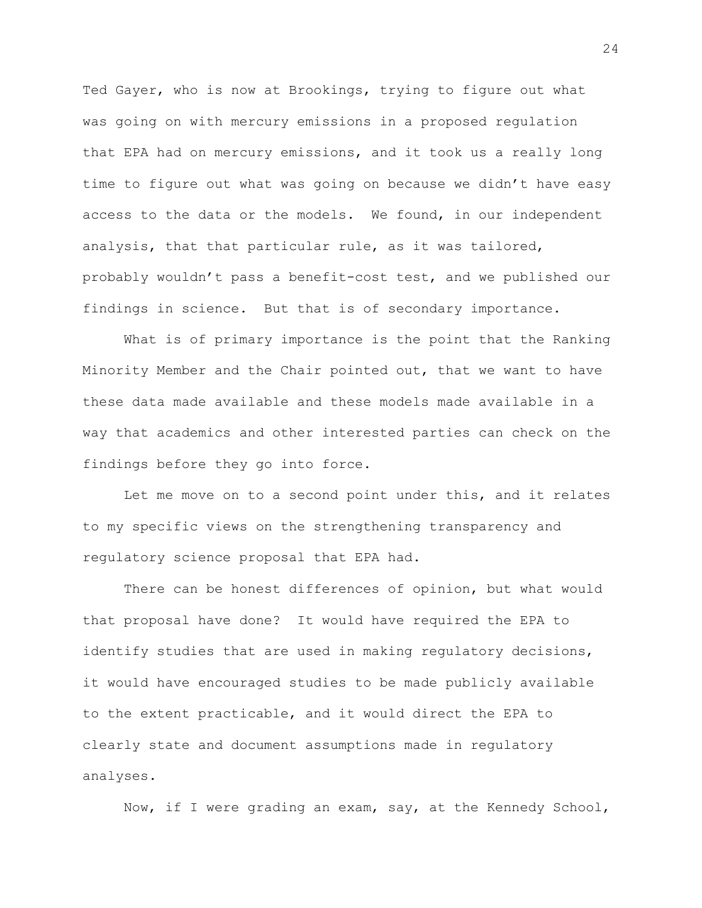Ted Gayer, who is now at Brookings, trying to figure out what was going on with mercury emissions in a proposed regulation that EPA had on mercury emissions, and it took us a really long time to figure out what was going on because we didn't have easy access to the data or the models. We found, in our independent analysis, that that particular rule, as it was tailored, probably wouldn't pass a benefit-cost test, and we published our findings in science. But that is of secondary importance.

What is of primary importance is the point that the Ranking Minority Member and the Chair pointed out, that we want to have these data made available and these models made available in a way that academics and other interested parties can check on the findings before they go into force.

Let me move on to a second point under this, and it relates to my specific views on the strengthening transparency and regulatory science proposal that EPA had.

There can be honest differences of opinion, but what would that proposal have done? It would have required the EPA to identify studies that are used in making regulatory decisions, it would have encouraged studies to be made publicly available to the extent practicable, and it would direct the EPA to clearly state and document assumptions made in regulatory analyses.

Now, if I were grading an exam, say, at the Kennedy School,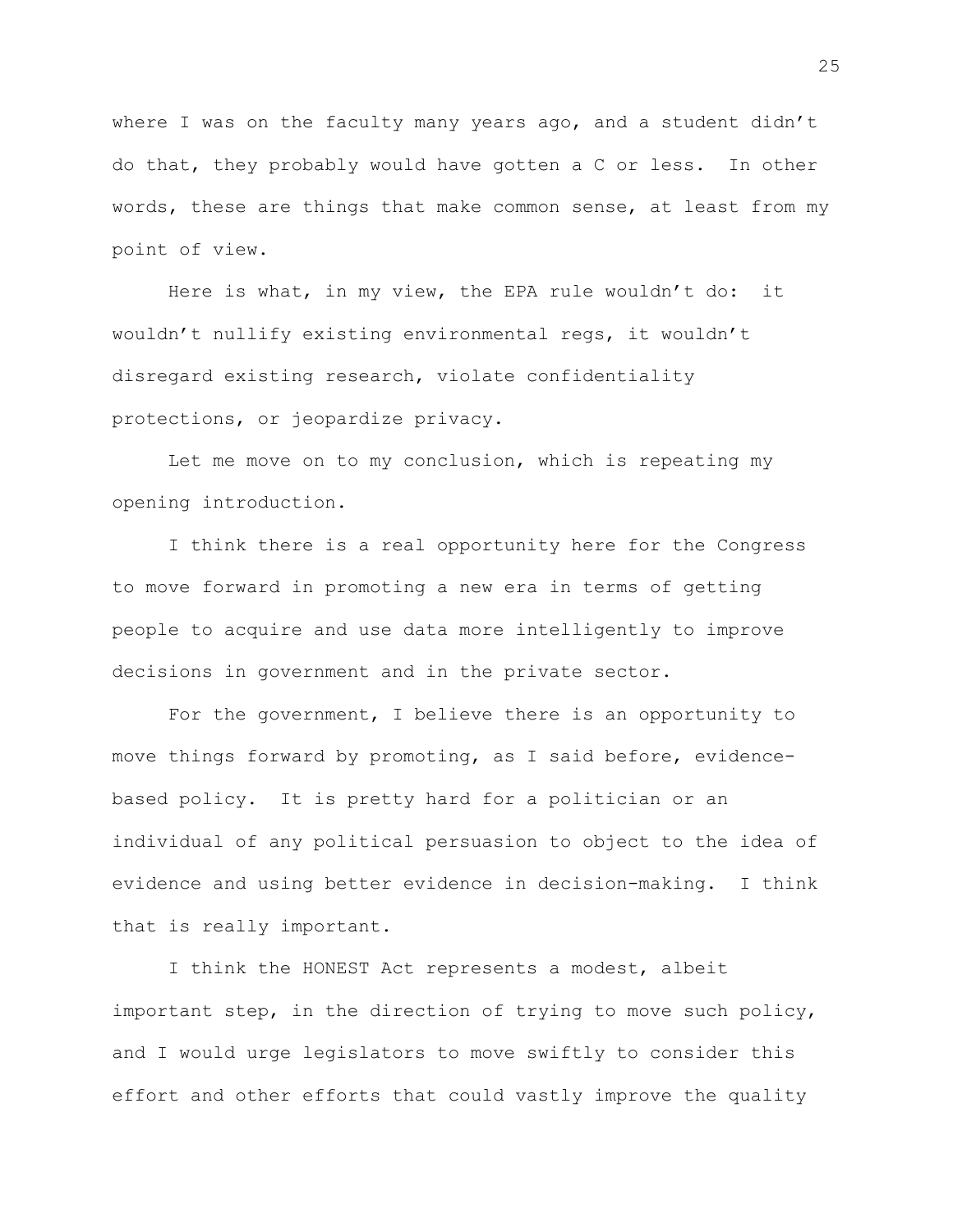where I was on the faculty many years ago, and a student didn't do that, they probably would have gotten a C or less. In other words, these are things that make common sense, at least from my point of view.

Here is what, in my view, the EPA rule wouldn't do: it wouldn't nullify existing environmental regs, it wouldn't disregard existing research, violate confidentiality protections, or jeopardize privacy.

Let me move on to my conclusion, which is repeating my opening introduction.

I think there is a real opportunity here for the Congress to move forward in promoting a new era in terms of getting people to acquire and use data more intelligently to improve decisions in government and in the private sector.

For the government, I believe there is an opportunity to move things forward by promoting, as I said before, evidence-based policy. It is pretty hard for a politician or an individual of any political persuasion to object to the idea of evidence and using better evidence in decision-making. I think that is really important.

I think the HONEST Act represents a modest, albeit important step, in the direction of trying to move such policy, and I would urge legislators to move swiftly to consider this effort and other efforts that could vastly improve the quality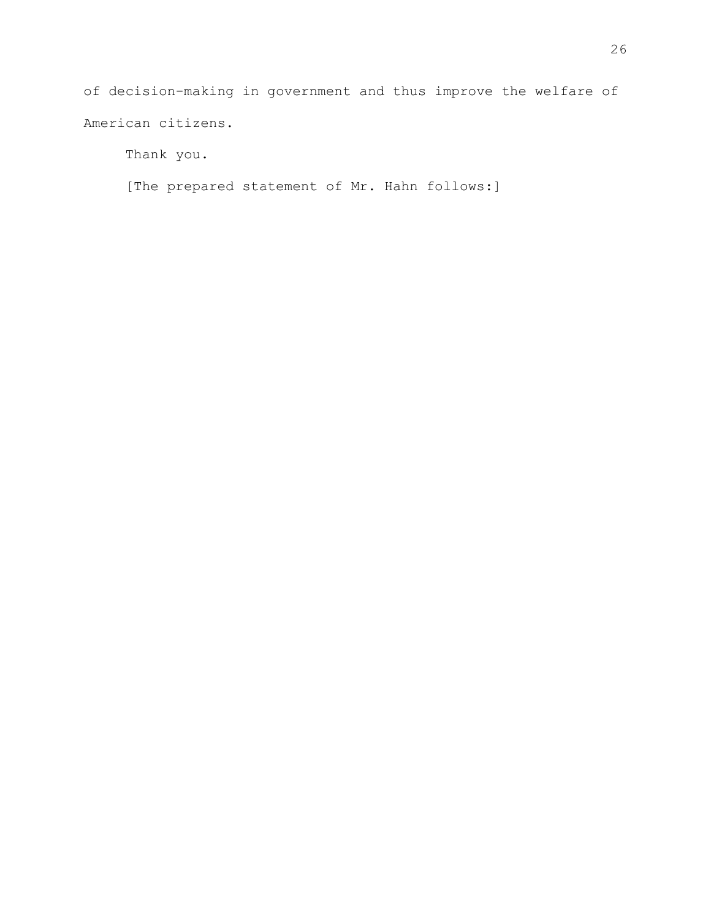of decision-making in government and thus improve the welfare of American citizens.

Thank you.

[The prepared statement of Mr. Hahn follows:]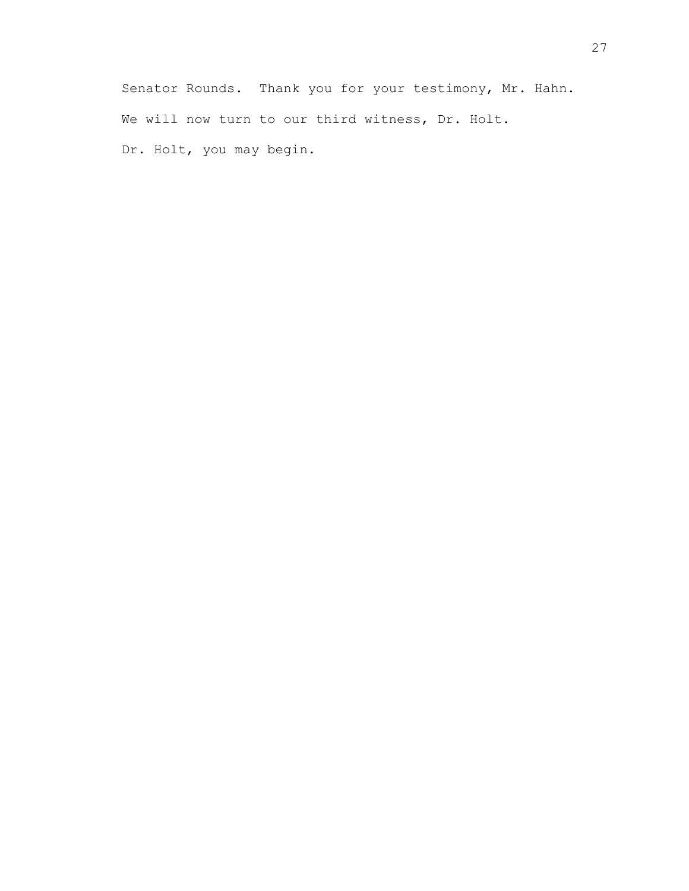Senator Rounds. Thank you for your testimony, Mr. Hahn. We will now turn to our third witness, Dr. Holt. Dr. Holt, you may begin.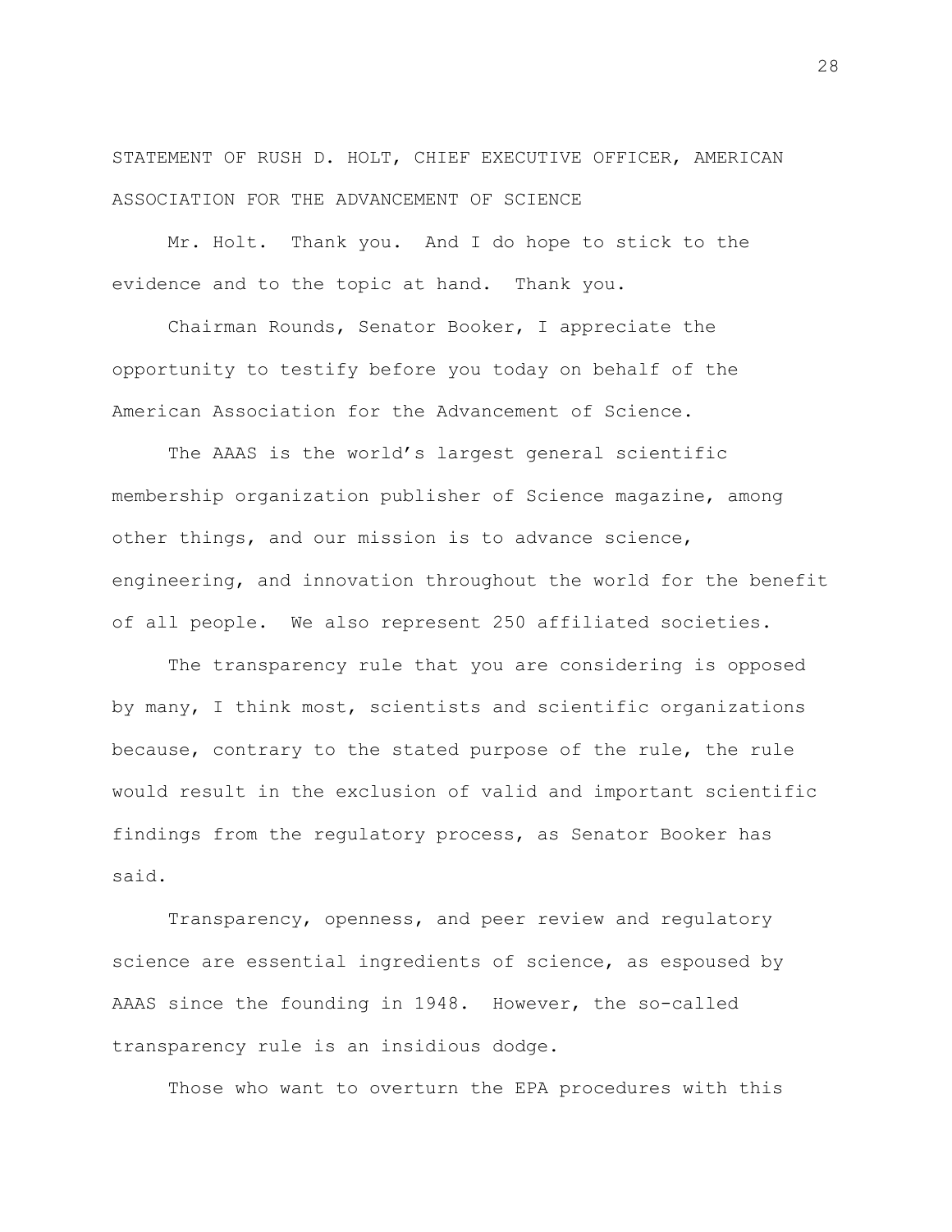STATEMENT OF RUSH D. HOLT, CHIEF EXECUTIVE OFFICER, AMERICAN ASSOCIATION FOR THE ADVANCEMENT OF SCIENCE

Mr. Holt. Thank you. And I do hope to stick to the evidence and to the topic at hand. Thank you.

Chairman Rounds, Senator Booker, I appreciate the opportunity to testify before you today on behalf of the American Association for the Advancement of Science.

The AAAS is the world's largest general scientific membership organization publisher of Science magazine, among other things, and our mission is to advance science, engineering, and innovation throughout the world for the benefit of all people. We also represent 250 affiliated societies.

The transparency rule that you are considering is opposed by many, I think most, scientists and scientific organizations because, contrary to the stated purpose of the rule, the rule would result in the exclusion of valid and important scientific findings from the regulatory process, as Senator Booker has said.

Transparency, openness, and peer review and regulatory science are essential ingredients of science, as espoused by AAAS since the founding in 1948. However, the so-called transparency rule is an insidious dodge.

Those who want to overturn the EPA procedures with this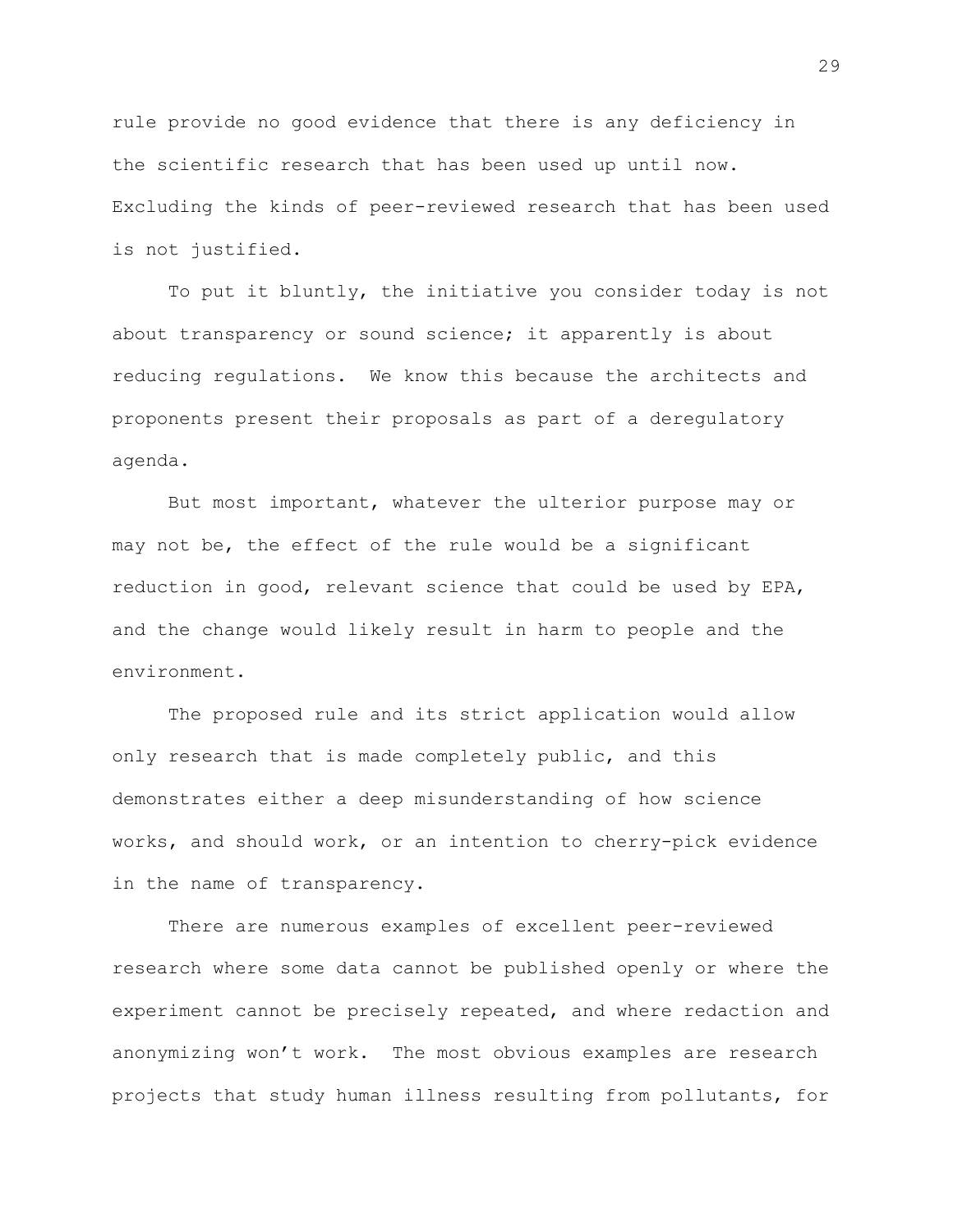rule provide no good evidence that there is any deficiency in the scientific research that has been used up until now. Excluding the kinds of peer-reviewed research that has been used is not justified.

To put it bluntly, the initiative you consider today is not about transparency or sound science; it apparently is about reducing regulations. We know this because the architects and proponents present their proposals as part of a deregulatory agenda.

But most important, whatever the ulterior purpose may or may not be, the effect of the rule would be a significant reduction in good, relevant science that could be used by EPA, and the change would likely result in harm to people and the environment.

The proposed rule and its strict application would allow only research that is made completely public, and this demonstrates either a deep misunderstanding of how science works, and should work, or an intention to cherry-pick evidence in the name of transparency.

There are numerous examples of excellent peer-reviewed research where some data cannot be published openly or where the experiment cannot be precisely repeated, and where redaction and anonymizing won't work. The most obvious examples are research projects that study human illness resulting from pollutants, for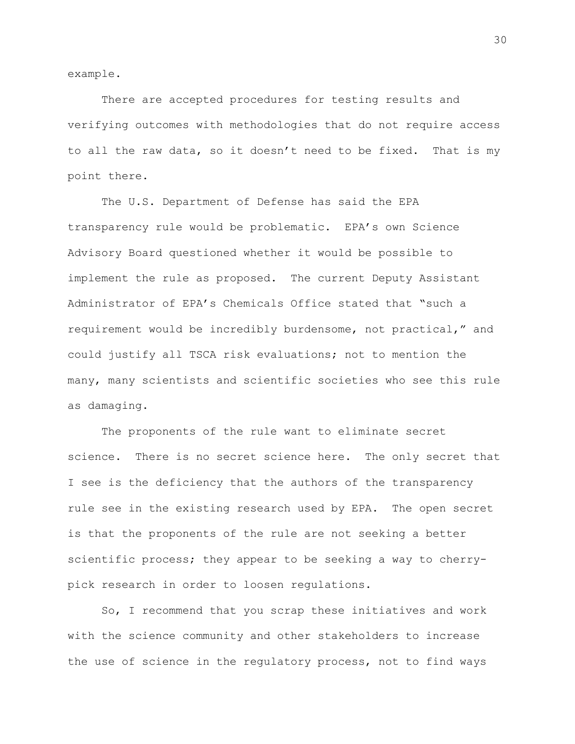example.

There are accepted procedures for testing results and verifying outcomes with methodologies that do not require access to all the raw data, so it doesn't need to be fixed. That is my point there.

The U.S. Department of Defense has said the EPA transparency rule would be problematic. EPA's own Science Advisory Board questioned whether it would be possible to implement the rule as proposed. The current Deputy Assistant Administrator of EPA's Chemicals Office stated that "such a requirement would be incredibly burdensome, not practical," and could justify all TSCA risk evaluations; not to mention the many, many scientists and scientific societies who see this rule as damaging.

The proponents of the rule want to eliminate secret science. There is no secret science here. The only secret that I see is the deficiency that the authors of the transparency rule see in the existing research used by EPA. The open secret is that the proponents of the rule are not seeking a better scientific process; they appear to be seeking a way to cherry-pick research in order to loosen regulations.

So, I recommend that you scrap these initiatives and work with the science community and other stakeholders to increase the use of science in the regulatory process, not to find ways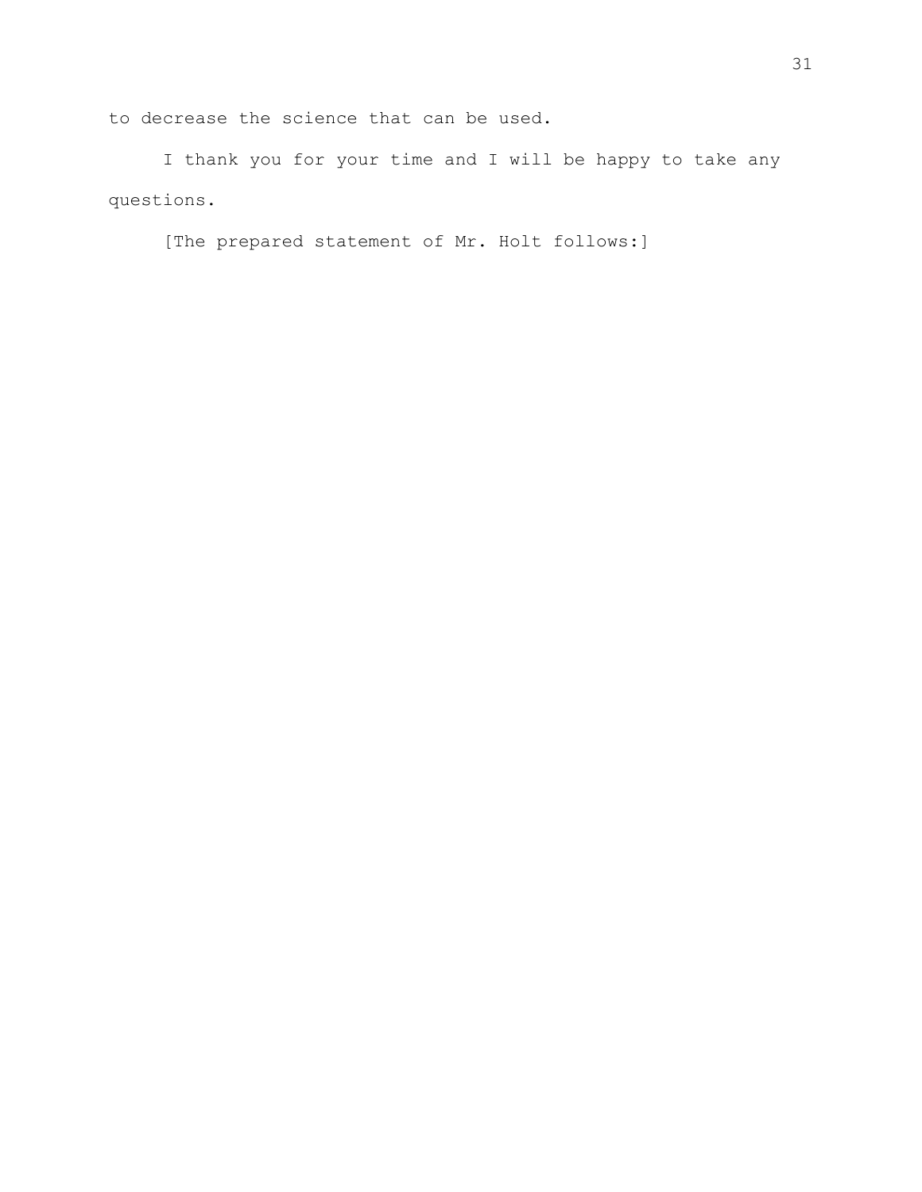to decrease the science that can be used.

I thank you for your time and I will be happy to take any questions.

[The prepared statement of Mr. Holt follows:]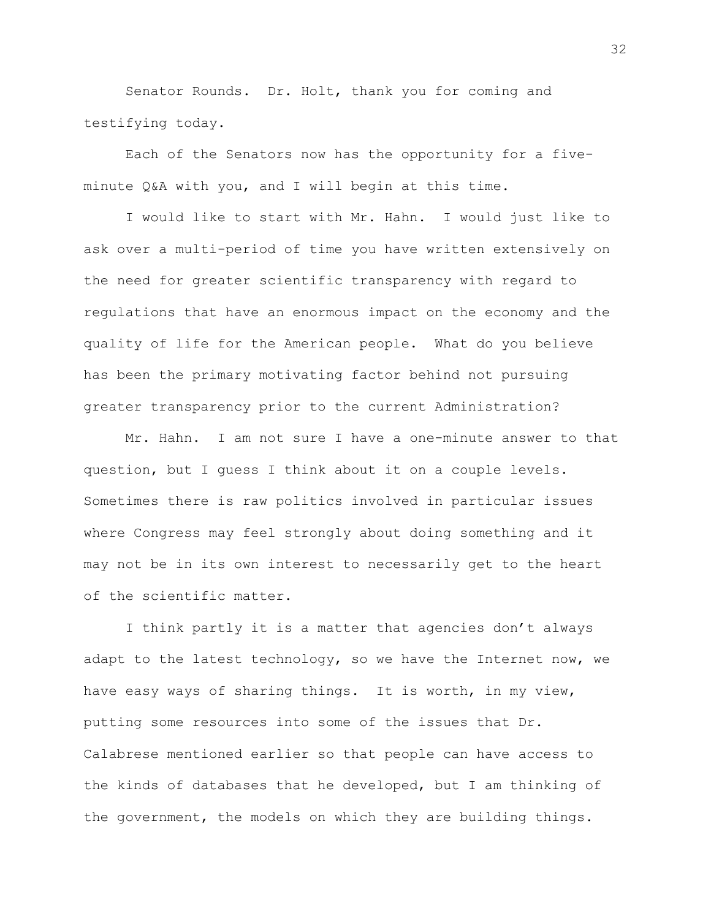Senator Rounds. Dr. Holt, thank you for coming and testifying today.

Each of the Senators now has the opportunity for a five-minute Q&A with you, and I will begin at this time.

I would like to start with Mr. Hahn. I would just like to ask over a multi-period of time you have written extensively on the need for greater scientific transparency with regard to regulations that have an enormous impact on the economy and the quality of life for the American people. What do you believe has been the primary motivating factor behind not pursuing greater transparency prior to the current Administration?

Mr. Hahn. I am not sure I have a one-minute answer to that question, but I guess I think about it on a couple levels. Sometimes there is raw politics involved in particular issues where Congress may feel strongly about doing something and it may not be in its own interest to necessarily get to the heart of the scientific matter.

I think partly it is a matter that agencies don't always adapt to the latest technology, so we have the Internet now, we have easy ways of sharing things. It is worth, in my view, putting some resources into some of the issues that Dr. Calabrese mentioned earlier so that people can have access to the kinds of databases that he developed, but I am thinking of the government, the models on which they are building things.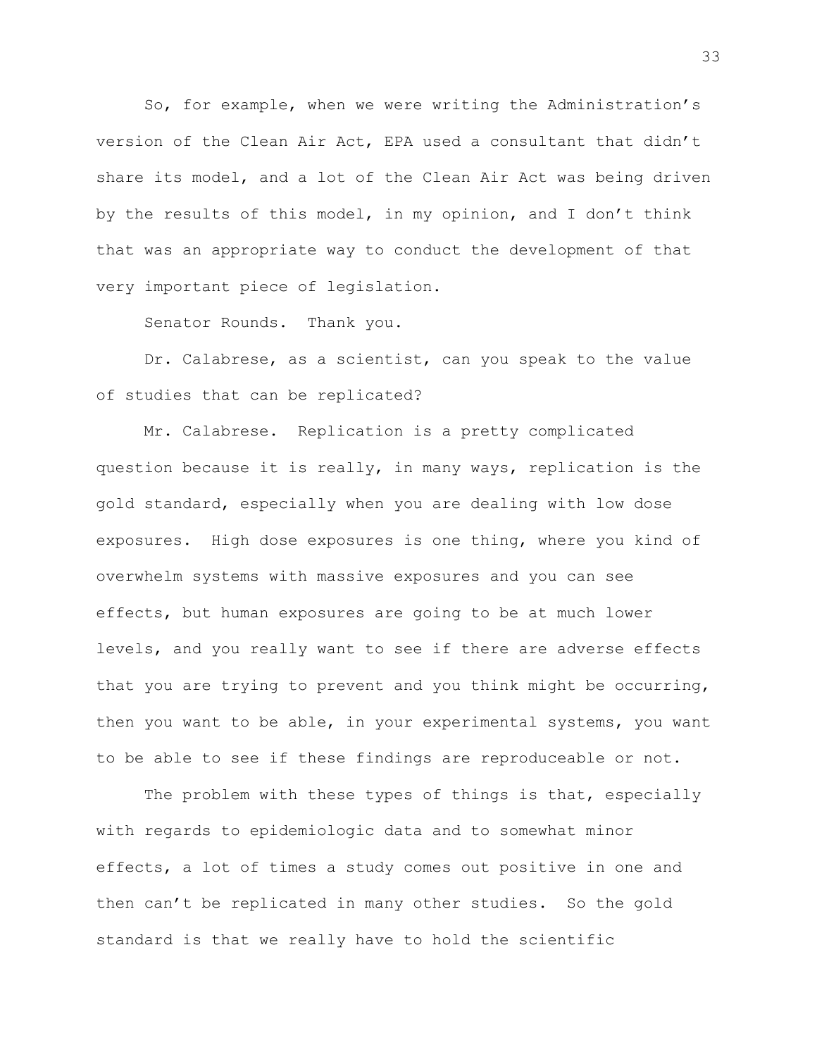So, for example, when we were writing the Administration's version of the Clean Air Act, EPA used a consultant that didn't share its model, and a lot of the Clean Air Act was being driven by the results of this model, in my opinion, and I don't think that was an appropriate way to conduct the development of that very important piece of legislation.

Senator Rounds. Thank you.

Dr. Calabrese, as a scientist, can you speak to the value of studies that can be replicated?

Mr. Calabrese. Replication is a pretty complicated question because it is really, in many ways, replication is the gold standard, especially when you are dealing with low dose exposures. High dose exposures is one thing, where you kind of overwhelm systems with massive exposures and you can see effects, but human exposures are going to be at much lower levels, and you really want to see if there are adverse effects that you are trying to prevent and you think might be occurring, then you want to be able, in your experimental systems, you want to be able to see if these findings are reproduceable or not.

The problem with these types of things is that, especially with regards to epidemiologic data and to somewhat minor effects, a lot of times a study comes out positive in one and then can't be replicated in many other studies. So the gold standard is that we really have to hold the scientific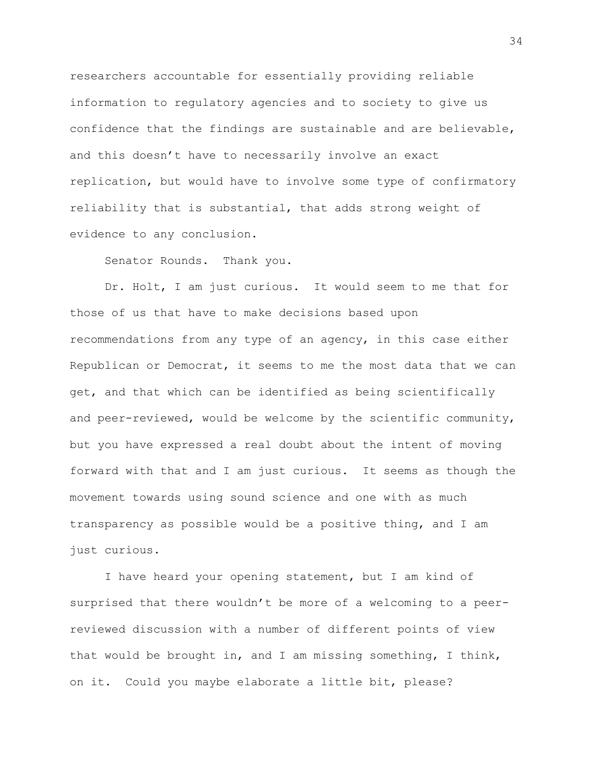researchers accountable for essentially providing reliable information to regulatory agencies and to society to give us confidence that the findings are sustainable and are believable, and this doesn't have to necessarily involve an exact replication, but would have to involve some type of confirmatory reliability that is substantial, that adds strong weight of evidence to any conclusion.

Senator Rounds. Thank you.

Dr. Holt, I am just curious. It would seem to me that for those of us that have to make decisions based upon recommendations from any type of an agency, in this case either Republican or Democrat, it seems to me the most data that we can get, and that which can be identified as being scientifically and peer-reviewed, would be welcome by the scientific community, but you have expressed a real doubt about the intent of moving forward with that and I am just curious. It seems as though the movement towards using sound science and one with as much transparency as possible would be a positive thing, and I am just curious.

I have heard your opening statement, but I am kind of surprised that there wouldn't be more of a welcoming to a peer-reviewed discussion with a number of different points of view that would be brought in, and I am missing something, I think, on it. Could you maybe elaborate a little bit, please?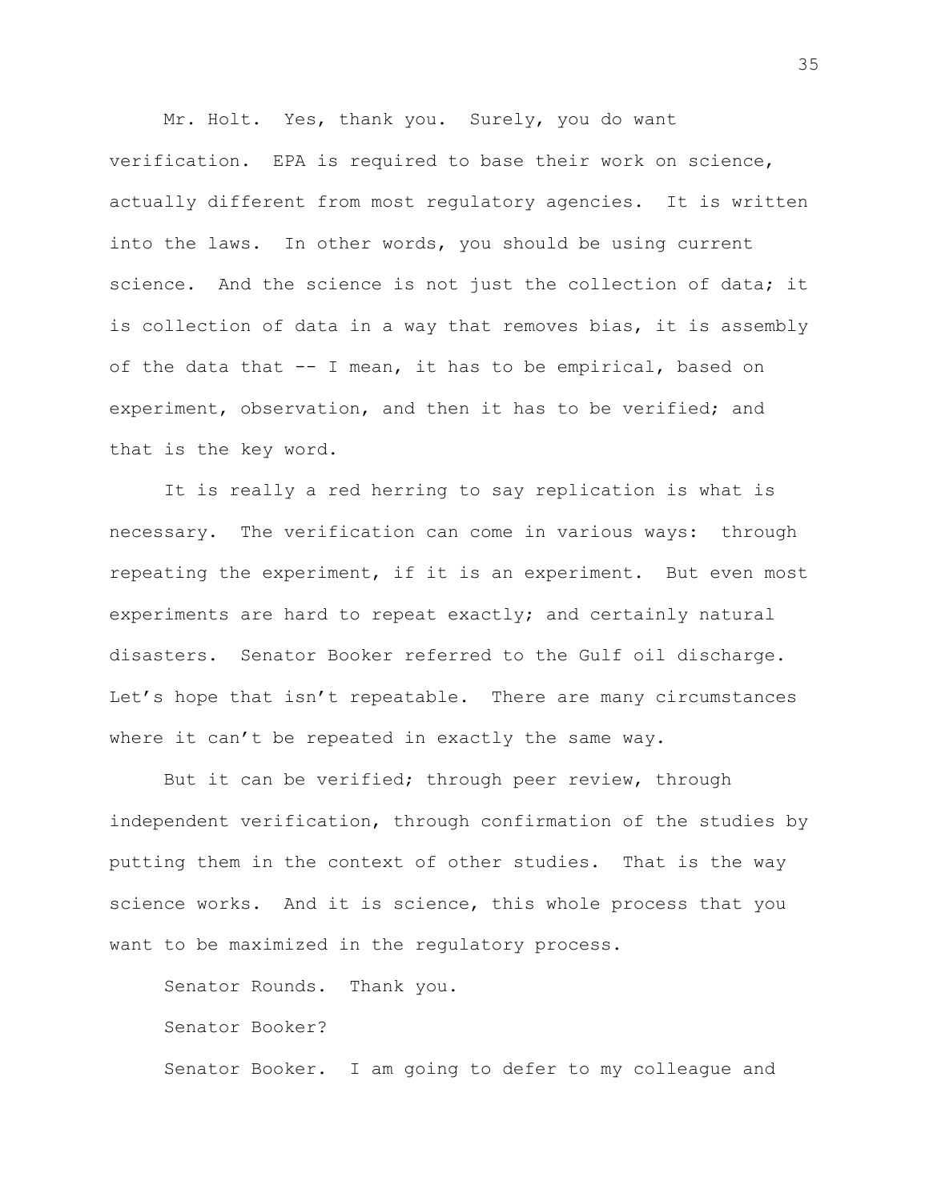Mr. Holt. Yes, thank you. Surely, you do want verification. EPA is required to base their work on science, actually different from most regulatory agencies. It is written into the laws. In other words, you should be using current science. And the science is not just the collection of data; it is collection of data in a way that removes bias, it is assembly of the data that -- I mean, it has to be empirical, based on experiment, observation, and then it has to be verified; and that is the key word.

It is really a red herring to say replication is what is necessary. The verification can come in various ways: through repeating the experiment, if it is an experiment. But even most experiments are hard to repeat exactly; and certainly natural disasters. Senator Booker referred to the Gulf oil discharge. Let's hope that isn't repeatable. There are many circumstances where it can't be repeated in exactly the same way.

But it can be verified; through peer review, through independent verification, through confirmation of the studies by putting them in the context of other studies. That is the way science works. And it is science, this whole process that you want to be maximized in the regulatory process.

Senator Rounds. Thank you.

Senator Booker?

Senator Booker. I am going to defer to my colleague and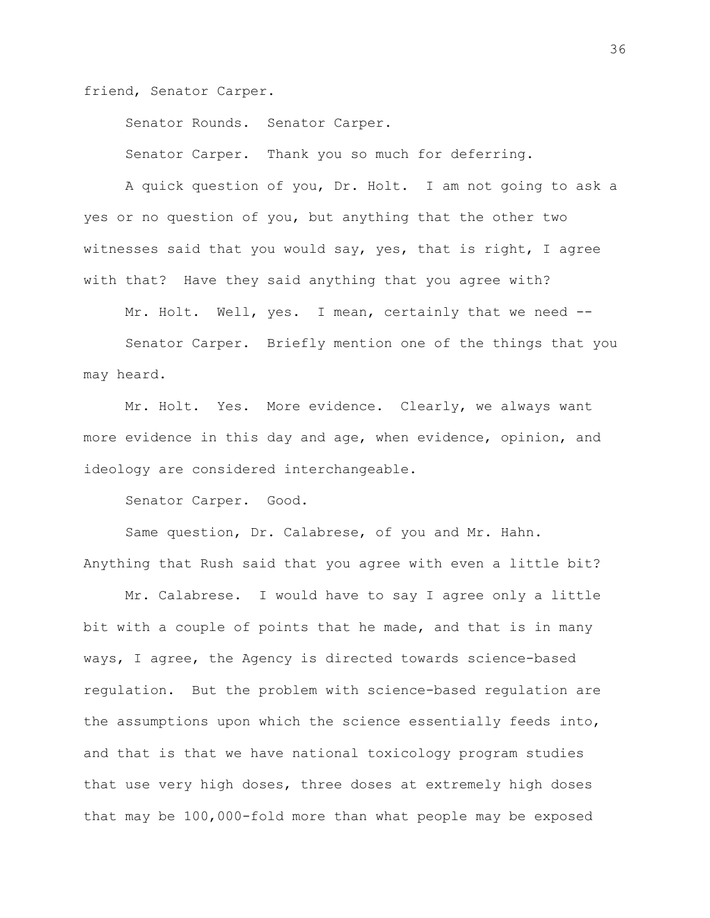friend, Senator Carper.

Senator Rounds. Senator Carper.

Senator Carper. Thank you so much for deferring.

A quick question of you, Dr. Holt. I am not going to ask a yes or no question of you, but anything that the other two witnesses said that you would say, yes, that is right, I agree with that? Have they said anything that you agree with?

Mr. Holt. Well, yes. I mean, certainly that we need --

Senator Carper. Briefly mention one of the things that you may heard.

Mr. Holt. Yes. More evidence. Clearly, we always want more evidence in this day and age, when evidence, opinion, and ideology are considered interchangeable.

Senator Carper. Good.

Same question, Dr. Calabrese, of you and Mr. Hahn. Anything that Rush said that you agree with even a little bit?

Mr. Calabrese. I would have to say I agree only a little bit with a couple of points that he made, and that is in many ways, I agree, the Agency is directed towards science-based regulation. But the problem with science-based regulation are the assumptions upon which the science essentially feeds into, and that is that we have national toxicology program studies that use very high doses, three doses at extremely high doses that may be 100,000-fold more than what people may be exposed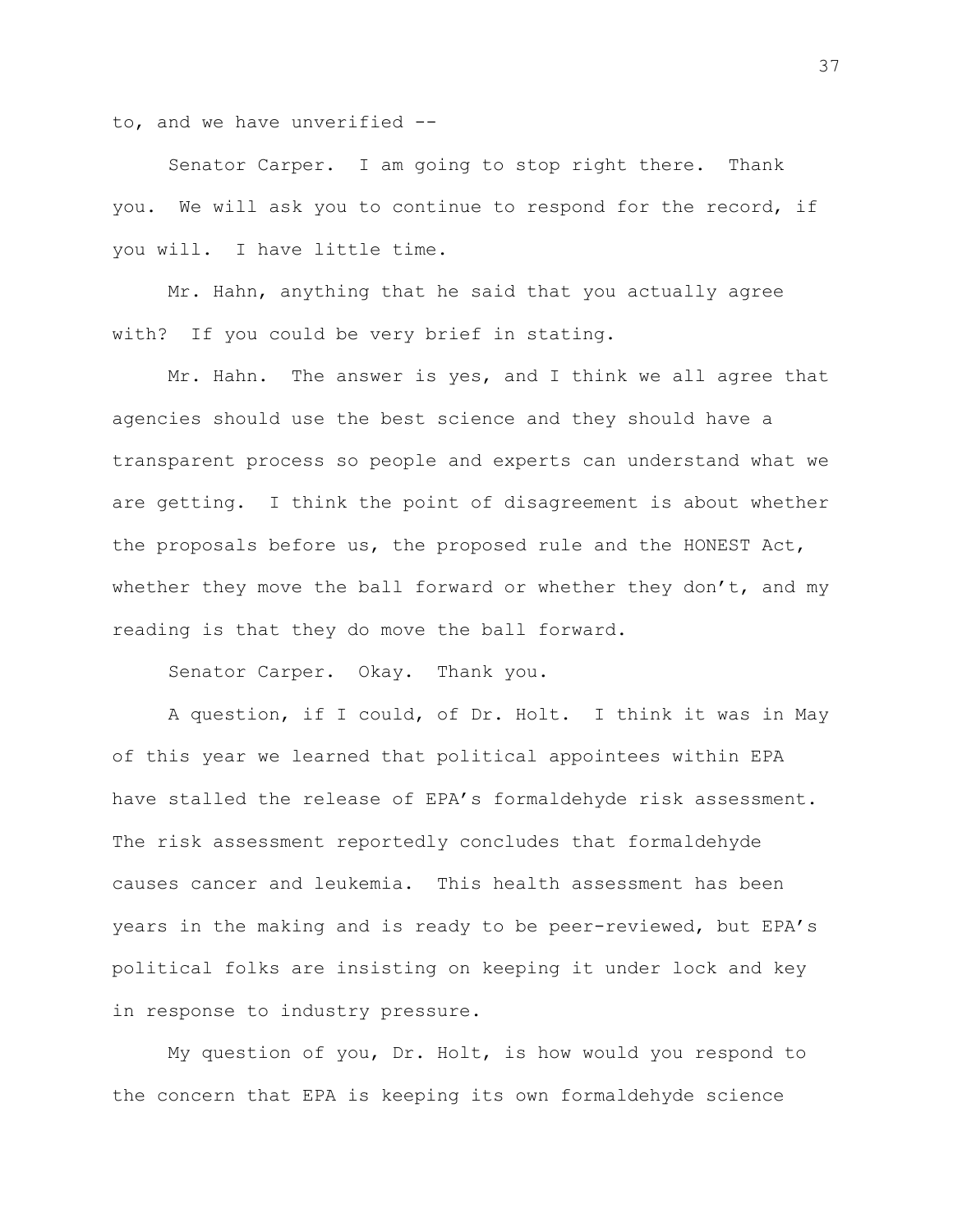to, and we have unverified --

Senator Carper. I am going to stop right there. Thank you. We will ask you to continue to respond for the record, if you will. I have little time.

Mr. Hahn, anything that he said that you actually agree with? If you could be very brief in stating.

Mr. Hahn. The answer is yes, and I think we all agree that agencies should use the best science and they should have a transparent process so people and experts can understand what we are getting. I think the point of disagreement is about whether the proposals before us, the proposed rule and the HONEST Act, whether they move the ball forward or whether they don't, and my reading is that they do move the ball forward.

Senator Carper. Okay. Thank you.

A question, if I could, of Dr. Holt. I think it was in May of this year we learned that political appointees within EPA have stalled the release of EPA's formaldehyde risk assessment. The risk assessment reportedly concludes that formaldehyde causes cancer and leukemia. This health assessment has been years in the making and is ready to be peer-reviewed, but EPA's political folks are insisting on keeping it under lock and key in response to industry pressure.

My question of you, Dr. Holt, is how would you respond to the concern that EPA is keeping its own formaldehyde science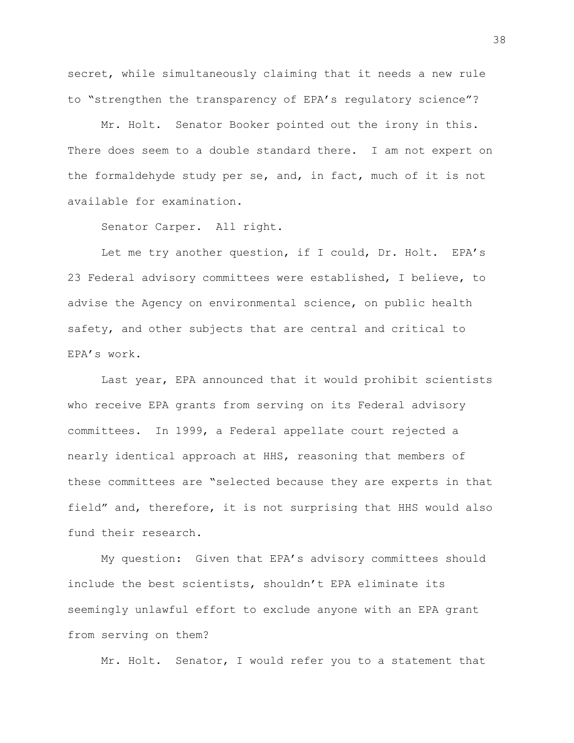secret, while simultaneously claiming that it needs a new rule to "strengthen the transparency of EPA's regulatory science"?

Mr. Holt. Senator Booker pointed out the irony in this. There does seem to a double standard there. I am not expert on the formaldehyde study per se, and, in fact, much of it is not available for examination.

Senator Carper. All right.

Let me try another question, if I could, Dr. Holt. EPA's 23 Federal advisory committees were established, I believe, to advise the Agency on environmental science, on public health safety, and other subjects that are central and critical to EPA's work.

Last year, EPA announced that it would prohibit scientists who receive EPA grants from serving on its Federal advisory committees. In 1999, a Federal appellate court rejected a nearly identical approach at HHS, reasoning that members of these committees are "selected because they are experts in that field" and, therefore, it is not surprising that HHS would also fund their research.

My question: Given that EPA's advisory committees should include the best scientists, shouldn't EPA eliminate its seemingly unlawful effort to exclude anyone with an EPA grant from serving on them?

Mr. Holt. Senator, I would refer you to a statement that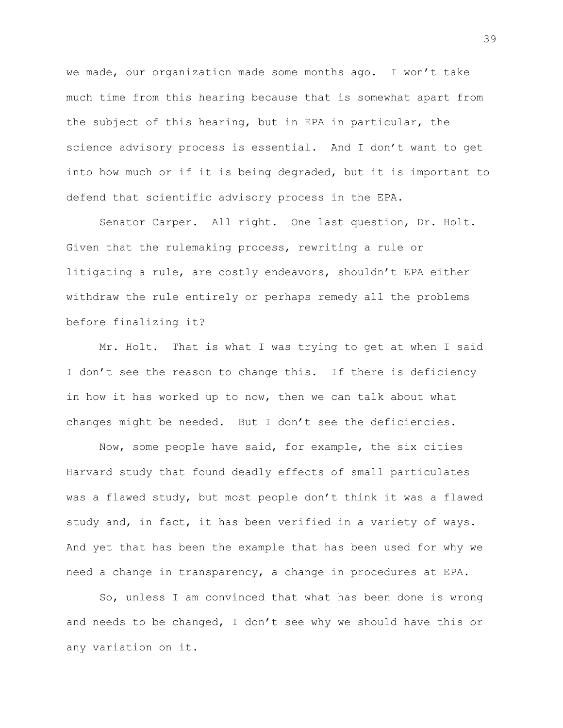we made, our organization made some months ago. I won't take much time from this hearing because that is somewhat apart from the subject of this hearing, but in EPA in particular, the science advisory process is essential. And I don't want to get into how much or if it is being degraded, but it is important to defend that scientific advisory process in the EPA.

Senator Carper. All right. One last question, Dr. Holt. Given that the rulemaking process, rewriting a rule or litigating a rule, are costly endeavors, shouldn't EPA either withdraw the rule entirely or perhaps remedy all the problems before finalizing it?

Mr. Holt. That is what I was trying to get at when I said I don't see the reason to change this. If there is deficiency in how it has worked up to now, then we can talk about what changes might be needed. But I don't see the deficiencies.

Now, some people have said, for example, the six cities Harvard study that found deadly effects of small particulates was a flawed study, but most people don't think it was a flawed study and, in fact, it has been verified in a variety of ways. And yet that has been the example that has been used for why we need a change in transparency, a change in procedures at EPA.

So, unless I am convinced that what has been done is wrong and needs to be changed, I don't see why we should have this or any variation on it.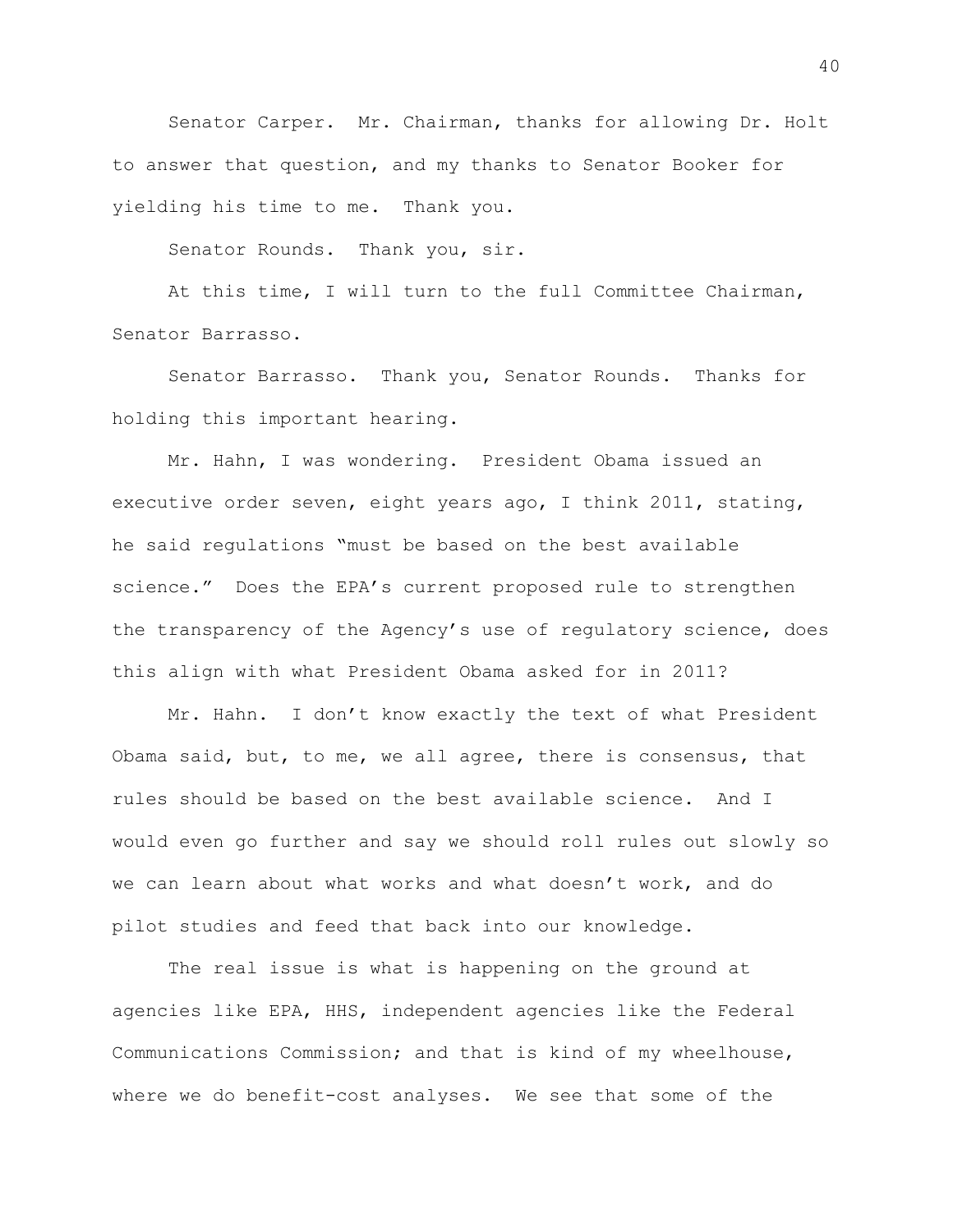Senator Carper. Mr. Chairman, thanks for allowing Dr. Holt to answer that question, and my thanks to Senator Booker for yielding his time to me. Thank you.

Senator Rounds. Thank you, sir.

At this time, I will turn to the full Committee Chairman, Senator Barrasso.

Senator Barrasso. Thank you, Senator Rounds. Thanks for holding this important hearing.

Mr. Hahn, I was wondering. President Obama issued an executive order seven, eight years ago, I think 2011, stating, he said regulations "must be based on the best available science." Does the EPA's current proposed rule to strengthen the transparency of the Agency's use of regulatory science, does this align with what President Obama asked for in 2011?

Mr. Hahn. I don't know exactly the text of what President Obama said, but, to me, we all agree, there is consensus, that rules should be based on the best available science. And I would even go further and say we should roll rules out slowly so we can learn about what works and what doesn't work, and do pilot studies and feed that back into our knowledge.

The real issue is what is happening on the ground at agencies like EPA, HHS, independent agencies like the Federal Communications Commission; and that is kind of my wheelhouse, where we do benefit-cost analyses. We see that some of the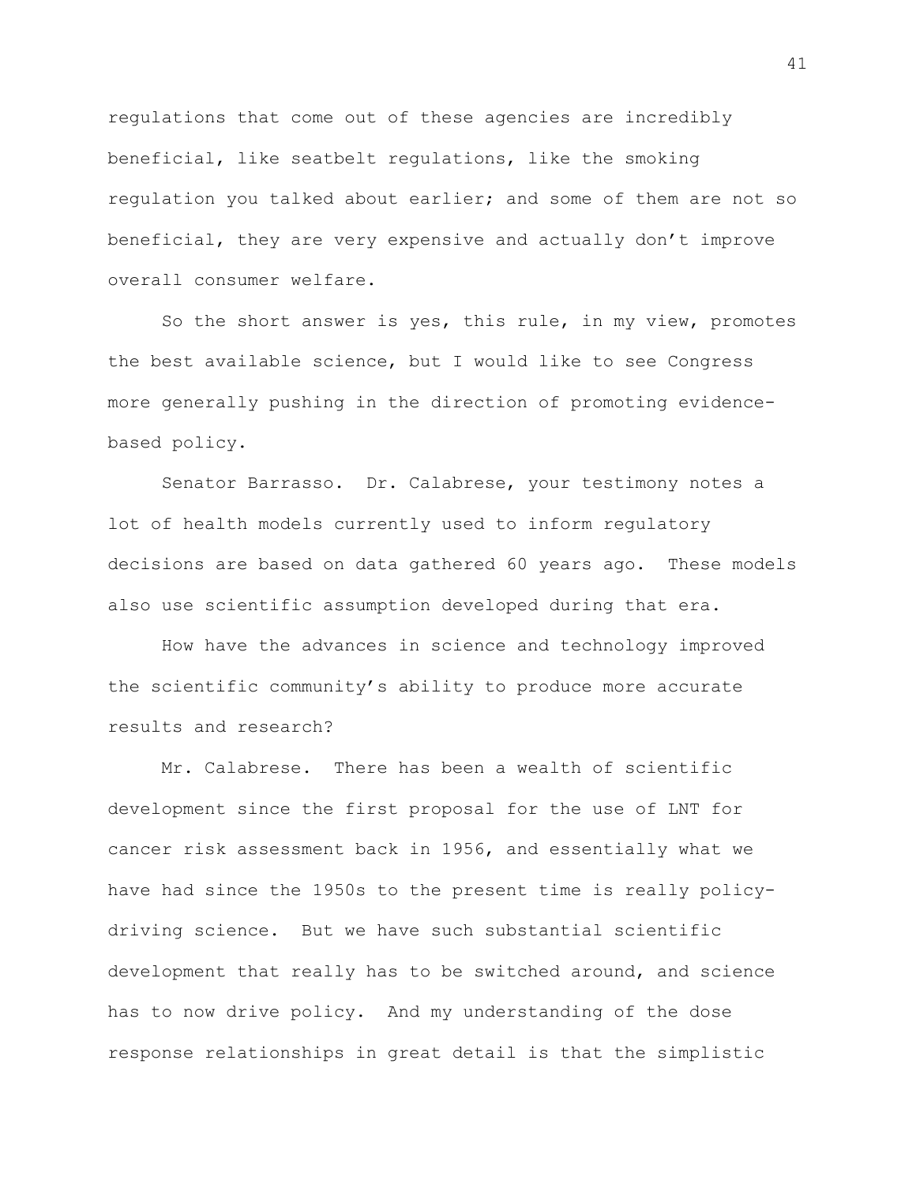regulations that come out of these agencies are incredibly beneficial, like seatbelt regulations, like the smoking regulation you talked about earlier; and some of them are not so beneficial, they are very expensive and actually don't improve overall consumer welfare.

So the short answer is yes, this rule, in my view, promotes the best available science, but I would like to see Congress more generally pushing in the direction of promoting evidence-based policy.

Senator Barrasso. Dr. Calabrese, your testimony notes a lot of health models currently used to inform regulatory decisions are based on data gathered 60 years ago. These models also use scientific assumption developed during that era.

How have the advances in science and technology improved the scientific community's ability to produce more accurate results and research?

Mr. Calabrese. There has been a wealth of scientific development since the first proposal for the use of LNT for cancer risk assessment back in 1956, and essentially what we have had since the 1950s to the present time is really policy-driving science. But we have such substantial scientific development that really has to be switched around, and science has to now drive policy. And my understanding of the dose response relationships in great detail is that the simplistic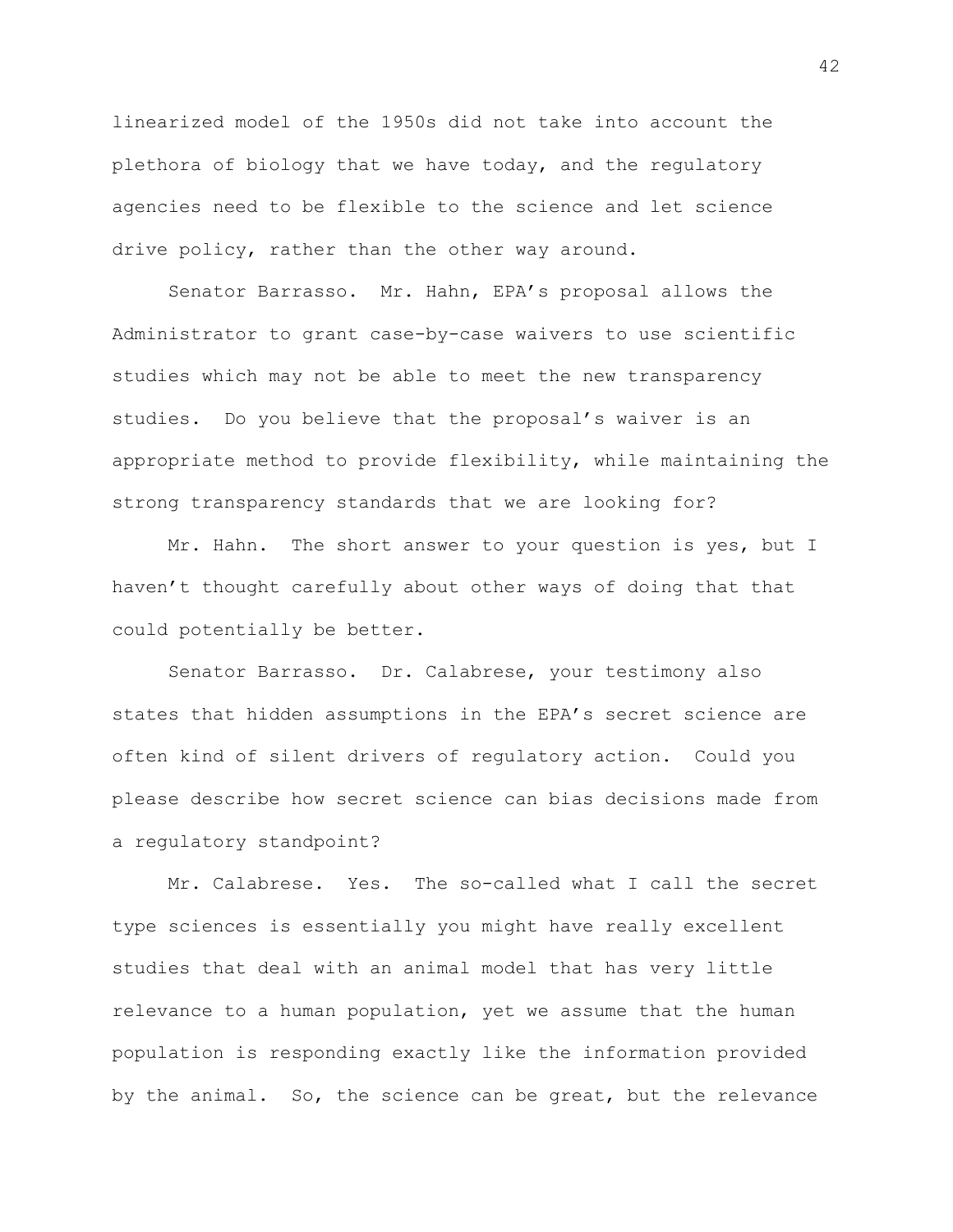linearized model of the 1950s did not take into account the plethora of biology that we have today, and the regulatory agencies need to be flexible to the science and let science drive policy, rather than the other way around.

Senator Barrasso. Mr. Hahn, EPA's proposal allows the Administrator to grant case-by-case waivers to use scientific studies which may not be able to meet the new transparency studies. Do you believe that the proposal's waiver is an appropriate method to provide flexibility, while maintaining the strong transparency standards that we are looking for?

Mr. Hahn. The short answer to your question is yes, but I haven't thought carefully about other ways of doing that that could potentially be better.

Senator Barrasso. Dr. Calabrese, your testimony also states that hidden assumptions in the EPA's secret science are often kind of silent drivers of regulatory action. Could you please describe how secret science can bias decisions made from a regulatory standpoint?

Mr. Calabrese. Yes. The so-called what I call the secret type sciences is essentially you might have really excellent studies that deal with an animal model that has very little relevance to a human population, yet we assume that the human population is responding exactly like the information provided by the animal. So, the science can be great, but the relevance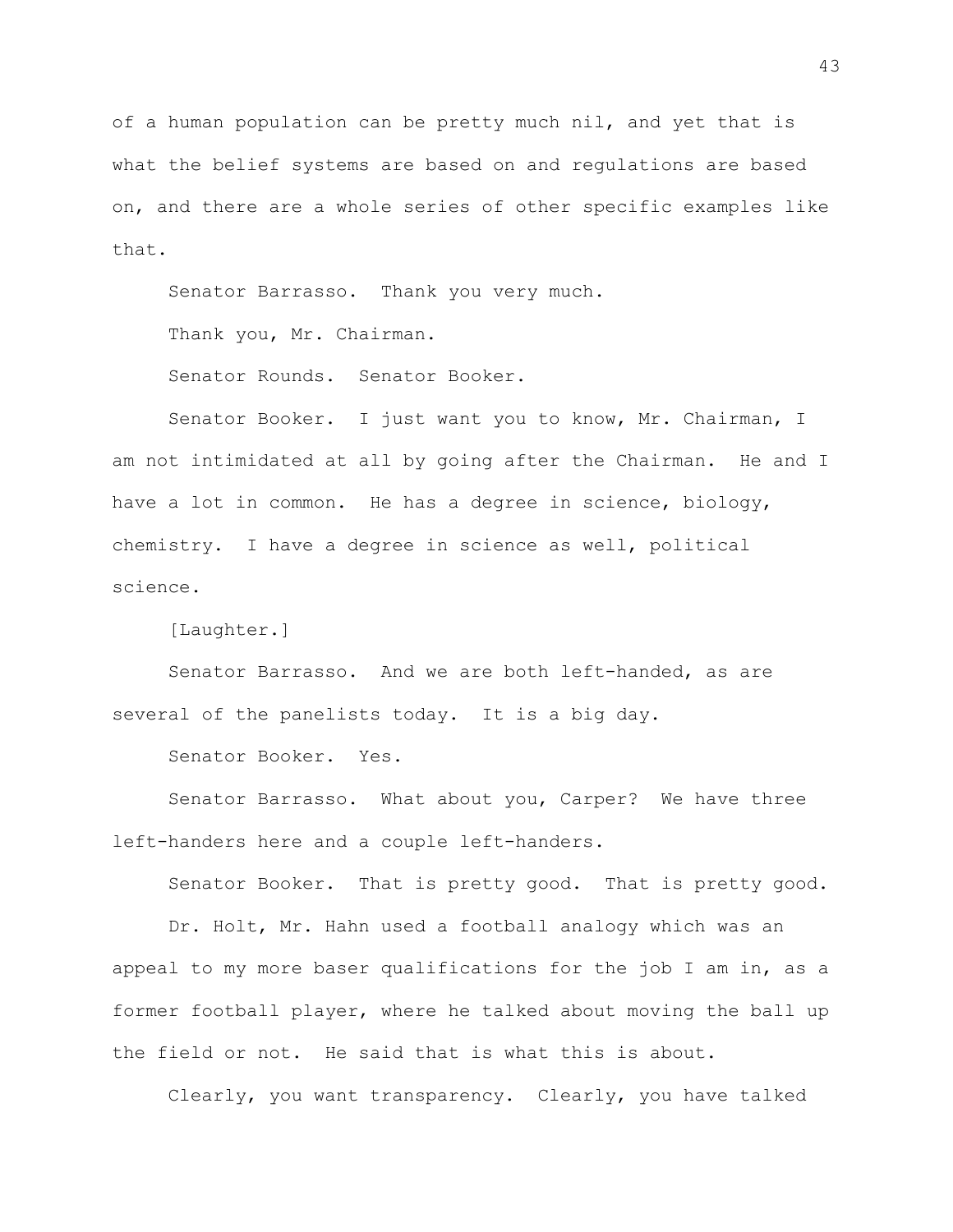of a human population can be pretty much nil, and yet that is what the belief systems are based on and regulations are based on, and there are a whole series of other specific examples like that.

Senator Barrasso. Thank you very much.

Thank you, Mr. Chairman.

Senator Rounds. Senator Booker.

Senator Booker. I just want you to know, Mr. Chairman, I am not intimidated at all by going after the Chairman. He and I have a lot in common. He has a degree in science, biology, chemistry. I have a degree in science as well, political science.

[Laughter.]

Senator Barrasso. And we are both left-handed, as are several of the panelists today. It is a big day.

Senator Booker. Yes.

Senator Barrasso. What about you, Carper? We have three left-handers here and a couple left-handers.

Senator Booker. That is pretty good. That is pretty good.

Dr. Holt, Mr. Hahn used a football analogy which was an appeal to my more baser qualifications for the job I am in, as a former football player, where he talked about moving the ball up the field or not. He said that is what this is about.

Clearly, you want transparency. Clearly, you have talked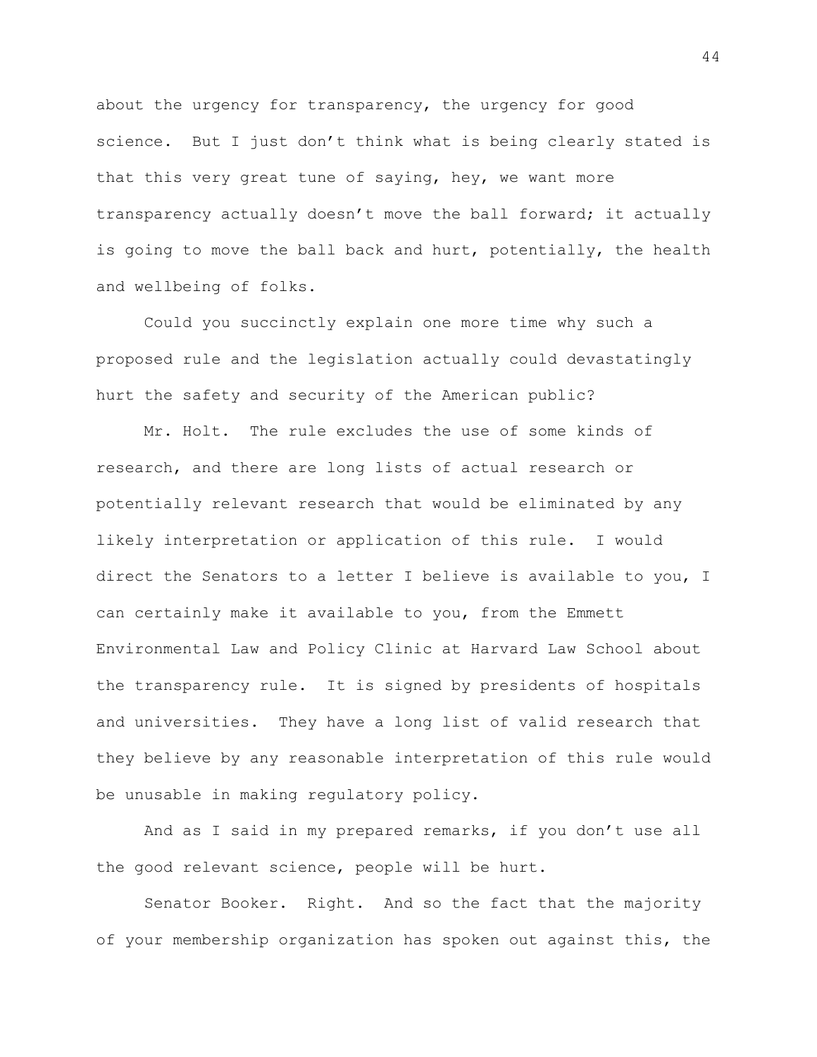about the urgency for transparency, the urgency for good science. But I just don't think what is being clearly stated is that this very great tune of saying, hey, we want more transparency actually doesn't move the ball forward; it actually is going to move the ball back and hurt, potentially, the health and wellbeing of folks.

Could you succinctly explain one more time why such a proposed rule and the legislation actually could devastatingly hurt the safety and security of the American public?

Mr. Holt. The rule excludes the use of some kinds of research, and there are long lists of actual research or potentially relevant research that would be eliminated by any likely interpretation or application of this rule. I would direct the Senators to a letter I believe is available to you, I can certainly make it available to you, from the Emmett Environmental Law and Policy Clinic at Harvard Law School about the transparency rule. It is signed by presidents of hospitals and universities. They have a long list of valid research that they believe by any reasonable interpretation of this rule would be unusable in making regulatory policy.

And as I said in my prepared remarks, if you don't use all the good relevant science, people will be hurt.

Senator Booker. Right. And so the fact that the majority of your membership organization has spoken out against this, the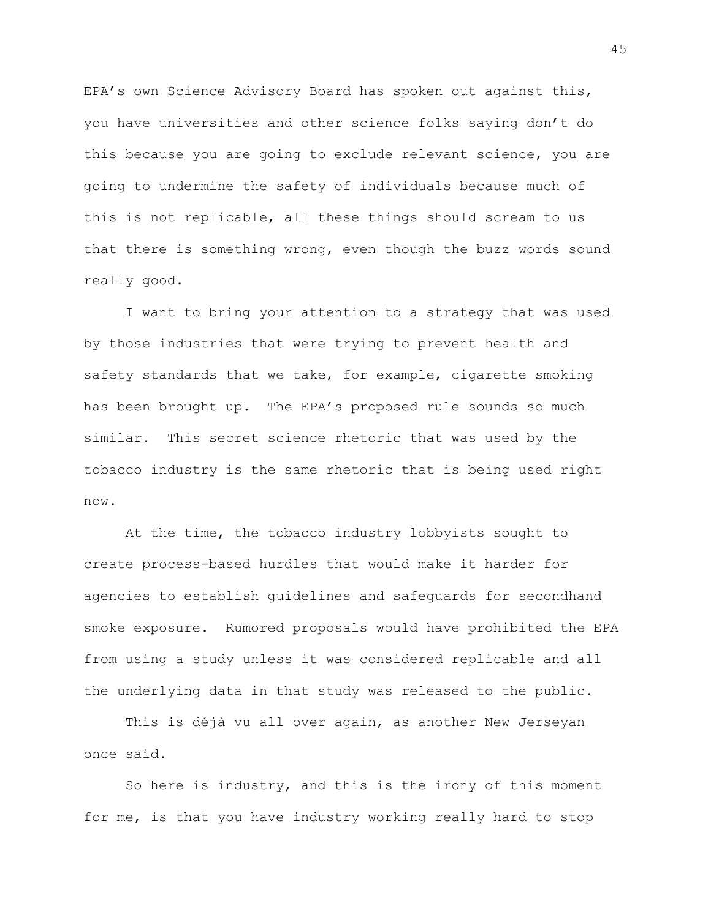EPA's own Science Advisory Board has spoken out against this, you have universities and other science folks saying don't do this because you are going to exclude relevant science, you are going to undermine the safety of individuals because much of this is not replicable, all these things should scream to us that there is something wrong, even though the buzz words sound really good.

I want to bring your attention to a strategy that was used by those industries that were trying to prevent health and safety standards that we take, for example, cigarette smoking has been brought up. The EPA's proposed rule sounds so much similar. This secret science rhetoric that was used by the tobacco industry is the same rhetoric that is being used right now.

At the time, the tobacco industry lobbyists sought to create process-based hurdles that would make it harder for agencies to establish guidelines and safeguards for secondhand smoke exposure. Rumored proposals would have prohibited the EPA from using a study unless it was considered replicable and all the underlying data in that study was released to the public.

This is déjà vu all over again, as another New Jerseyan once said.

So here is industry, and this is the irony of this moment for me, is that you have industry working really hard to stop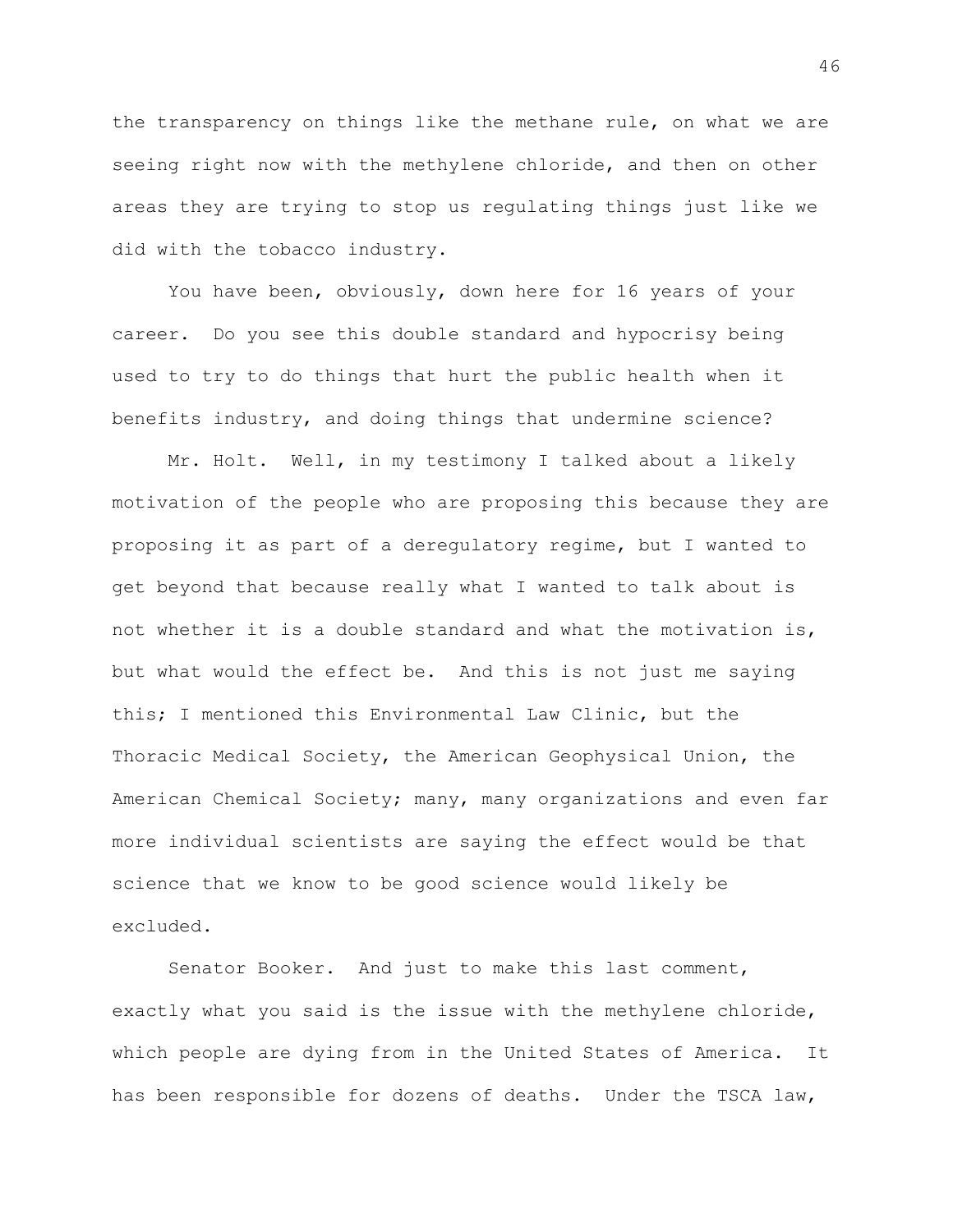the transparency on things like the methane rule, on what we are seeing right now with the methylene chloride, and then on other areas they are trying to stop us regulating things just like we did with the tobacco industry.

You have been, obviously, down here for 16 years of your career. Do you see this double standard and hypocrisy being used to try to do things that hurt the public health when it benefits industry, and doing things that undermine science?

Mr. Holt. Well, in my testimony I talked about a likely motivation of the people who are proposing this because they are proposing it as part of a deregulatory regime, but I wanted to get beyond that because really what I wanted to talk about is not whether it is a double standard and what the motivation is, but what would the effect be. And this is not just me saying this; I mentioned this Environmental Law Clinic, but the Thoracic Medical Society, the American Geophysical Union, the American Chemical Society; many, many organizations and even far more individual scientists are saying the effect would be that science that we know to be good science would likely be excluded.

Senator Booker. And just to make this last comment, exactly what you said is the issue with the methylene chloride, which people are dying from in the United States of America. It has been responsible for dozens of deaths. Under the TSCA law,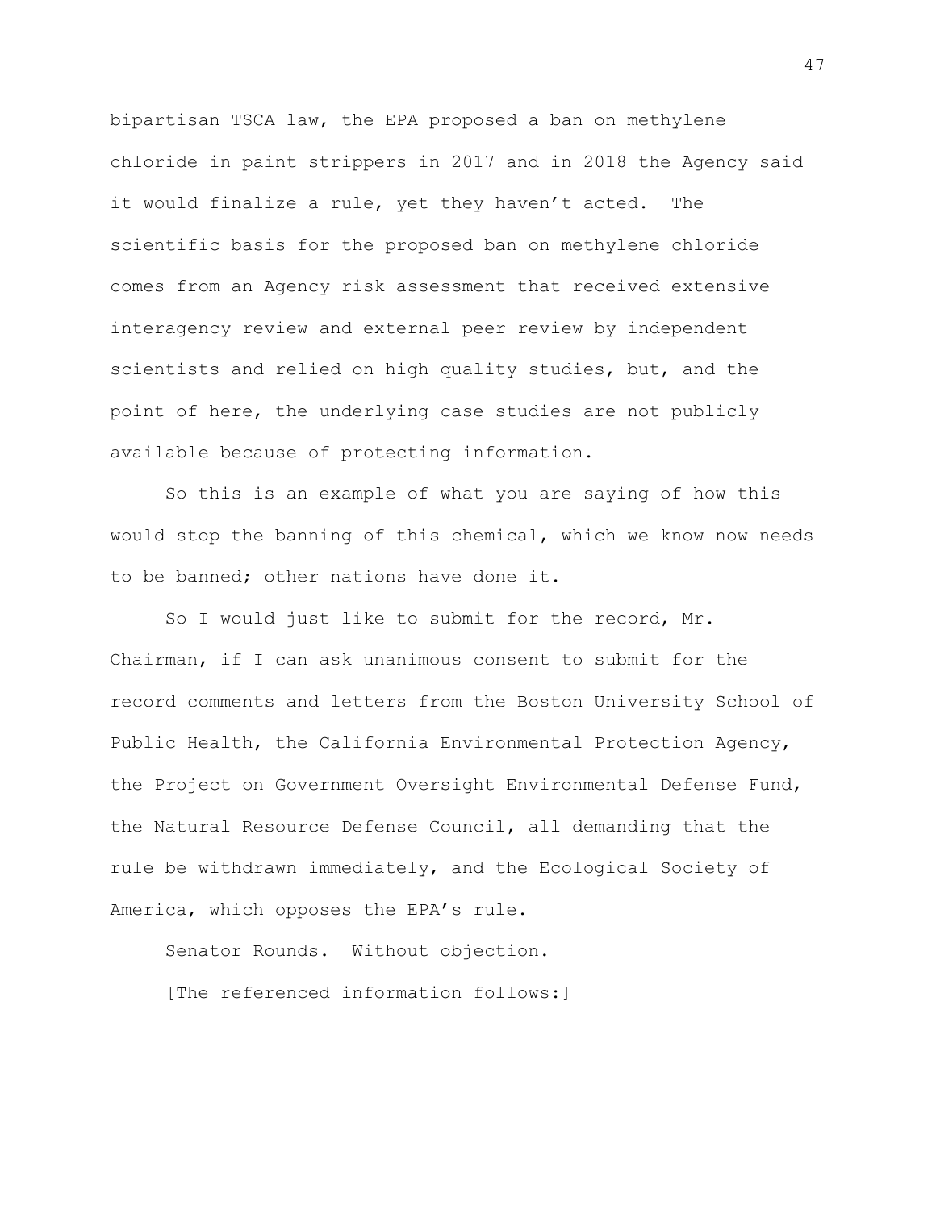bipartisan TSCA law, the EPA proposed a ban on methylene chloride in paint strippers in 2017 and in 2018 the Agency said it would finalize a rule, yet they haven't acted. The scientific basis for the proposed ban on methylene chloride comes from an Agency risk assessment that received extensive interagency review and external peer review by independent scientists and relied on high quality studies, but, and the point of here, the underlying case studies are not publicly available because of protecting information.

So this is an example of what you are saying of how this would stop the banning of this chemical, which we know now needs to be banned; other nations have done it.

So I would just like to submit for the record, Mr. Chairman, if I can ask unanimous consent to submit for the record comments and letters from the Boston University School of Public Health, the California Environmental Protection Agency, the Project on Government Oversight Environmental Defense Fund, the Natural Resource Defense Council, all demanding that the rule be withdrawn immediately, and the Ecological Society of America, which opposes the EPA's rule.

Senator Rounds. Without objection.

[The referenced information follows:]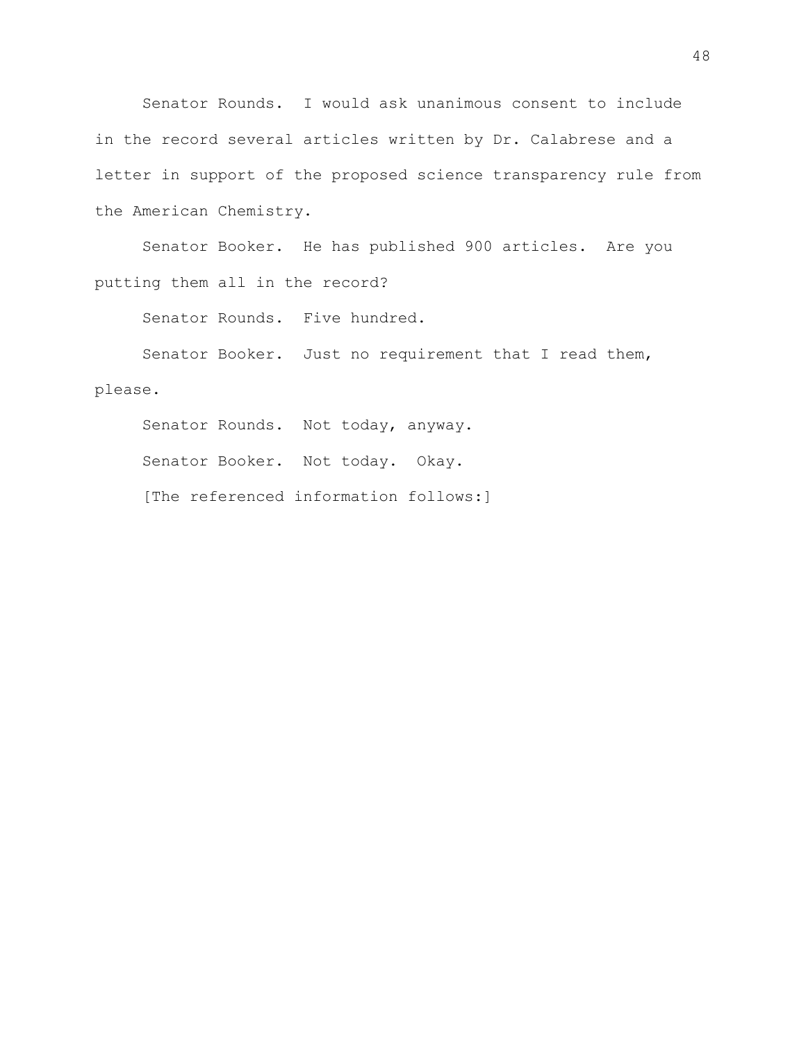Senator Rounds. I would ask unanimous consent to include in the record several articles written by Dr. Calabrese and a letter in support of the proposed science transparency rule from the American Chemistry.

Senator Booker. He has published 900 articles. Are you putting them all in the record?

Senator Rounds. Five hundred.

Senator Booker. Just no requirement that I read them, please.

Senator Rounds. Not today, anyway.

Senator Booker. Not today. Okay.

[The referenced information follows:]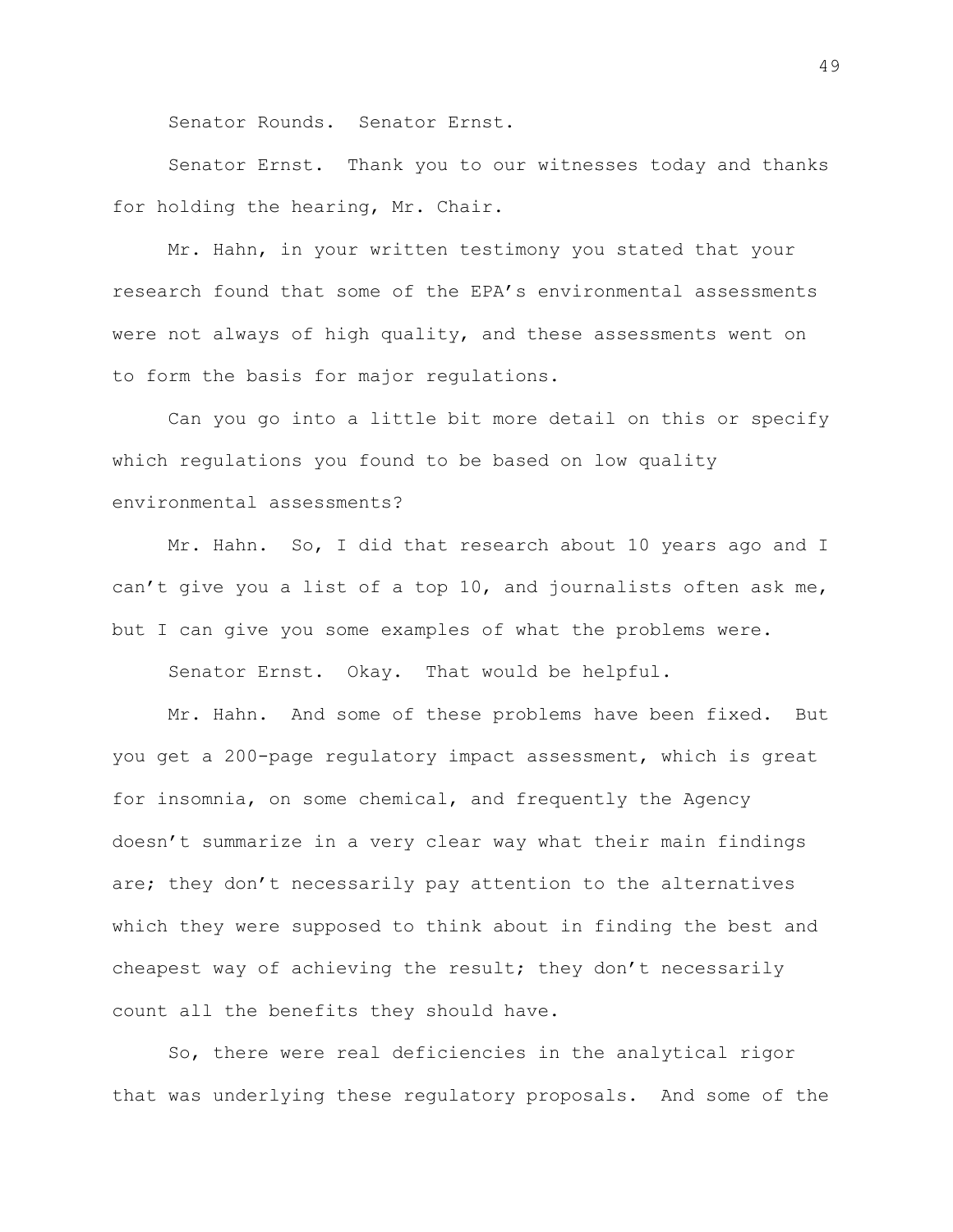Senator Rounds. Senator Ernst.

Senator Ernst. Thank you to our witnesses today and thanks for holding the hearing, Mr. Chair.

Mr. Hahn, in your written testimony you stated that your research found that some of the EPA's environmental assessments were not always of high quality, and these assessments went on to form the basis for major regulations.

Can you go into a little bit more detail on this or specify which regulations you found to be based on low quality environmental assessments?

Mr. Hahn. So, I did that research about 10 years ago and I can't give you a list of a top 10, and journalists often ask me, but I can give you some examples of what the problems were.

Senator Ernst. Okay. That would be helpful.

Mr. Hahn. And some of these problems have been fixed. But you get a 200-page regulatory impact assessment, which is great for insomnia, on some chemical, and frequently the Agency doesn't summarize in a very clear way what their main findings are; they don't necessarily pay attention to the alternatives which they were supposed to think about in finding the best and cheapest way of achieving the result; they don't necessarily count all the benefits they should have.

So, there were real deficiencies in the analytical rigor that was underlying these regulatory proposals. And some of the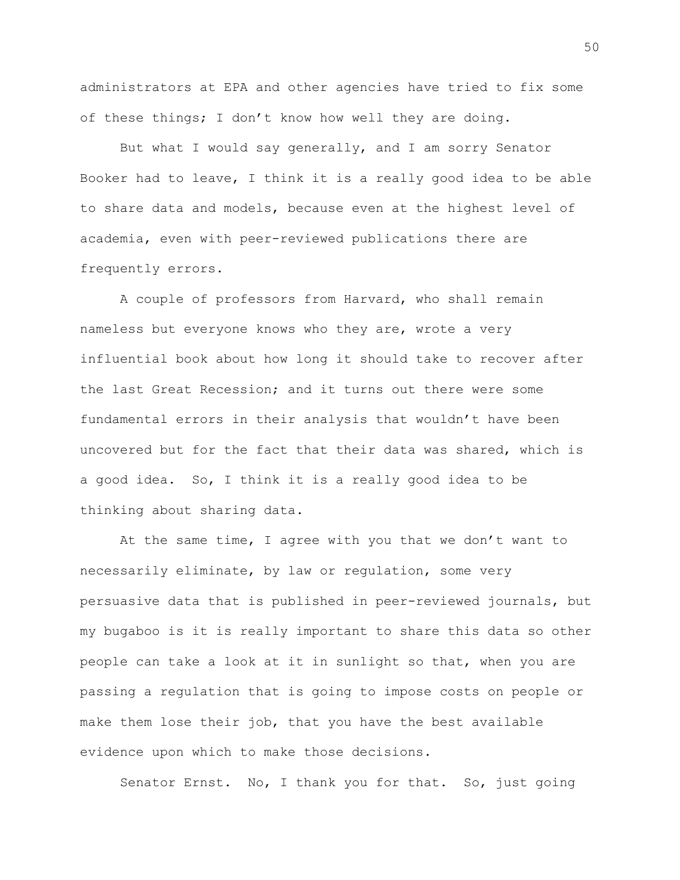administrators at EPA and other agencies have tried to fix some of these things; I don't know how well they are doing.

But what I would say generally, and I am sorry Senator Booker had to leave, I think it is a really good idea to be able to share data and models, because even at the highest level of academia, even with peer-reviewed publications there are frequently errors.

A couple of professors from Harvard, who shall remain nameless but everyone knows who they are, wrote a very influential book about how long it should take to recover after the last Great Recession; and it turns out there were some fundamental errors in their analysis that wouldn't have been uncovered but for the fact that their data was shared, which is a good idea. So, I think it is a really good idea to be thinking about sharing data.

At the same time, I agree with you that we don't want to necessarily eliminate, by law or regulation, some very persuasive data that is published in peer-reviewed journals, but my bugaboo is it is really important to share this data so other people can take a look at it in sunlight so that, when you are passing a regulation that is going to impose costs on people or make them lose their job, that you have the best available evidence upon which to make those decisions.

Senator Ernst. No, I thank you for that. So, just going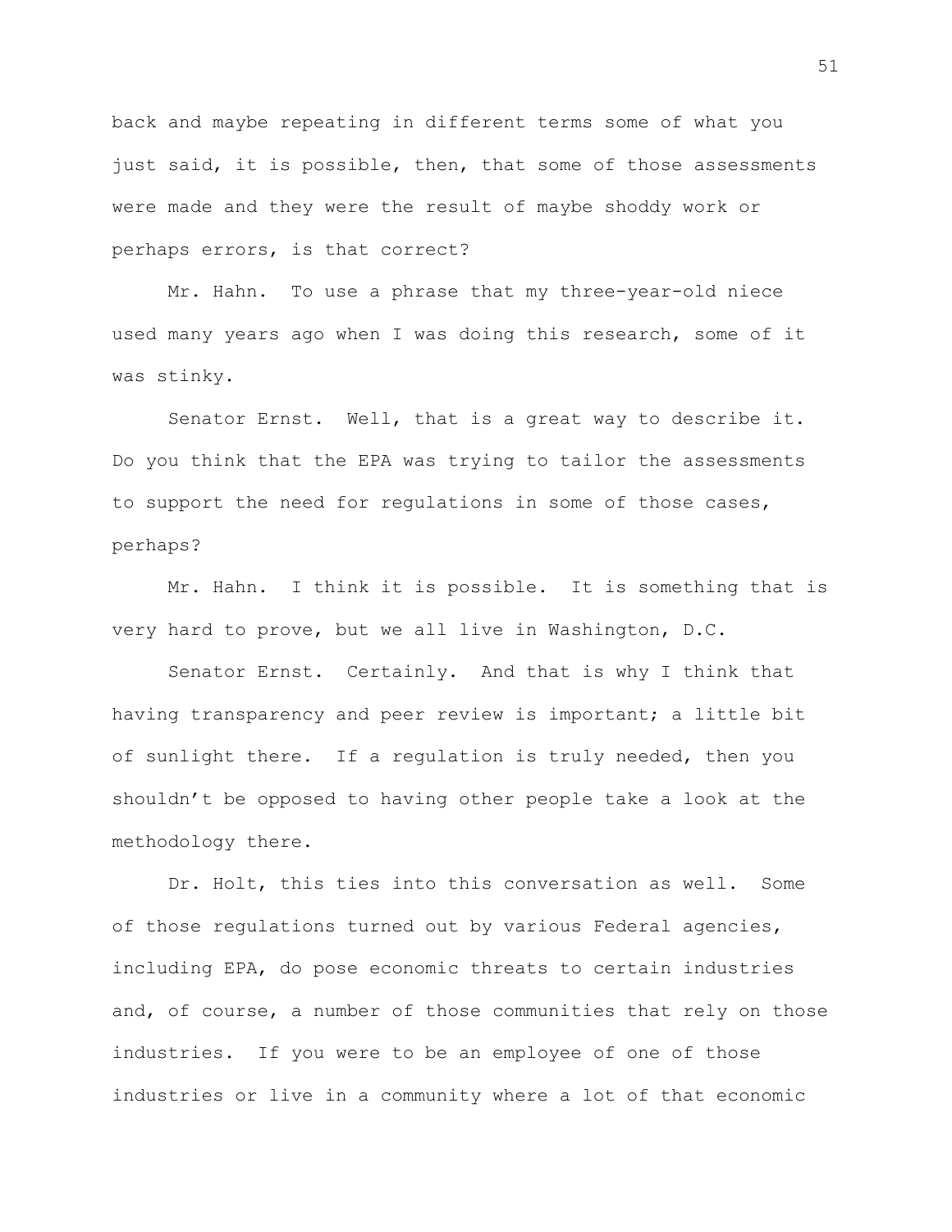back and maybe repeating in different terms some of what you just said, it is possible, then, that some of those assessments were made and they were the result of maybe shoddy work or perhaps errors, is that correct?

Mr. Hahn. To use a phrase that my three-year-old niece used many years ago when I was doing this research, some of it was stinky.

Senator Ernst. Well, that is a great way to describe it. Do you think that the EPA was trying to tailor the assessments to support the need for regulations in some of those cases, perhaps?

Mr. Hahn. I think it is possible. It is something that is very hard to prove, but we all live in Washington, D.C.

Senator Ernst. Certainly. And that is why I think that having transparency and peer review is important; a little bit of sunlight there. If a regulation is truly needed, then you shouldn't be opposed to having other people take a look at the methodology there.

Dr. Holt, this ties into this conversation as well. Some of those regulations turned out by various Federal agencies, including EPA, do pose economic threats to certain industries and, of course, a number of those communities that rely on those industries. If you were to be an employee of one of those industries or live in a community where a lot of that economic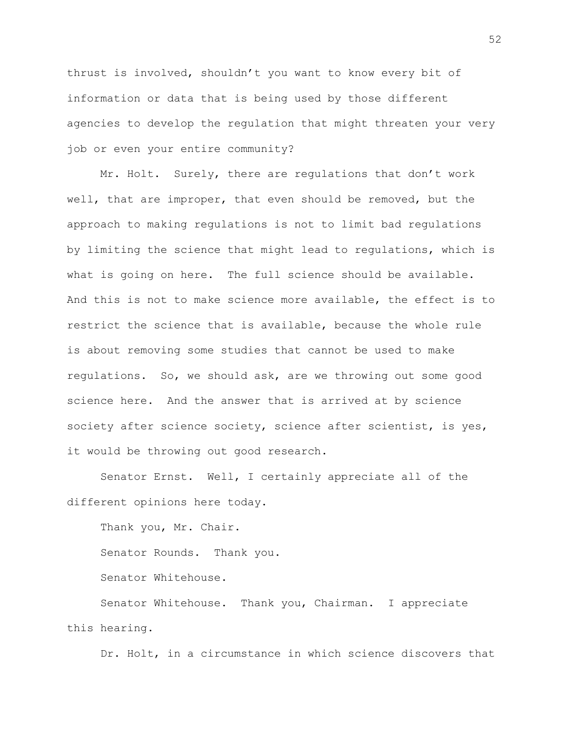thrust is involved, shouldn't you want to know every bit of information or data that is being used by those different agencies to develop the regulation that might threaten your very job or even your entire community?

Mr. Holt. Surely, there are regulations that don't work well, that are improper, that even should be removed, but the approach to making regulations is not to limit bad regulations by limiting the science that might lead to regulations, which is what is going on here. The full science should be available. And this is not to make science more available, the effect is to restrict the science that is available, because the whole rule is about removing some studies that cannot be used to make regulations. So, we should ask, are we throwing out some good science here. And the answer that is arrived at by science society after science society, science after scientist, is yes, it would be throwing out good research.

Senator Ernst. Well, I certainly appreciate all of the different opinions here today.

Thank you, Mr. Chair.

Senator Rounds. Thank you.

Senator Whitehouse.

Senator Whitehouse. Thank you, Chairman. I appreciate this hearing.

Dr. Holt, in a circumstance in which science discovers that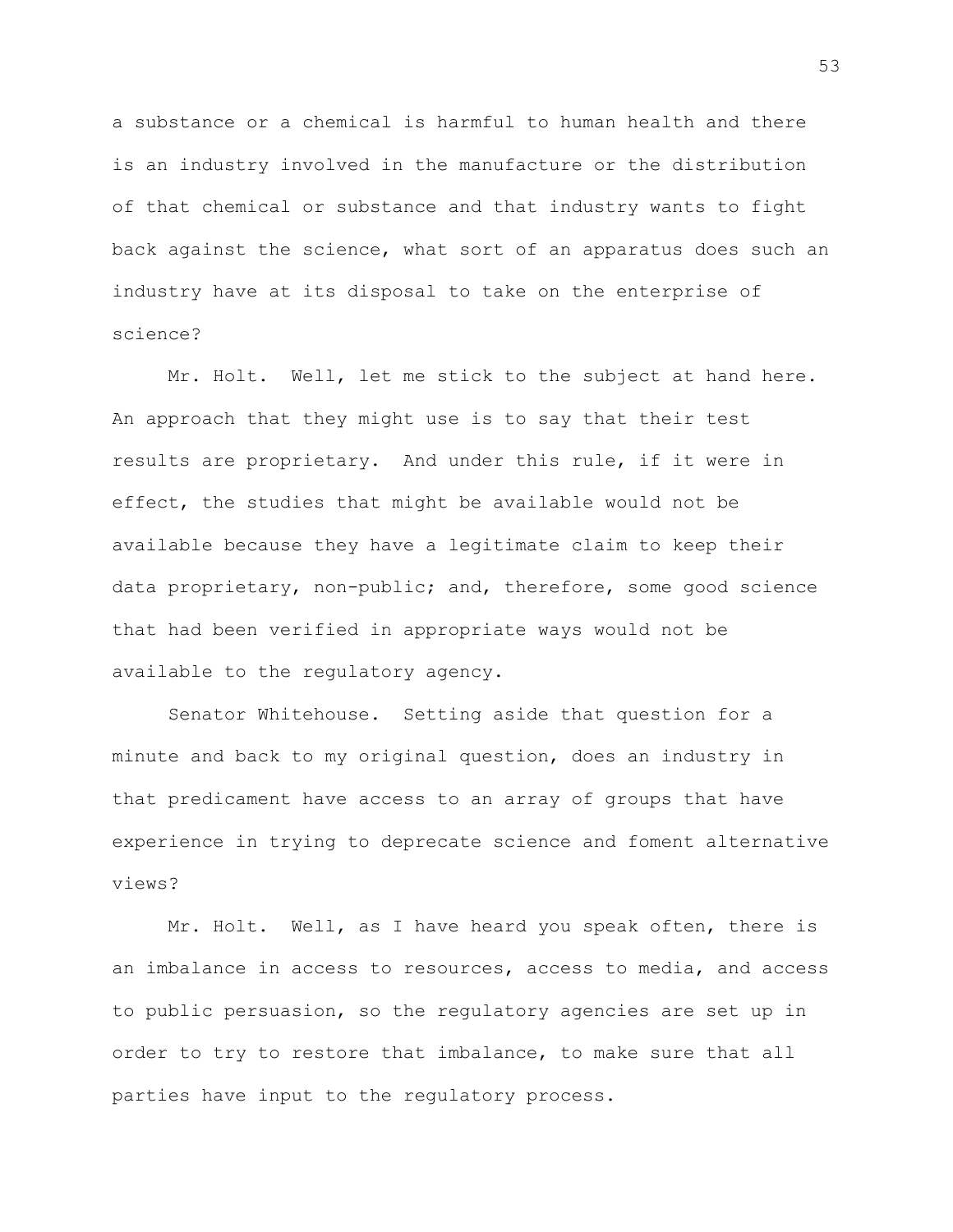a substance or a chemical is harmful to human health and there is an industry involved in the manufacture or the distribution of that chemical or substance and that industry wants to fight back against the science, what sort of an apparatus does such an industry have at its disposal to take on the enterprise of science?

Mr. Holt. Well, let me stick to the subject at hand here. An approach that they might use is to say that their test results are proprietary. And under this rule, if it were in effect, the studies that might be available would not be available because they have a legitimate claim to keep their data proprietary, non-public; and, therefore, some good science that had been verified in appropriate ways would not be available to the regulatory agency.

Senator Whitehouse. Setting aside that question for a minute and back to my original question, does an industry in that predicament have access to an array of groups that have experience in trying to deprecate science and foment alternative views?

Mr. Holt. Well, as I have heard you speak often, there is an imbalance in access to resources, access to media, and access to public persuasion, so the regulatory agencies are set up in order to try to restore that imbalance, to make sure that all parties have input to the regulatory process.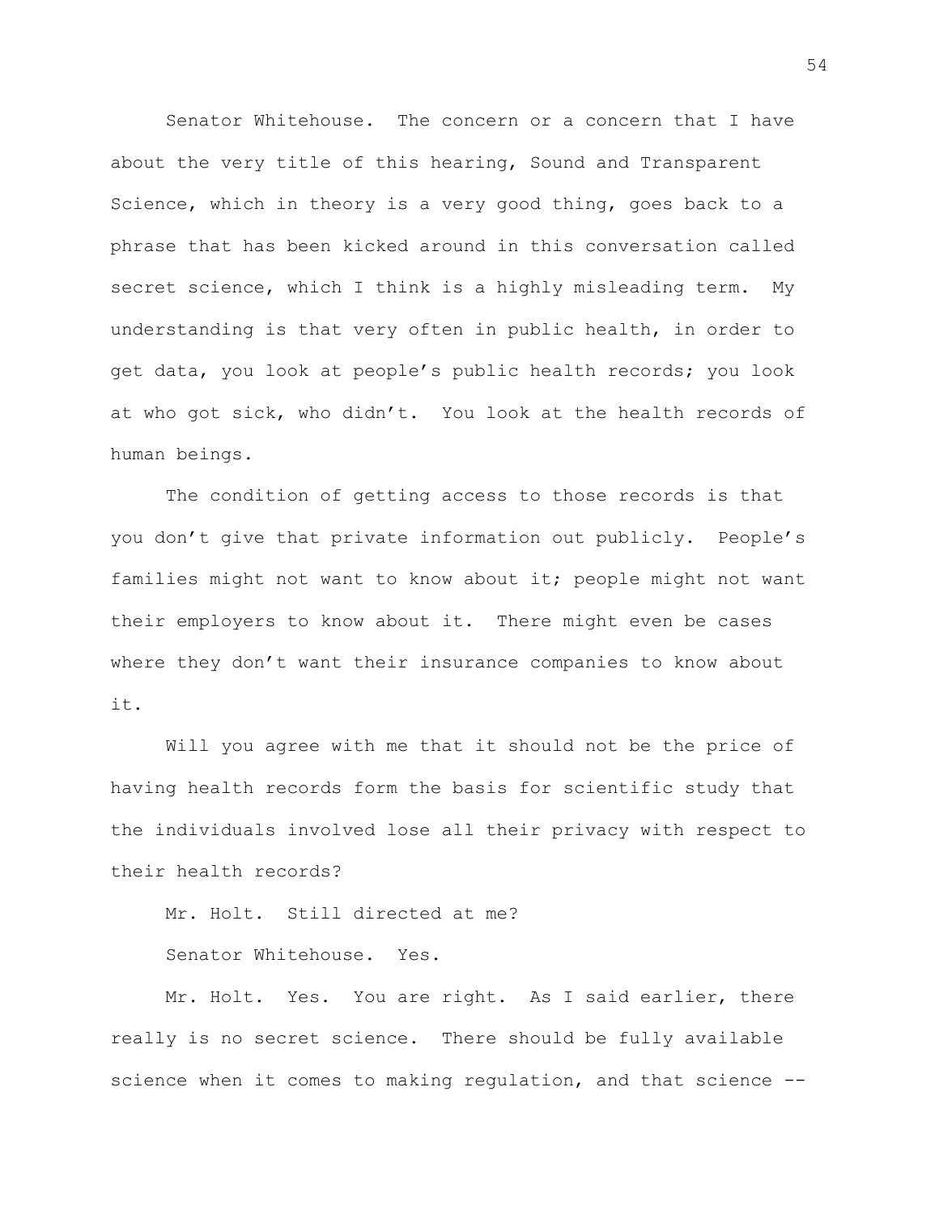Senator Whitehouse. The concern or a concern that I have about the very title of this hearing, Sound and Transparent Science, which in theory is a very good thing, goes back to a phrase that has been kicked around in this conversation called secret science, which I think is a highly misleading term. My understanding is that very often in public health, in order to get data, you look at people's public health records; you look at who got sick, who didn't. You look at the health records of human beings.

The condition of getting access to those records is that you don't give that private information out publicly. People's families might not want to know about it; people might not want their employers to know about it. There might even be cases where they don't want their insurance companies to know about it.

Will you agree with me that it should not be the price of having health records form the basis for scientific study that the individuals involved lose all their privacy with respect to their health records?

Mr. Holt. Still directed at me?

Senator Whitehouse. Yes.

Mr. Holt. Yes. You are right. As I said earlier, there really is no secret science. There should be fully available science when it comes to making regulation, and that science --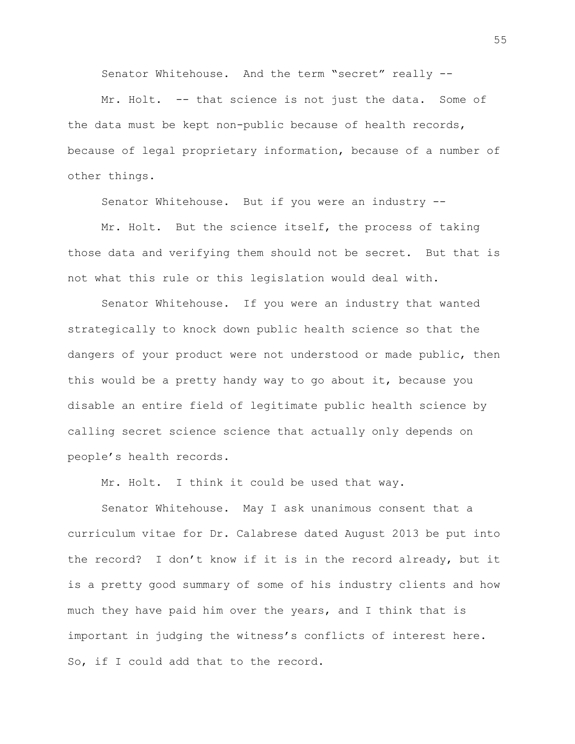Senator Whitehouse. And the term “secret” really --

Mr. Holt. -- that science is not just the data. Some of the data must be kept non-public because of health records, because of legal proprietary information, because of a number of other things.

Senator Whitehouse. But if you were an industry --

Mr. Holt. But the science itself, the process of taking those data and verifying them should not be secret. But that is not what this rule or this legislation would deal with.

Senator Whitehouse. If you were an industry that wanted strategically to knock down public health science so that the dangers of your product were not understood or made public, then this would be a pretty handy way to go about it, because you disable an entire field of legitimate public health science by calling secret science science that actually only depends on people’s health records.

Mr. Holt. I think it could be used that way.

Senator Whitehouse. May I ask unanimous consent that a curriculum vitae for Dr. Calabrese dated August 2013 be put into the record? I don’t know if it is in the record already, but it is a pretty good summary of some of his industry clients and how much they have paid him over the years, and I think that is important in judging the witness’s conflicts of interest here. So, if I could add that to the record.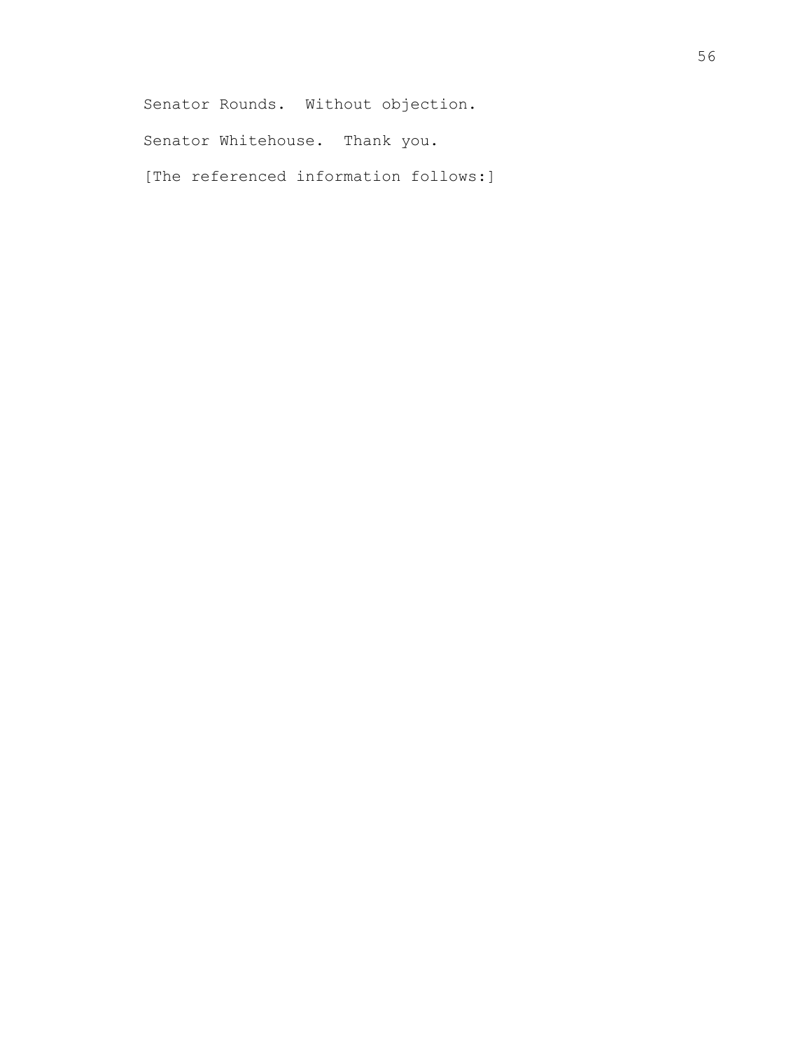Senator Rounds. Without objection.

Senator Whitehouse. Thank you.

[The referenced information follows:]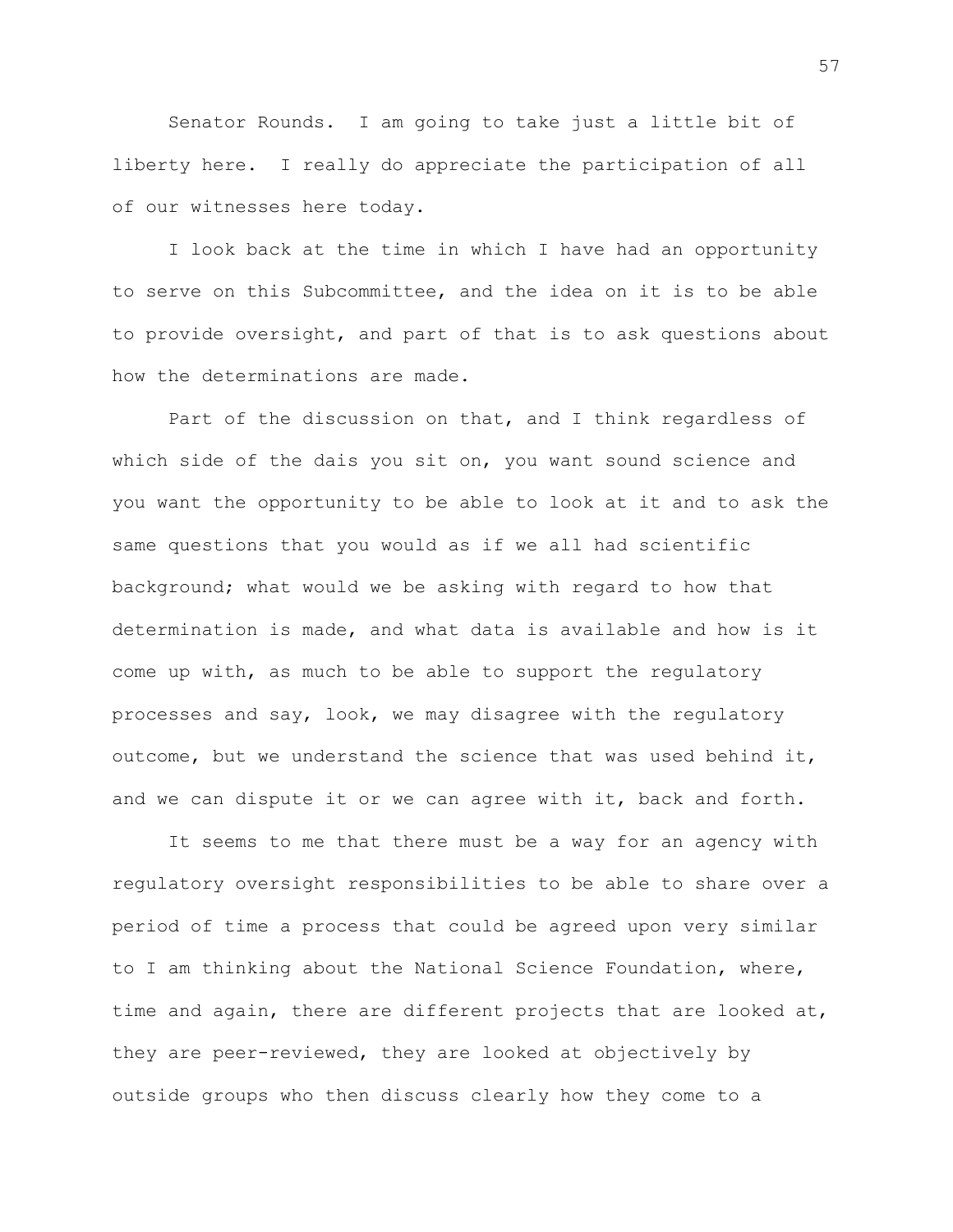Senator Rounds. I am going to take just a little bit of liberty here. I really do appreciate the participation of all of our witnesses here today.

I look back at the time in which I have had an opportunity to serve on this Subcommittee, and the idea on it is to be able to provide oversight, and part of that is to ask questions about how the determinations are made.

Part of the discussion on that, and I think regardless of which side of the dais you sit on, you want sound science and you want the opportunity to be able to look at it and to ask the same questions that you would as if we all had scientific background; what would we be asking with regard to how that determination is made, and what data is available and how is it come up with, as much to be able to support the regulatory processes and say, look, we may disagree with the regulatory outcome, but we understand the science that was used behind it, and we can dispute it or we can agree with it, back and forth.

It seems to me that there must be a way for an agency with regulatory oversight responsibilities to be able to share over a period of time a process that could be agreed upon very similar to I am thinking about the National Science Foundation, where, time and again, there are different projects that are looked at, they are peer-reviewed, they are looked at objectively by outside groups who then discuss clearly how they come to a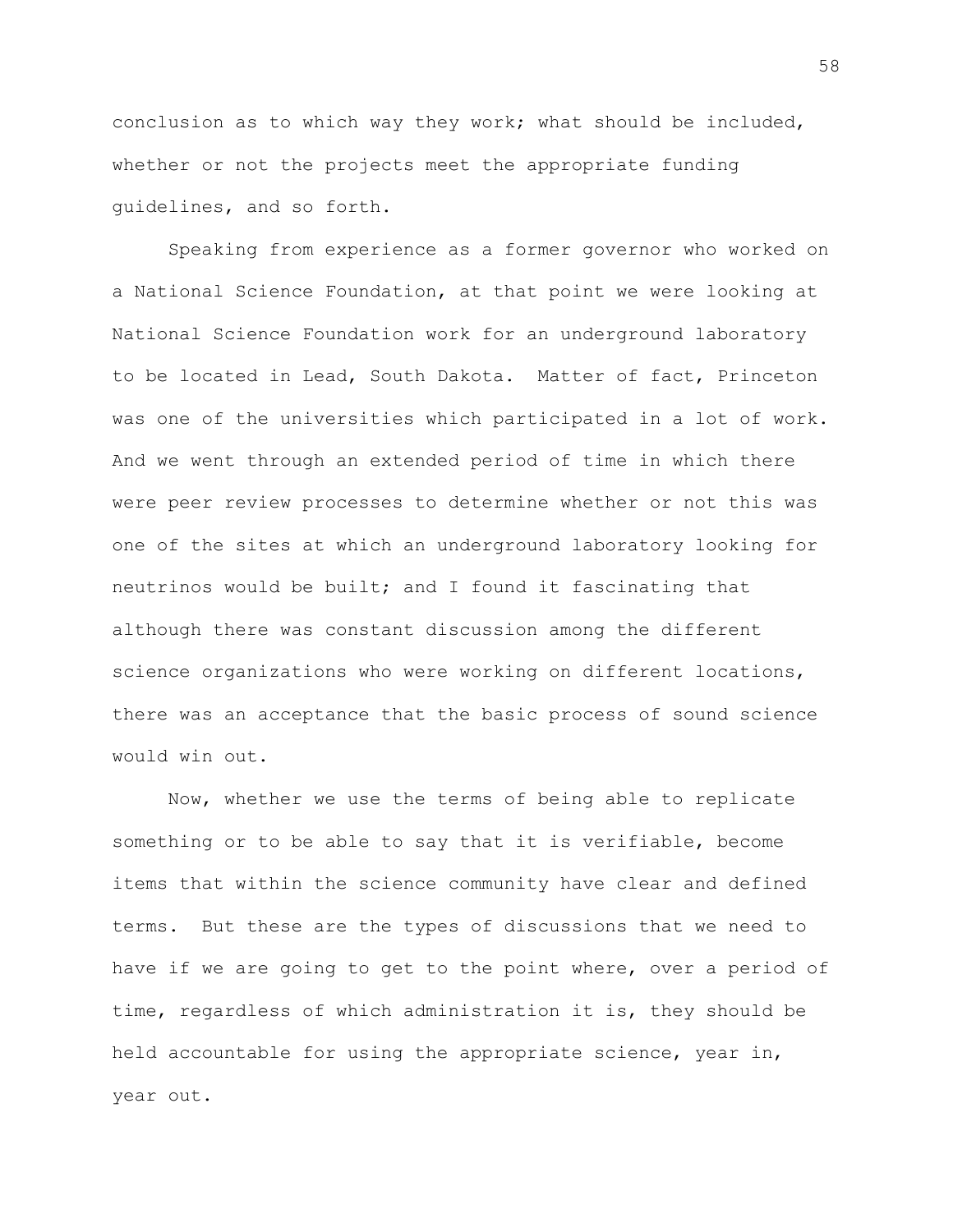conclusion as to which way they work; what should be included, whether or not the projects meet the appropriate funding guidelines, and so forth.

Speaking from experience as a former governor who worked on a National Science Foundation, at that point we were looking at National Science Foundation work for an underground laboratory to be located in Lead, South Dakota. Matter of fact, Princeton was one of the universities which participated in a lot of work. And we went through an extended period of time in which there were peer review processes to determine whether or not this was one of the sites at which an underground laboratory looking for neutrinos would be built; and I found it fascinating that although there was constant discussion among the different science organizations who were working on different locations, there was an acceptance that the basic process of sound science would win out.

Now, whether we use the terms of being able to replicate something or to be able to say that it is verifiable, become items that within the science community have clear and defined terms. But these are the types of discussions that we need to have if we are going to get to the point where, over a period of time, regardless of which administration it is, they should be held accountable for using the appropriate science, year in, year out.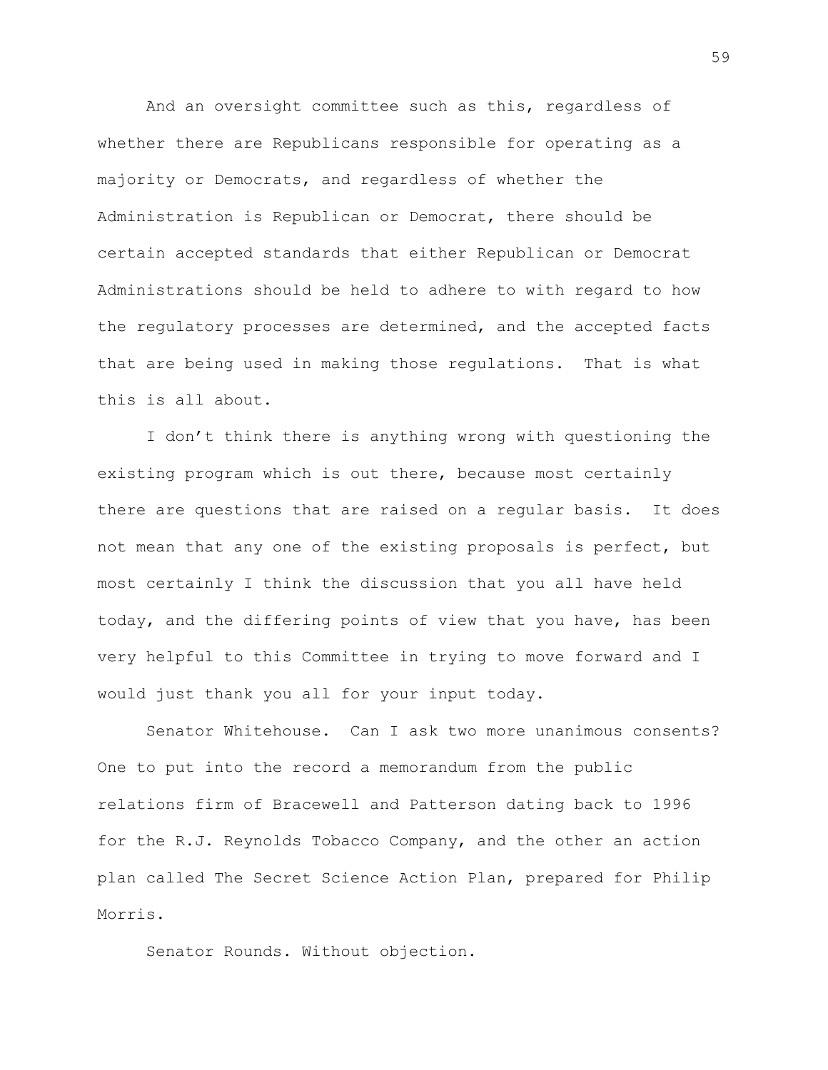And an oversight committee such as this, regardless of whether there are Republicans responsible for operating as a majority or Democrats, and regardless of whether the Administration is Republican or Democrat, there should be certain accepted standards that either Republican or Democrat Administrations should be held to adhere to with regard to how the regulatory processes are determined, and the accepted facts that are being used in making those regulations. That is what this is all about.

I don't think there is anything wrong with questioning the existing program which is out there, because most certainly there are questions that are raised on a regular basis. It does not mean that any one of the existing proposals is perfect, but most certainly I think the discussion that you all have held today, and the differing points of view that you have, has been very helpful to this Committee in trying to move forward and I would just thank you all for your input today.

Senator Whitehouse. Can I ask two more unanimous consents? One to put into the record a memorandum from the public relations firm of Bracewell and Patterson dating back to 1996 for the R.J. Reynolds Tobacco Company, and the other an action plan called The Secret Science Action Plan, prepared for Philip Morris.

Senator Rounds. Without objection.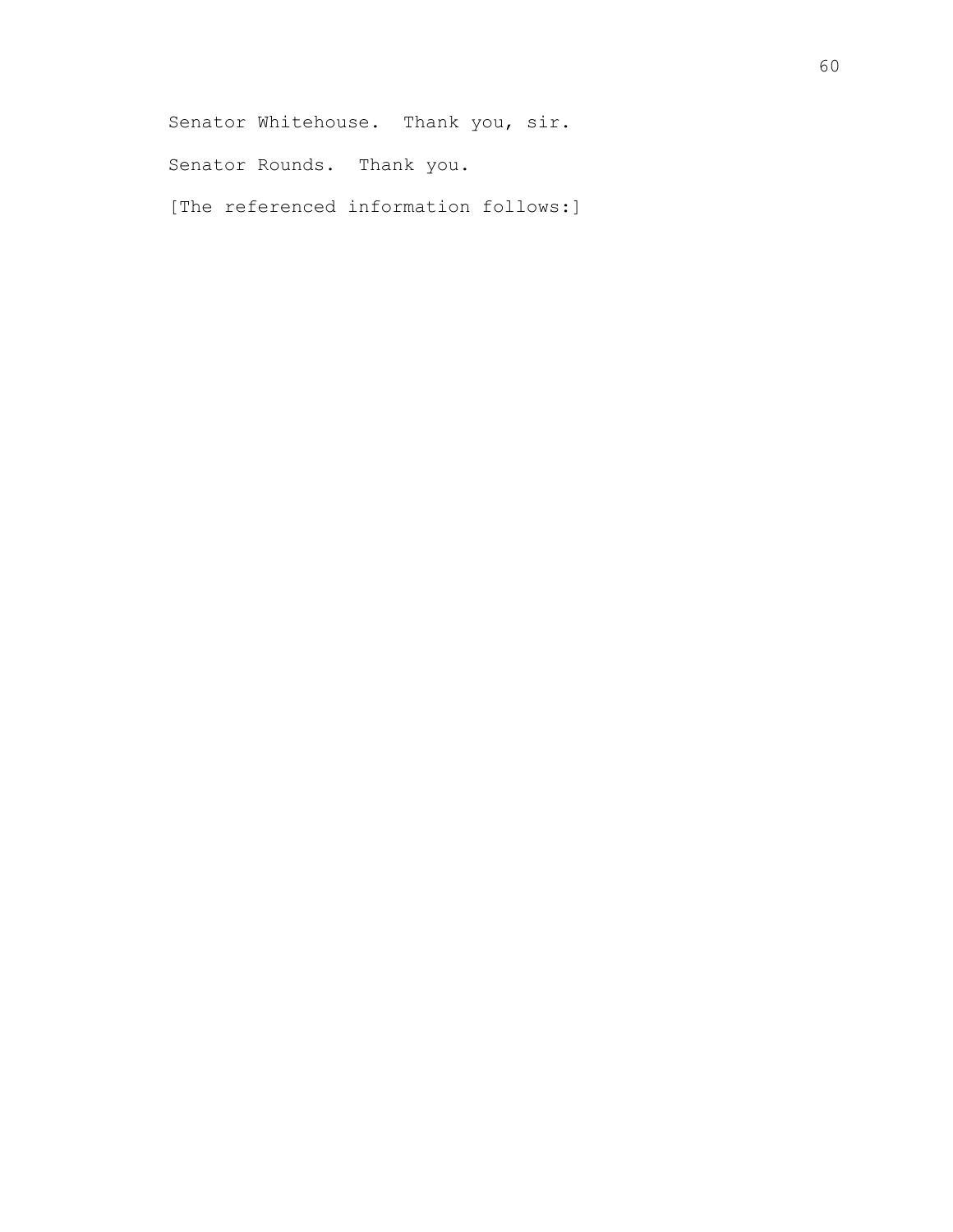Senator Whitehouse. Thank you, sir.

Senator Rounds. Thank you.

[The referenced information follows:]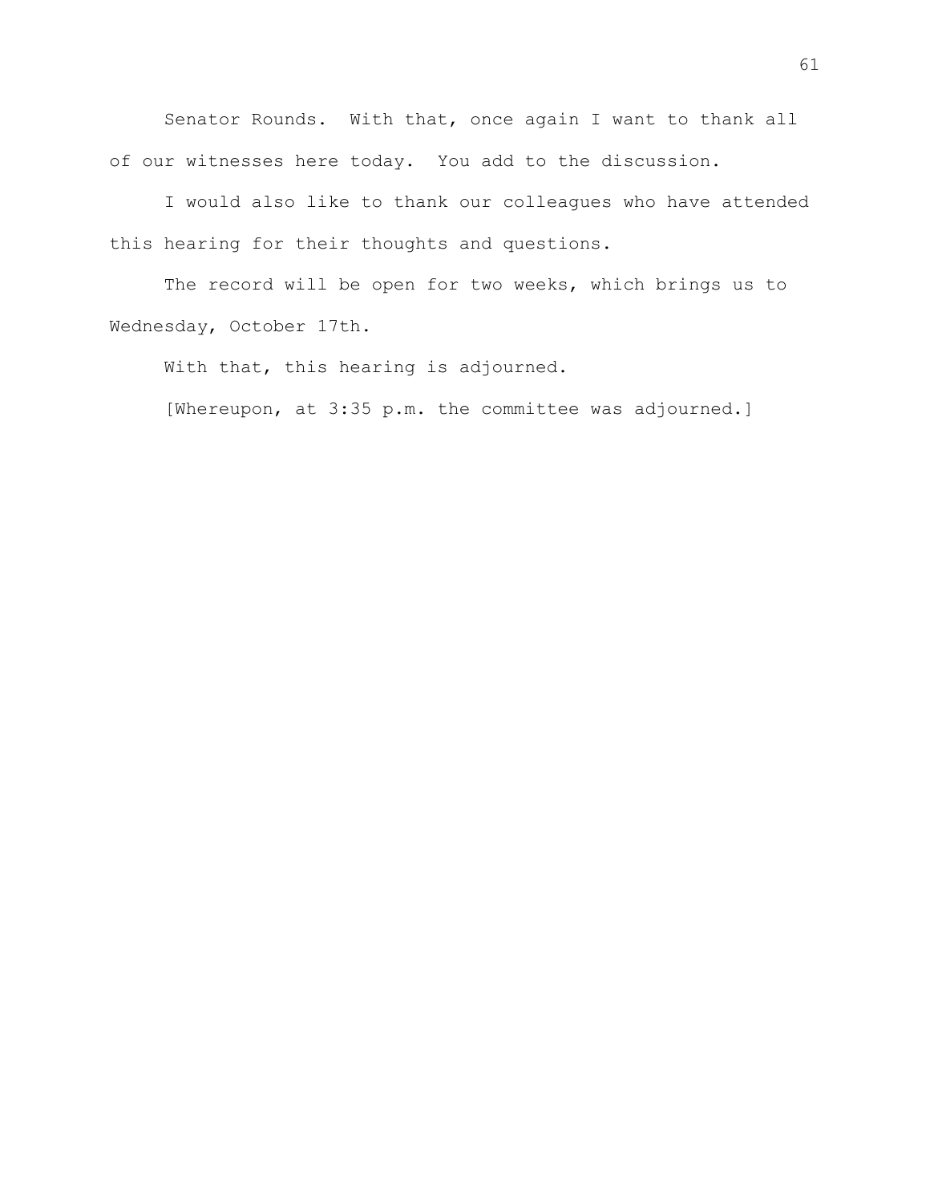Senator Rounds. With that, once again I want to thank all of our witnesses here today. You add to the discussion.

I would also like to thank our colleagues who have attended this hearing for their thoughts and questions.

The record will be open for two weeks, which brings us to Wednesday, October 17th.

With that, this hearing is adjourned.

[Whereupon, at 3:35 p.m. the committee was adjourned.]